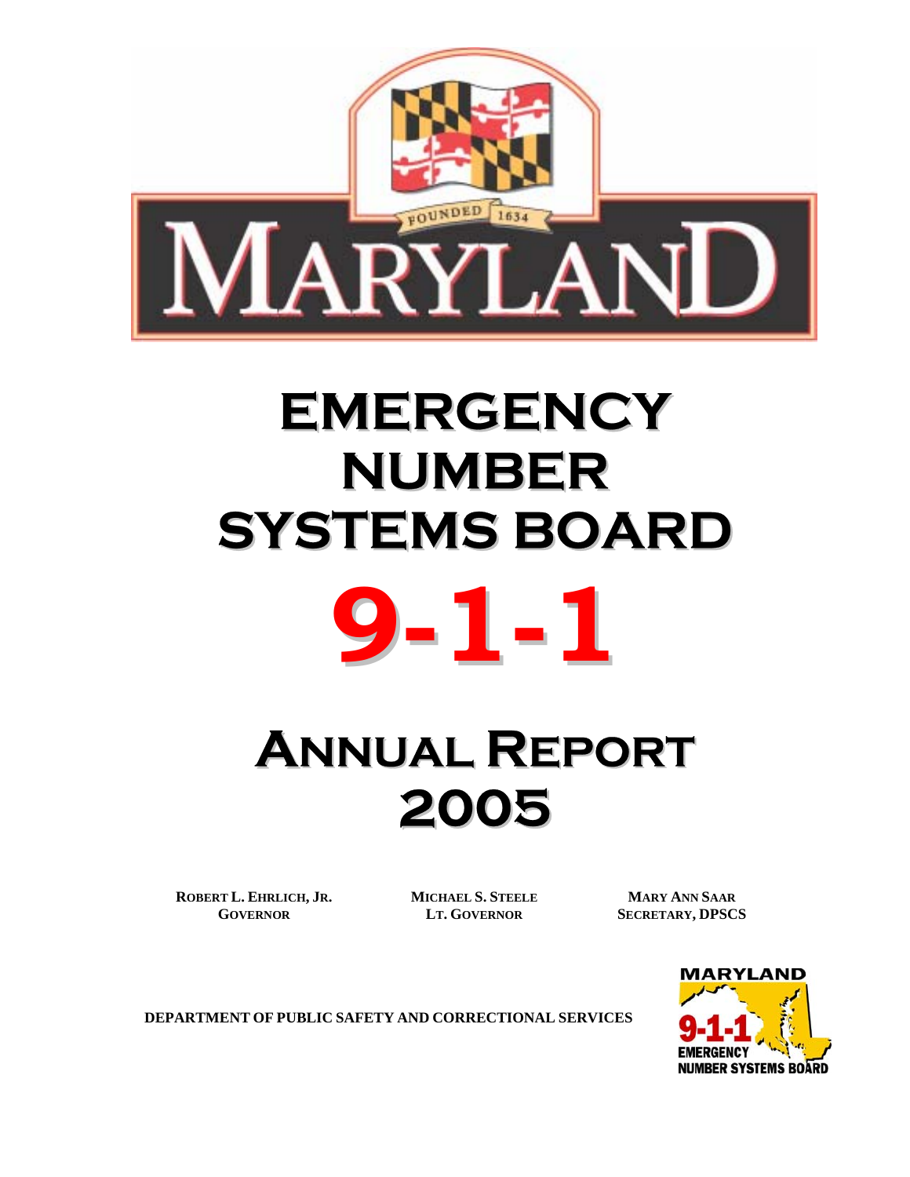# MARYLAND

FOUNDED 1634

# EMERGENCY NUMBER SYSTEMS BOARD

# 9-1-1

# ANNUAL REPORT 2005

**ROBERT L. EHRLICH, JR.**
**GOVERNOR**

**MICHAEL S. STEELE**
**LT. GOVERNOR**

**MARY ANN SAAR**
**SECRETARY, DPSCS**

**DEPARTMENT OF PUBLIC SAFETY AND CORRECTIONAL SERVICES**

MARYLAND 9-1-1 EMERGENCY NUMBER SYSTEMS BOARD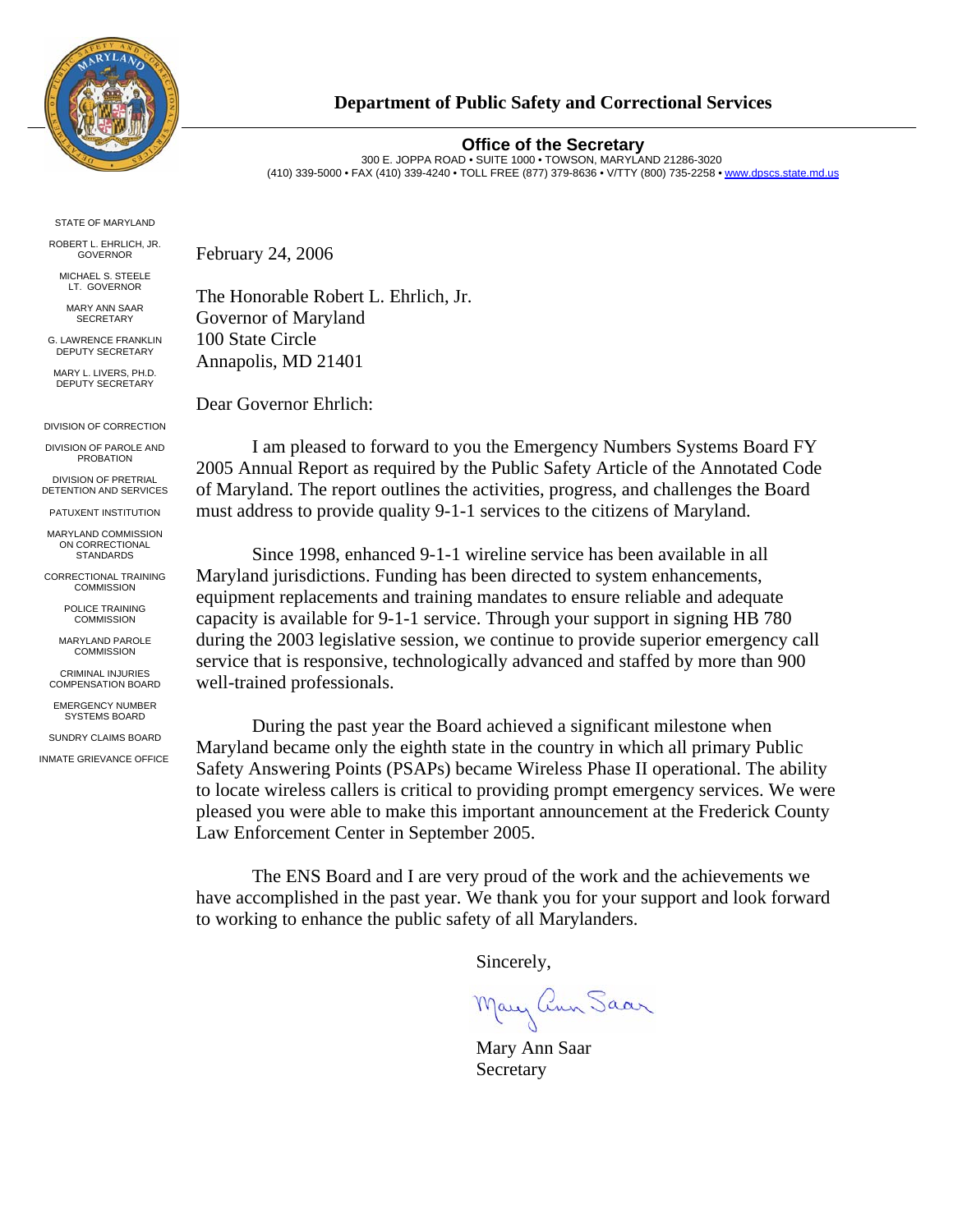# Department of Public Safety and Correctional Services

## Office of the Secretary

300 E. JOPPA ROAD • SUITE 1000 • TOWSON, MARYLAND 21286-3020
(410) 339-5000 • FAX (410) 339-4240 • TOLL FREE (877) 379-8636 • V/TTY (800) 735-2258 • www.dpscs.state.md.us

STATE OF MARYLAND

ROBERT L. EHRLICH, JR.
GOVERNOR

MICHAEL S. STEELE
LT. GOVERNOR

MARY ANN SAAR
SECRETARY

G. LAWRENCE FRANKLIN
DEPUTY SECRETARY

MARY L. LIVERS, PH.D.
DEPUTY SECRETARY

DIVISION OF CORRECTION

DIVISION OF PAROLE AND PROBATION

DIVISION OF PRETRIAL DETENTION AND SERVICES

PATUXENT INSTITUTION

MARYLAND COMMISSION ON CORRECTIONAL STANDARDS

CORRECTIONAL TRAINING COMMISSION

POLICE TRAINING COMMISSION

MARYLAND PAROLE COMMISSION

CRIMINAL INJURIES COMPENSATION BOARD

EMERGENCY NUMBER SYSTEMS BOARD

SUNDRY CLAIMS BOARD

INMATE GRIEVANCE OFFICE

February 24, 2006

The Honorable Robert L. Ehrlich, Jr.
Governor of Maryland
100 State Circle
Annapolis, MD 21401

Dear Governor Ehrlich:

I am pleased to forward to you the Emergency Numbers Systems Board FY 2005 Annual Report as required by the Public Safety Article of the Annotated Code of Maryland. The report outlines the activities, progress, and challenges the Board must address to provide quality 9-1-1 services to the citizens of Maryland.

Since 1998, enhanced 9-1-1 wireline service has been available in all Maryland jurisdictions. Funding has been directed to system enhancements, equipment replacements and training mandates to ensure reliable and adequate capacity is available for 9-1-1 service. Through your support in signing HB 780 during the 2003 legislative session, we continue to provide superior emergency call service that is responsive, technologically advanced and staffed by more than 900 well-trained professionals.

During the past year the Board achieved a significant milestone when Maryland became only the eighth state in the country in which all primary Public Safety Answering Points (PSAPs) became Wireless Phase II operational. The ability to locate wireless callers is critical to providing prompt emergency services. We were pleased you were able to make this important announcement at the Frederick County Law Enforcement Center in September 2005.

The ENS Board and I are very proud of the work and the achievements we have accomplished in the past year. We thank you for your support and look forward to working to enhance the public safety of all Marylanders.

Sincerely,

Mary Ann Saar

Mary Ann Saar
Secretary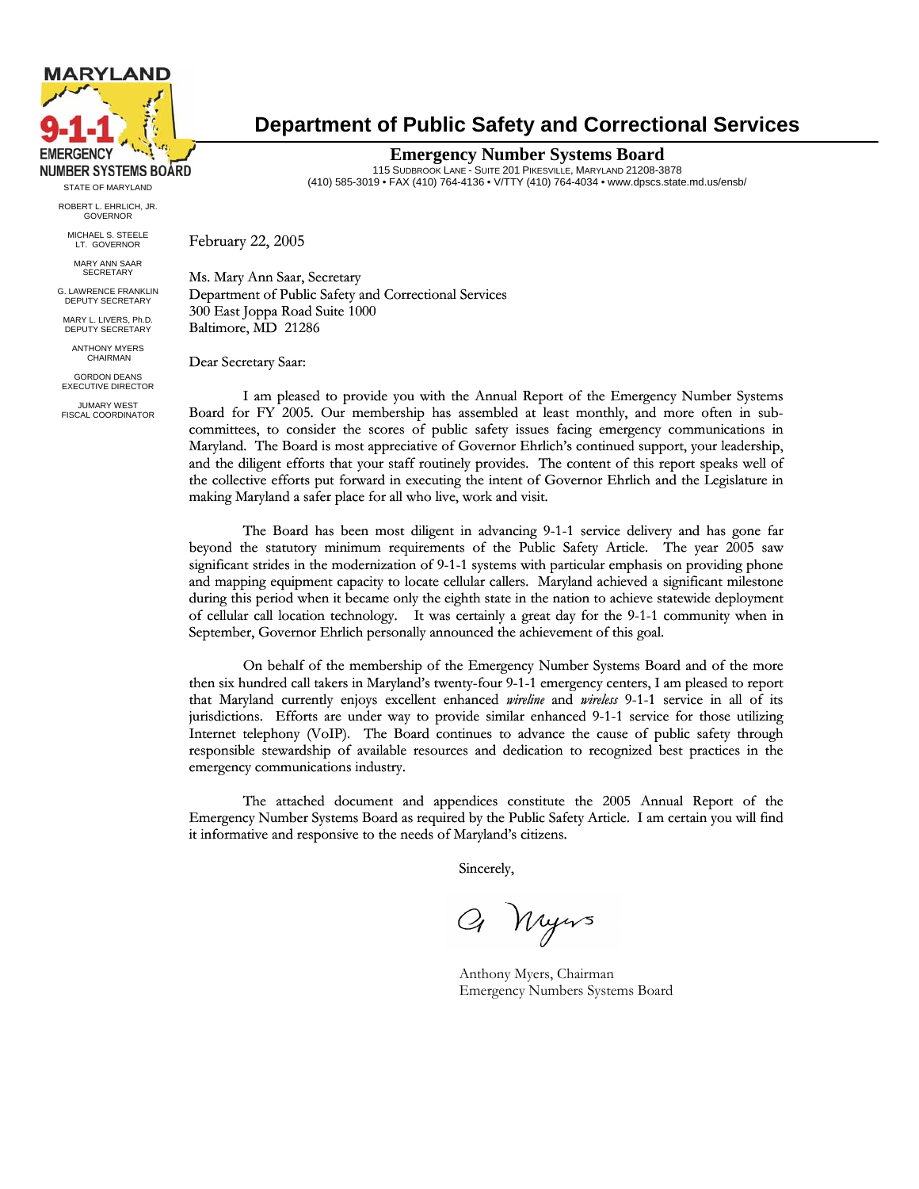# Department of Public Safety and Correctional Services

**Emergency Number Systems Board**
115 Sudbrook Lane - Suite 201 Pikesville, Maryland 21208-3878
(410) 585-3019 • FAX (410) 764-4136 • V/TTY (410) 764-4034 • www.dpscs.state.md.us/ensb/

MARYLAND 9-1-1 EMERGENCY NUMBER SYSTEMS BOARD

STATE OF MARYLAND

ROBERT L. EHRLICH, JR.
GOVERNOR

MICHAEL S. STEELE
LT. GOVERNOR

MARY ANN SAAR
SECRETARY

G. LAWRENCE FRANKLIN
DEPUTY SECRETARY

MARY L. LIVERS, Ph.D.
DEPUTY SECRETARY

ANTHONY MYERS
CHAIRMAN

GORDON DEANS
EXECUTIVE DIRECTOR

JUMARY WEST
FISCAL COORDINATOR

February 22, 2005

Ms. Mary Ann Saar, Secretary
Department of Public Safety and Correctional Services
300 East Joppa Road Suite 1000
Baltimore, MD 21286

Dear Secretary Saar:

I am pleased to provide you with the Annual Report of the Emergency Number Systems Board for FY 2005. Our membership has assembled at least monthly, and more often in sub-committees, to consider the scores of public safety issues facing emergency communications in Maryland. The Board is most appreciative of Governor Ehrlich's continued support, your leadership, and the diligent efforts that your staff routinely provides. The content of this report speaks well of the collective efforts put forward in executing the intent of Governor Ehrlich and the Legislature in making Maryland a safer place for all who live, work and visit.

The Board has been most diligent in advancing 9-1-1 service delivery and has gone far beyond the statutory minimum requirements of the Public Safety Article. The year 2005 saw significant strides in the modernization of 9-1-1 systems with particular emphasis on providing phone and mapping equipment capacity to locate cellular callers. Maryland achieved a significant milestone during this period when it became only the eighth state in the nation to achieve statewide deployment of cellular call location technology. It was certainly a great day for the 9-1-1 community when in September, Governor Ehrlich personally announced the achievement of this goal.

On behalf of the membership of the Emergency Number Systems Board and of the more then six hundred call takers in Maryland's twenty-four 9-1-1 emergency centers, I am pleased to report that Maryland currently enjoys excellent enhanced *wireline* and *wireless* 9-1-1 service in all of its jurisdictions. Efforts are under way to provide similar enhanced 9-1-1 service for those utilizing Internet telephony (VoIP). The Board continues to advance the cause of public safety through responsible stewardship of available resources and dedication to recognized best practices in the emergency communications industry.

The attached document and appendices constitute the 2005 Annual Report of the Emergency Number Systems Board as required by the Public Safety Article. I am certain you will find it informative and responsive to the needs of Maryland's citizens.

Sincerely,

A. Myers

Anthony Myers, Chairman
Emergency Numbers Systems Board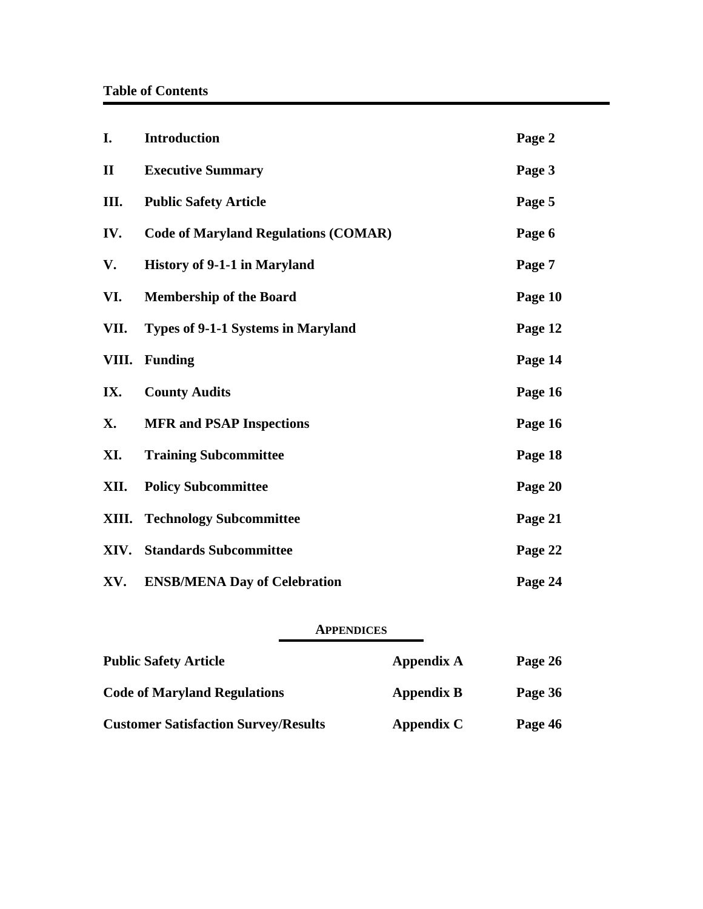## Table of Contents

| | | |
|---|---|---|
| **I.** | **Introduction** | **Page 2** |
| **II** | **Executive Summary** | **Page 3** |
| **III.** | **Public Safety Article** | **Page 5** |
| **IV.** | **Code of Maryland Regulations (COMAR)** | **Page 6** |
| **V.** | **History of 9-1-1 in Maryland** | **Page 7** |
| **VI.** | **Membership of the Board** | **Page 10** |
| **VII.** | **Types of 9-1-1 Systems in Maryland** | **Page 12** |
| **VIII.** | **Funding** | **Page 14** |
| **IX.** | **County Audits** | **Page 16** |
| **X.** | **MFR and PSAP Inspections** | **Page 16** |
| **XI.** | **Training Subcommittee** | **Page 18** |
| **XII.** | **Policy Subcommittee** | **Page 20** |
| **XIII.** | **Technology Subcommittee** | **Page 21** |
| **XIV.** | **Standards Subcommittee** | **Page 22** |
| **XV.** | **ENSB/MENA Day of Celebration** | **Page 24** |

**APPENDICES**

| | | |
|---|---|---|
| **Public Safety Article** | **Appendix A** | **Page 26** |
| **Code of Maryland Regulations** | **Appendix B** | **Page 36** |
| **Customer Satisfaction Survey/Results** | **Appendix C** | **Page 46** |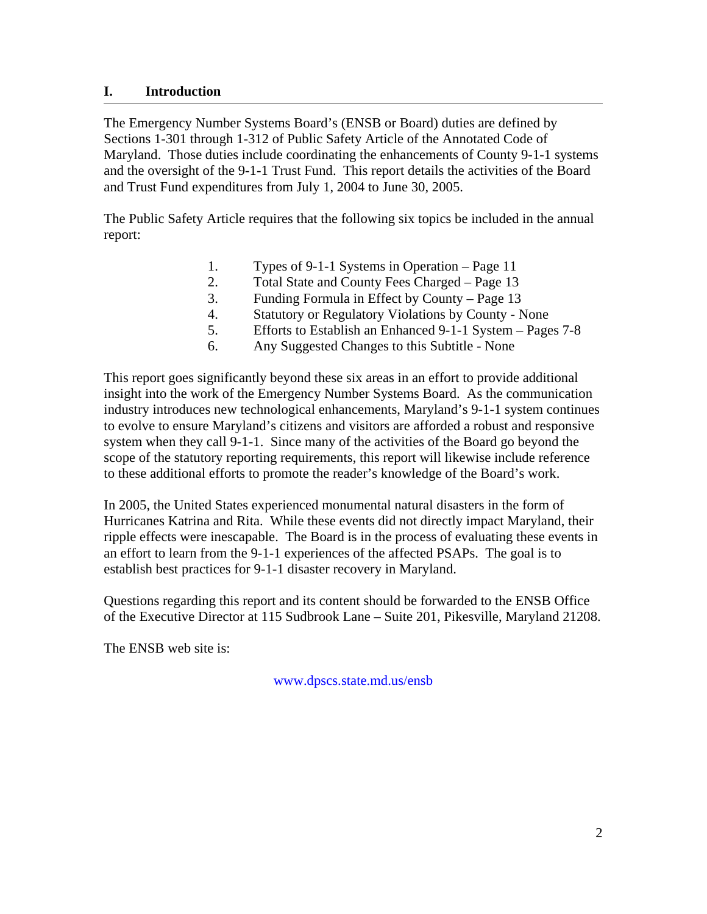## I. Introduction

The Emergency Number Systems Board's (ENSB or Board) duties are defined by Sections 1-301 through 1-312 of Public Safety Article of the Annotated Code of Maryland. Those duties include coordinating the enhancements of County 9-1-1 systems and the oversight of the 9-1-1 Trust Fund. This report details the activities of the Board and Trust Fund expenditures from July 1, 2004 to June 30, 2005.

The Public Safety Article requires that the following six topics be included in the annual report:

1. Types of 9-1-1 Systems in Operation – Page 11
2. Total State and County Fees Charged – Page 13
3. Funding Formula in Effect by County – Page 13
4. Statutory or Regulatory Violations by County - None
5. Efforts to Establish an Enhanced 9-1-1 System – Pages 7-8
6. Any Suggested Changes to this Subtitle - None

This report goes significantly beyond these six areas in an effort to provide additional insight into the work of the Emergency Number Systems Board. As the communication industry introduces new technological enhancements, Maryland's 9-1-1 system continues to evolve to ensure Maryland's citizens and visitors are afforded a robust and responsive system when they call 9-1-1. Since many of the activities of the Board go beyond the scope of the statutory reporting requirements, this report will likewise include reference to these additional efforts to promote the reader's knowledge of the Board's work.

In 2005, the United States experienced monumental natural disasters in the form of Hurricanes Katrina and Rita. While these events did not directly impact Maryland, their ripple effects were inescapable. The Board is in the process of evaluating these events in an effort to learn from the 9-1-1 experiences of the affected PSAPs. The goal is to establish best practices for 9-1-1 disaster recovery in Maryland.

Questions regarding this report and its content should be forwarded to the ENSB Office of the Executive Director at 115 Sudbrook Lane – Suite 201, Pikesville, Maryland 21208.

The ENSB web site is:

www.dpscs.state.md.us/ensb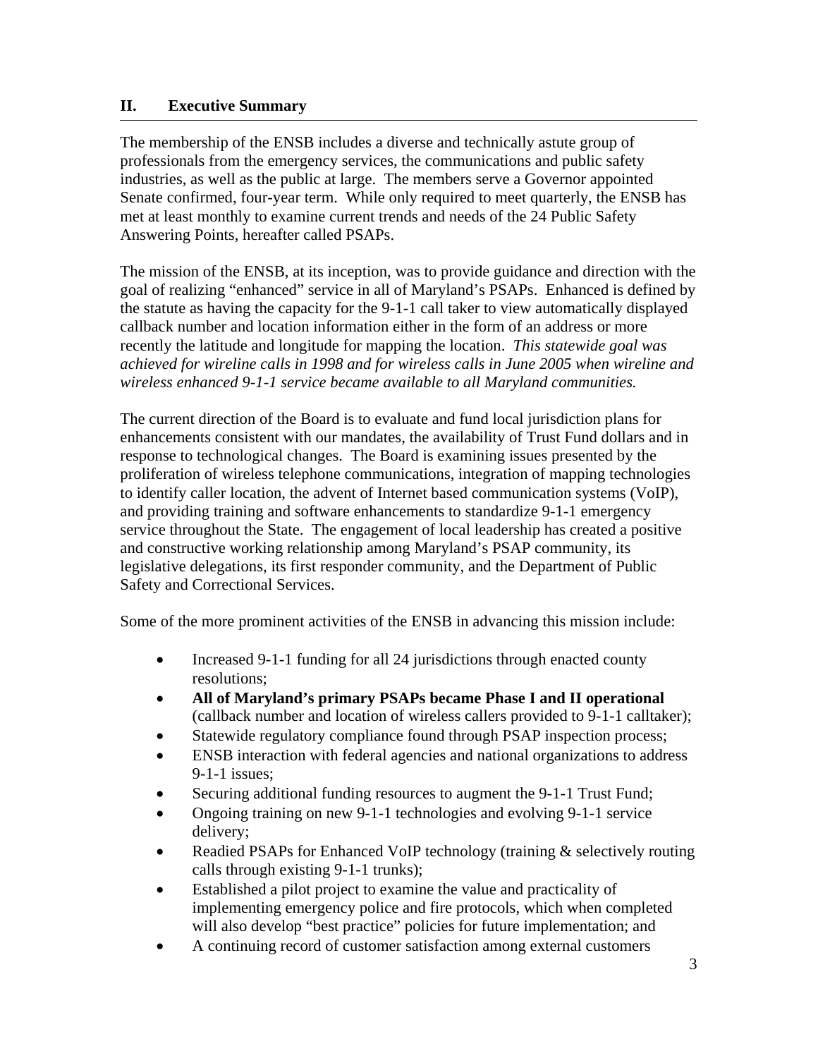## II. Executive Summary

The membership of the ENSB includes a diverse and technically astute group of professionals from the emergency services, the communications and public safety industries, as well as the public at large. The members serve a Governor appointed Senate confirmed, four-year term. While only required to meet quarterly, the ENSB has met at least monthly to examine current trends and needs of the 24 Public Safety Answering Points, hereafter called PSAPs.

The mission of the ENSB, at its inception, was to provide guidance and direction with the goal of realizing "enhanced" service in all of Maryland's PSAPs. Enhanced is defined by the statute as having the capacity for the 9-1-1 call taker to view automatically displayed callback number and location information either in the form of an address or more recently the latitude and longitude for mapping the location. *This statewide goal was achieved for wireline calls in 1998 and for wireless calls in June 2005 when wireline and wireless enhanced 9-1-1 service became available to all Maryland communities.*

The current direction of the Board is to evaluate and fund local jurisdiction plans for enhancements consistent with our mandates, the availability of Trust Fund dollars and in response to technological changes. The Board is examining issues presented by the proliferation of wireless telephone communications, integration of mapping technologies to identify caller location, the advent of Internet based communication systems (VoIP), and providing training and software enhancements to standardize 9-1-1 emergency service throughout the State. The engagement of local leadership has created a positive and constructive working relationship among Maryland's PSAP community, its legislative delegations, its first responder community, and the Department of Public Safety and Correctional Services.

Some of the more prominent activities of the ENSB in advancing this mission include:

- Increased 9-1-1 funding for all 24 jurisdictions through enacted county resolutions;
- **All of Maryland's primary PSAPs became Phase I and II operational** (callback number and location of wireless callers provided to 9-1-1 calltaker);
- Statewide regulatory compliance found through PSAP inspection process;
- ENSB interaction with federal agencies and national organizations to address 9-1-1 issues;
- Securing additional funding resources to augment the 9-1-1 Trust Fund;
- Ongoing training on new 9-1-1 technologies and evolving 9-1-1 service delivery;
- Readied PSAPs for Enhanced VoIP technology (training & selectively routing calls through existing 9-1-1 trunks);
- Established a pilot project to examine the value and practicality of implementing emergency police and fire protocols, which when completed will also develop "best practice" policies for future implementation; and
- A continuing record of customer satisfaction among external customers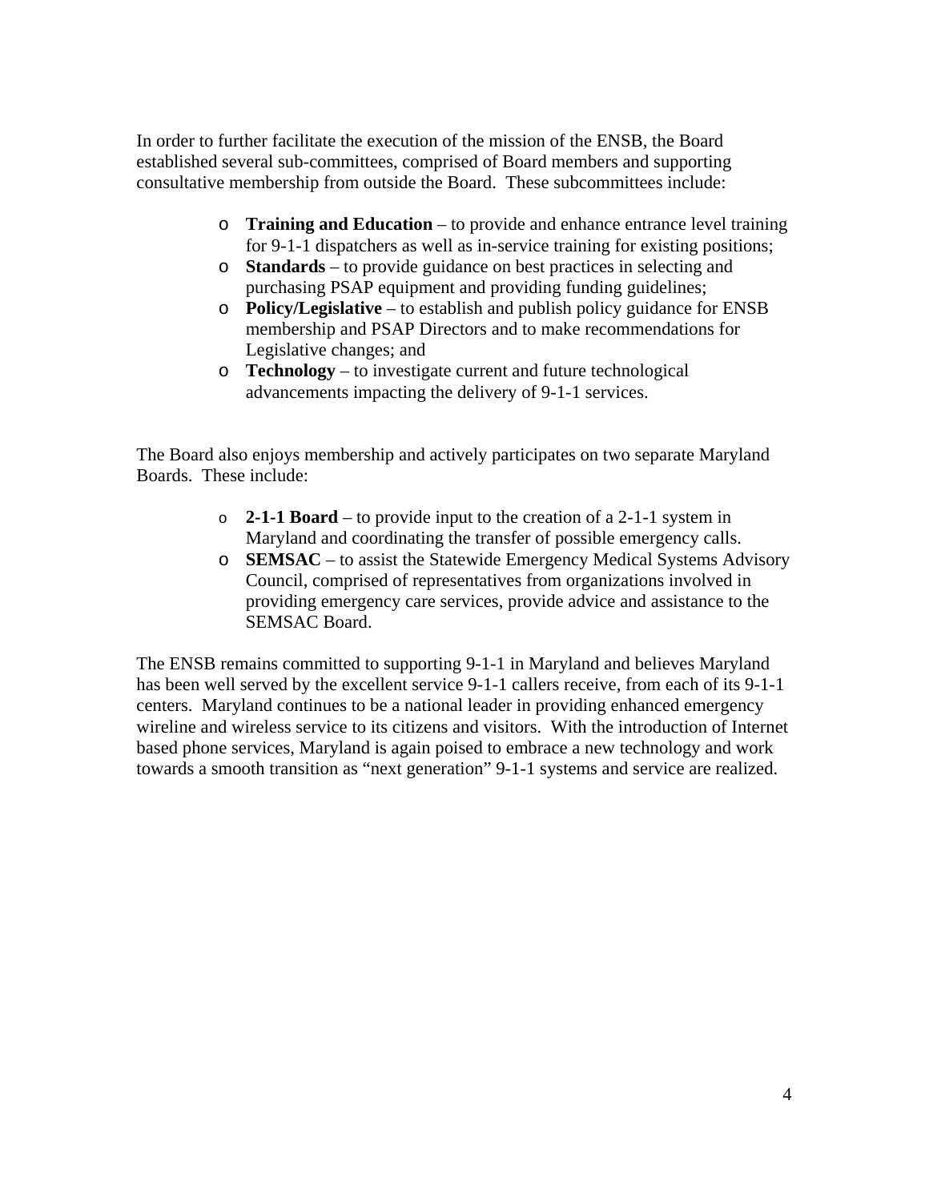In order to further facilitate the execution of the mission of the ENSB, the Board established several sub-committees, comprised of Board members and supporting consultative membership from outside the Board. These subcommittees include:

- **Training and Education** – to provide and enhance entrance level training for 9-1-1 dispatchers as well as in-service training for existing positions;
- **Standards** – to provide guidance on best practices in selecting and purchasing PSAP equipment and providing funding guidelines;
- **Policy/Legislative** – to establish and publish policy guidance for ENSB membership and PSAP Directors and to make recommendations for Legislative changes; and
- **Technology** – to investigate current and future technological advancements impacting the delivery of 9-1-1 services.

The Board also enjoys membership and actively participates on two separate Maryland Boards. These include:

- **2-1-1 Board** – to provide input to the creation of a 2-1-1 system in Maryland and coordinating the transfer of possible emergency calls.
- **SEMSAC** – to assist the Statewide Emergency Medical Systems Advisory Council, comprised of representatives from organizations involved in providing emergency care services, provide advice and assistance to the SEMSAC Board.

The ENSB remains committed to supporting 9-1-1 in Maryland and believes Maryland has been well served by the excellent service 9-1-1 callers receive, from each of its 9-1-1 centers. Maryland continues to be a national leader in providing enhanced emergency wireline and wireless service to its citizens and visitors. With the introduction of Internet based phone services, Maryland is again poised to embrace a new technology and work towards a smooth transition as "next generation" 9-1-1 systems and service are realized.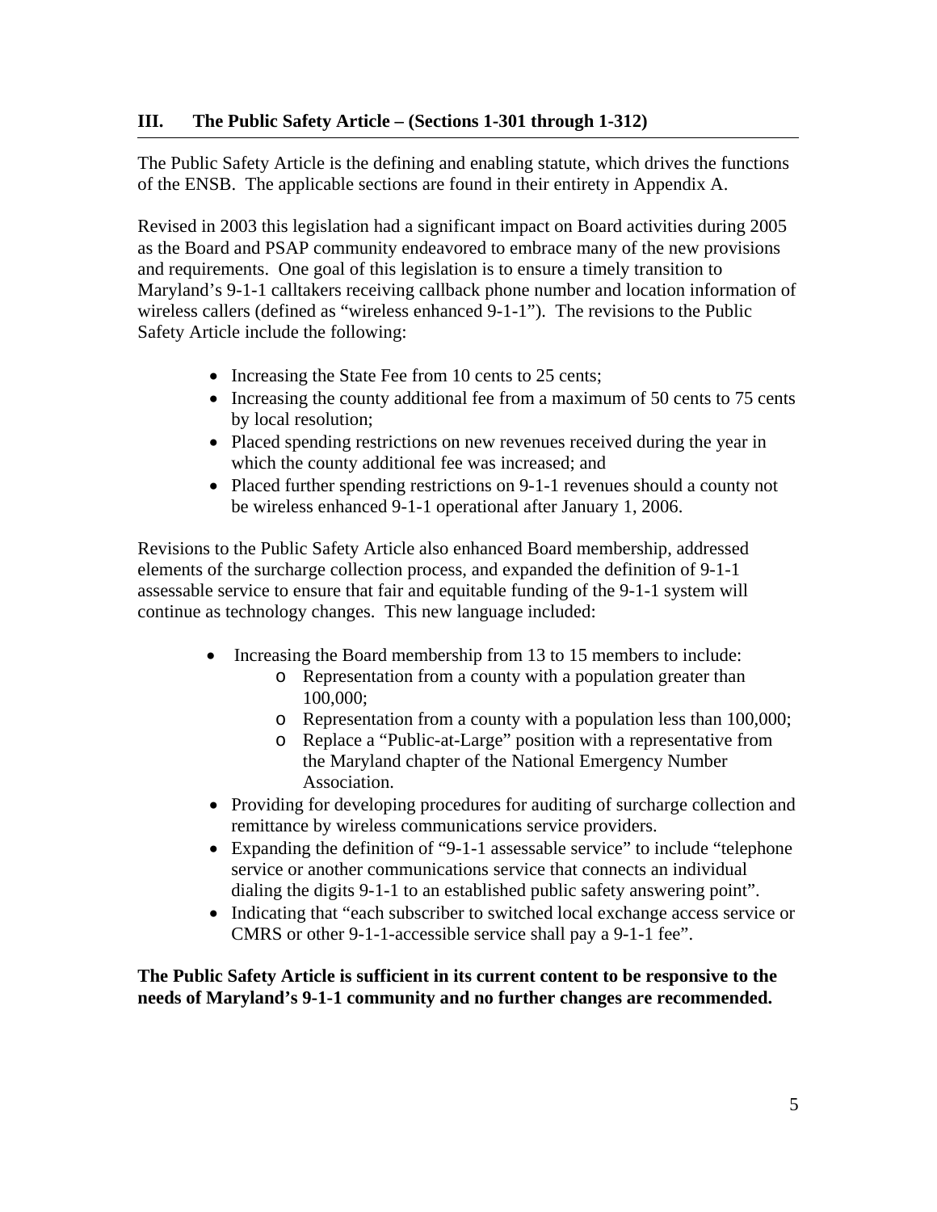## III. The Public Safety Article – (Sections 1-301 through 1-312)

The Public Safety Article is the defining and enabling statute, which drives the functions of the ENSB. The applicable sections are found in their entirety in Appendix A.

Revised in 2003 this legislation had a significant impact on Board activities during 2005 as the Board and PSAP community endeavored to embrace many of the new provisions and requirements. One goal of this legislation is to ensure a timely transition to Maryland's 9-1-1 calltakers receiving callback phone number and location information of wireless callers (defined as "wireless enhanced 9-1-1"). The revisions to the Public Safety Article include the following:

- Increasing the State Fee from 10 cents to 25 cents;
- Increasing the county additional fee from a maximum of 50 cents to 75 cents by local resolution;
- Placed spending restrictions on new revenues received during the year in which the county additional fee was increased; and
- Placed further spending restrictions on 9-1-1 revenues should a county not be wireless enhanced 9-1-1 operational after January 1, 2006.

Revisions to the Public Safety Article also enhanced Board membership, addressed elements of the surcharge collection process, and expanded the definition of 9-1-1 assessable service to ensure that fair and equitable funding of the 9-1-1 system will continue as technology changes. This new language included:

- Increasing the Board membership from 13 to 15 members to include:
  - Representation from a county with a population greater than 100,000;
  - Representation from a county with a population less than 100,000;
  - Replace a "Public-at-Large" position with a representative from the Maryland chapter of the National Emergency Number Association.
- Providing for developing procedures for auditing of surcharge collection and remittance by wireless communications service providers.
- Expanding the definition of "9-1-1 assessable service" to include "telephone service or another communications service that connects an individual dialing the digits 9-1-1 to an established public safety answering point".
- Indicating that "each subscriber to switched local exchange access service or CMRS or other 9-1-1-accessible service shall pay a 9-1-1 fee".

**The Public Safety Article is sufficient in its current content to be responsive to the needs of Maryland's 9-1-1 community and no further changes are recommended.**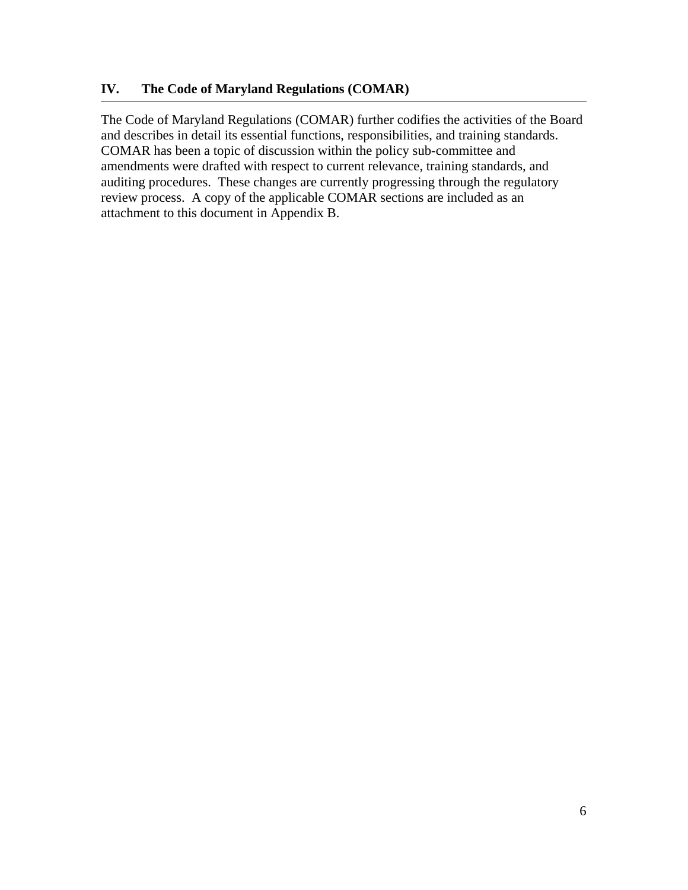## IV. The Code of Maryland Regulations (COMAR)

The Code of Maryland Regulations (COMAR) further codifies the activities of the Board and describes in detail its essential functions, responsibilities, and training standards. COMAR has been a topic of discussion within the policy sub-committee and amendments were drafted with respect to current relevance, training standards, and auditing procedures. These changes are currently progressing through the regulatory review process. A copy of the applicable COMAR sections are included as an attachment to this document in Appendix B.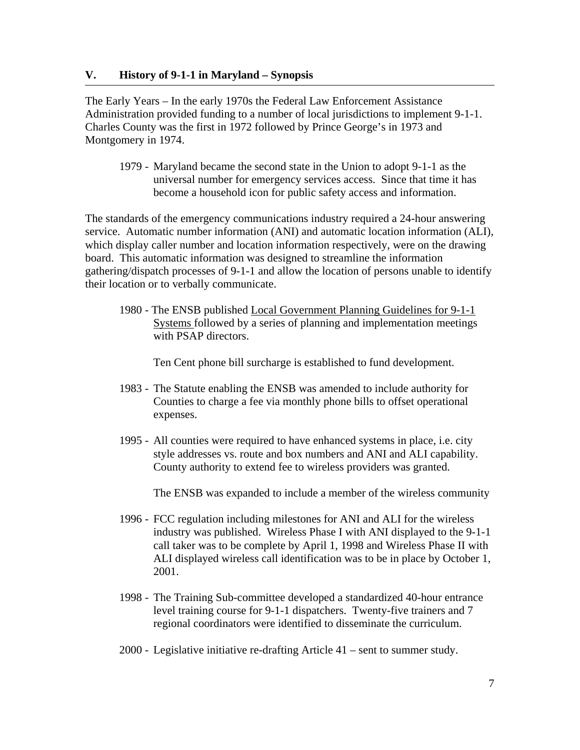## V. History of 9-1-1 in Maryland – Synopsis

The Early Years – In the early 1970s the Federal Law Enforcement Assistance Administration provided funding to a number of local jurisdictions to implement 9-1-1. Charles County was the first in 1972 followed by Prince George's in 1973 and Montgomery in 1974.

1979 - Maryland became the second state in the Union to adopt 9-1-1 as the universal number for emergency services access. Since that time it has become a household icon for public safety access and information.

The standards of the emergency communications industry required a 24-hour answering service. Automatic number information (ANI) and automatic location information (ALI), which display caller number and location information respectively, were on the drawing board. This automatic information was designed to streamline the information gathering/dispatch processes of 9-1-1 and allow the location of persons unable to identify their location or to verbally communicate.

1980 - The ENSB published <u>Local Government Planning Guidelines for 9-1-1 Systems</u> followed by a series of planning and implementation meetings with PSAP directors.

Ten Cent phone bill surcharge is established to fund development.

1983 - The Statute enabling the ENSB was amended to include authority for Counties to charge a fee via monthly phone bills to offset operational expenses.

1995 - All counties were required to have enhanced systems in place, i.e. city style addresses vs. route and box numbers and ANI and ALI capability. County authority to extend fee to wireless providers was granted.

The ENSB was expanded to include a member of the wireless community

1996 - FCC regulation including milestones for ANI and ALI for the wireless industry was published. Wireless Phase I with ANI displayed to the 9-1-1 call taker was to be complete by April 1, 1998 and Wireless Phase II with ALI displayed wireless call identification was to be in place by October 1, 2001.

1998 - The Training Sub-committee developed a standardized 40-hour entrance level training course for 9-1-1 dispatchers. Twenty-five trainers and 7 regional coordinators were identified to disseminate the curriculum.

2000 - Legislative initiative re-drafting Article 41 – sent to summer study.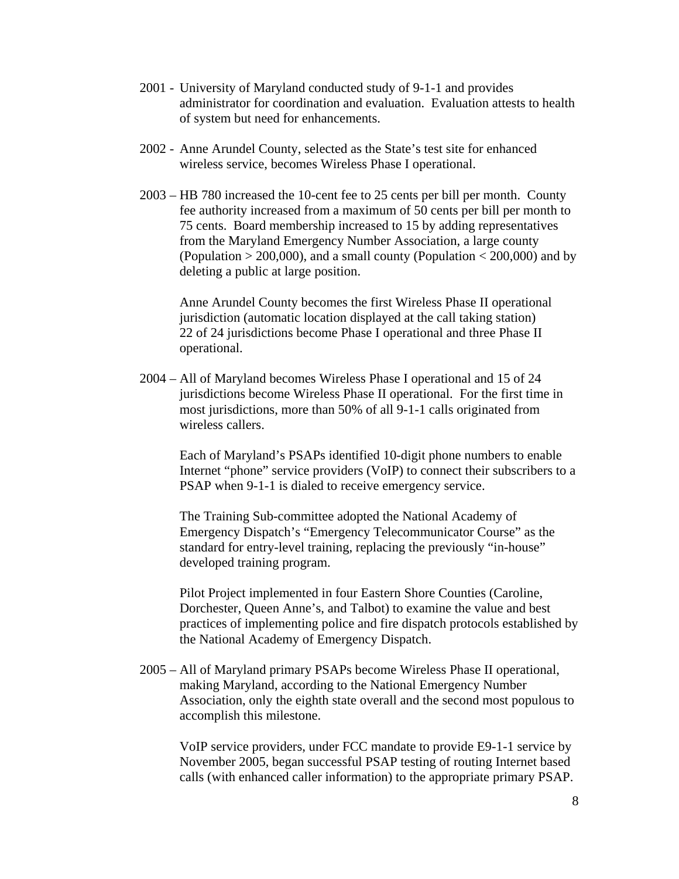2001 - University of Maryland conducted study of 9-1-1 and provides administrator for coordination and evaluation. Evaluation attests to health of system but need for enhancements.

2002 - Anne Arundel County, selected as the State's test site for enhanced wireless service, becomes Wireless Phase I operational.

2003 – HB 780 increased the 10-cent fee to 25 cents per bill per month. County fee authority increased from a maximum of 50 cents per bill per month to 75 cents. Board membership increased to 15 by adding representatives from the Maryland Emergency Number Association, a large county (Population > 200,000), and a small county (Population < 200,000) and by deleting a public at large position.

Anne Arundel County becomes the first Wireless Phase II operational jurisdiction (automatic location displayed at the call taking station) 22 of 24 jurisdictions become Phase I operational and three Phase II operational.

2004 – All of Maryland becomes Wireless Phase I operational and 15 of 24 jurisdictions become Wireless Phase II operational. For the first time in most jurisdictions, more than 50% of all 9-1-1 calls originated from wireless callers.

Each of Maryland's PSAPs identified 10-digit phone numbers to enable Internet "phone" service providers (VoIP) to connect their subscribers to a PSAP when 9-1-1 is dialed to receive emergency service.

The Training Sub-committee adopted the National Academy of Emergency Dispatch's "Emergency Telecommunicator Course" as the standard for entry-level training, replacing the previously "in-house" developed training program.

Pilot Project implemented in four Eastern Shore Counties (Caroline, Dorchester, Queen Anne's, and Talbot) to examine the value and best practices of implementing police and fire dispatch protocols established by the National Academy of Emergency Dispatch.

2005 – All of Maryland primary PSAPs become Wireless Phase II operational, making Maryland, according to the National Emergency Number Association, only the eighth state overall and the second most populous to accomplish this milestone.

VoIP service providers, under FCC mandate to provide E9-1-1 service by November 2005, began successful PSAP testing of routing Internet based calls (with enhanced caller information) to the appropriate primary PSAP.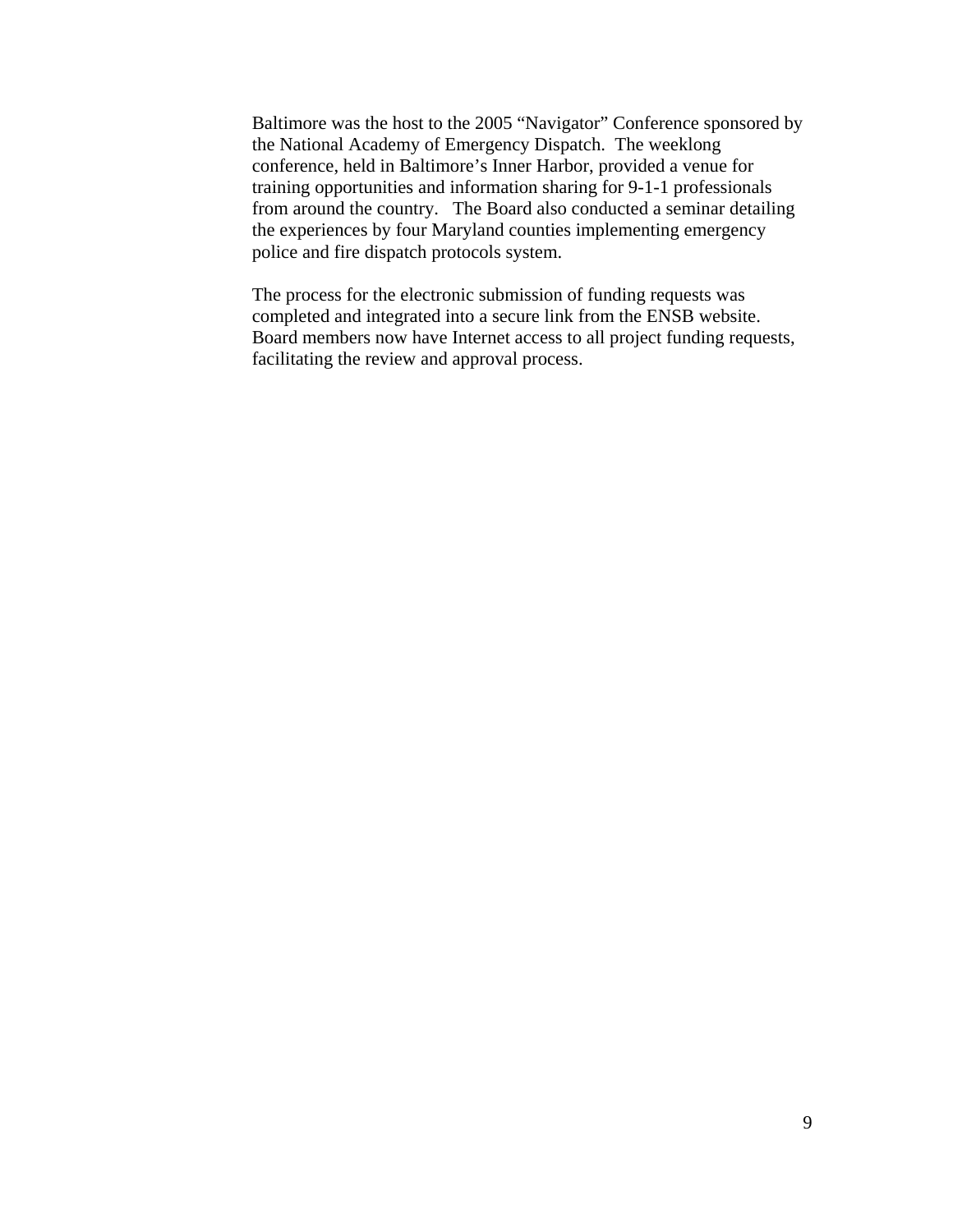Baltimore was the host to the 2005 "Navigator" Conference sponsored by the National Academy of Emergency Dispatch. The weeklong conference, held in Baltimore's Inner Harbor, provided a venue for training opportunities and information sharing for 9-1-1 professionals from around the country. The Board also conducted a seminar detailing the experiences by four Maryland counties implementing emergency police and fire dispatch protocols system.

The process for the electronic submission of funding requests was completed and integrated into a secure link from the ENSB website. Board members now have Internet access to all project funding requests, facilitating the review and approval process.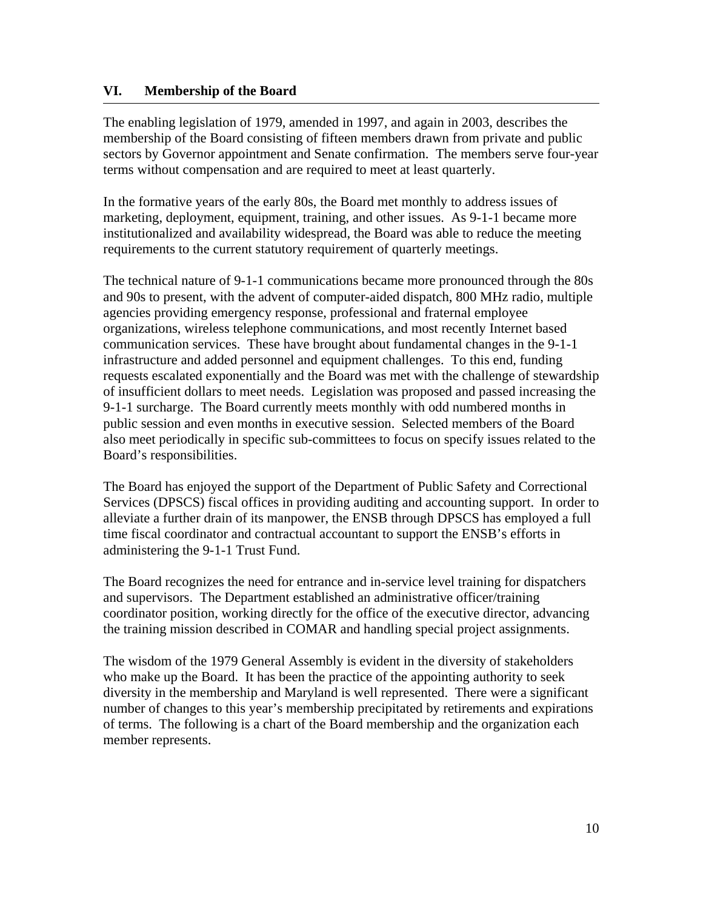## VI. Membership of the Board

The enabling legislation of 1979, amended in 1997, and again in 2003, describes the membership of the Board consisting of fifteen members drawn from private and public sectors by Governor appointment and Senate confirmation. The members serve four-year terms without compensation and are required to meet at least quarterly.

In the formative years of the early 80s, the Board met monthly to address issues of marketing, deployment, equipment, training, and other issues. As 9-1-1 became more institutionalized and availability widespread, the Board was able to reduce the meeting requirements to the current statutory requirement of quarterly meetings.

The technical nature of 9-1-1 communications became more pronounced through the 80s and 90s to present, with the advent of computer-aided dispatch, 800 MHz radio, multiple agencies providing emergency response, professional and fraternal employee organizations, wireless telephone communications, and most recently Internet based communication services. These have brought about fundamental changes in the 9-1-1 infrastructure and added personnel and equipment challenges. To this end, funding requests escalated exponentially and the Board was met with the challenge of stewardship of insufficient dollars to meet needs. Legislation was proposed and passed increasing the 9-1-1 surcharge. The Board currently meets monthly with odd numbered months in public session and even months in executive session. Selected members of the Board also meet periodically in specific sub-committees to focus on specify issues related to the Board's responsibilities.

The Board has enjoyed the support of the Department of Public Safety and Correctional Services (DPSCS) fiscal offices in providing auditing and accounting support. In order to alleviate a further drain of its manpower, the ENSB through DPSCS has employed a full time fiscal coordinator and contractual accountant to support the ENSB's efforts in administering the 9-1-1 Trust Fund.

The Board recognizes the need for entrance and in-service level training for dispatchers and supervisors. The Department established an administrative officer/training coordinator position, working directly for the office of the executive director, advancing the training mission described in COMAR and handling special project assignments.

The wisdom of the 1979 General Assembly is evident in the diversity of stakeholders who make up the Board. It has been the practice of the appointing authority to seek diversity in the membership and Maryland is well represented. There were a significant number of changes to this year's membership precipitated by retirements and expirations of terms. The following is a chart of the Board membership and the organization each member represents.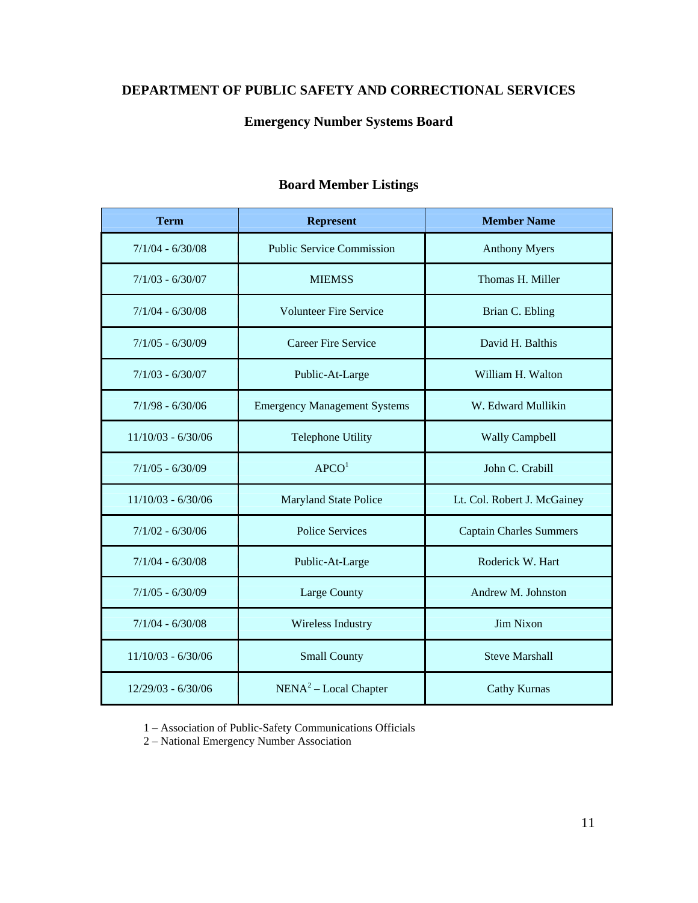# DEPARTMENT OF PUBLIC SAFETY AND CORRECTIONAL SERVICES

## Emergency Number Systems Board

### Board Member Listings

| Term | Represent | Member Name |
|---|---|---|
| 7/1/04 - 6/30/08 | Public Service Commission | Anthony Myers |
| 7/1/03 - 6/30/07 | MIEMSS | Thomas H. Miller |
| 7/1/04 - 6/30/08 | Volunteer Fire Service | Brian C. Ebling |
| 7/1/05 - 6/30/09 | Career Fire Service | David H. Balthis |
| 7/1/03 - 6/30/07 | Public-At-Large | William H. Walton |
| 7/1/98 - 6/30/06 | Emergency Management Systems | W. Edward Mullikin |
| 11/10/03 - 6/30/06 | Telephone Utility | Wally Campbell |
| 7/1/05 - 6/30/09 | APCO[1] | John C. Crabill |
| 11/10/03 - 6/30/06 | Maryland State Police | Lt. Col. Robert J. McGainey |
| 7/1/02 - 6/30/06 | Police Services | Captain Charles Summers |
| 7/1/04 - 6/30/08 | Public-At-Large | Roderick W. Hart |
| 7/1/05 - 6/30/09 | Large County | Andrew M. Johnston |
| 7/1/04 - 6/30/08 | Wireless Industry | Jim Nixon |
| 11/10/03 - 6/30/06 | Small County | Steve Marshall |
| 12/29/03 - 6/30/06 | NENA[2] – Local Chapter | Cathy Kurnas |

1 – Association of Public-Safety Communications Officials
2 – National Emergency Number Association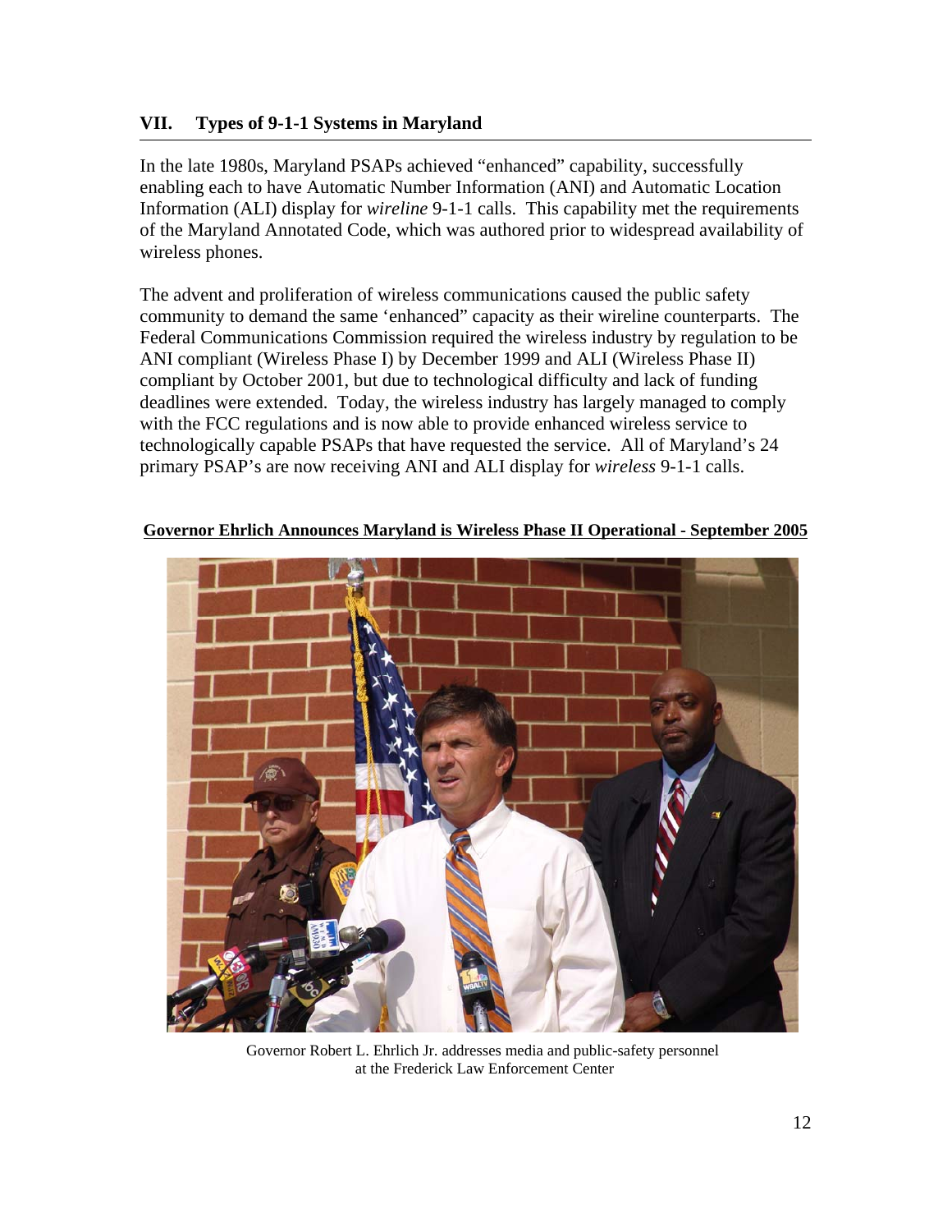## VII. Types of 9-1-1 Systems in Maryland

In the late 1980s, Maryland PSAPs achieved "enhanced" capability, successfully enabling each to have Automatic Number Information (ANI) and Automatic Location Information (ALI) display for *wireline* 9-1-1 calls. This capability met the requirements of the Maryland Annotated Code, which was authored prior to widespread availability of wireless phones.

The advent and proliferation of wireless communications caused the public safety community to demand the same 'enhanced" capacity as their wireline counterparts. The Federal Communications Commission required the wireless industry by regulation to be ANI compliant (Wireless Phase I) by December 1999 and ALI (Wireless Phase II) compliant by October 2001, but due to technological difficulty and lack of funding deadlines were extended. Today, the wireless industry has largely managed to comply with the FCC regulations and is now able to provide enhanced wireless service to technologically capable PSAPs that have requested the service. All of Maryland's 24 primary PSAP's are now receiving ANI and ALI display for *wireless* 9-1-1 calls.

**Governor Ehrlich Announces Maryland is Wireless Phase II Operational - September 2005**

Governor Robert L. Ehrlich Jr. addresses media and public-safety personnel at the Frederick Law Enforcement Center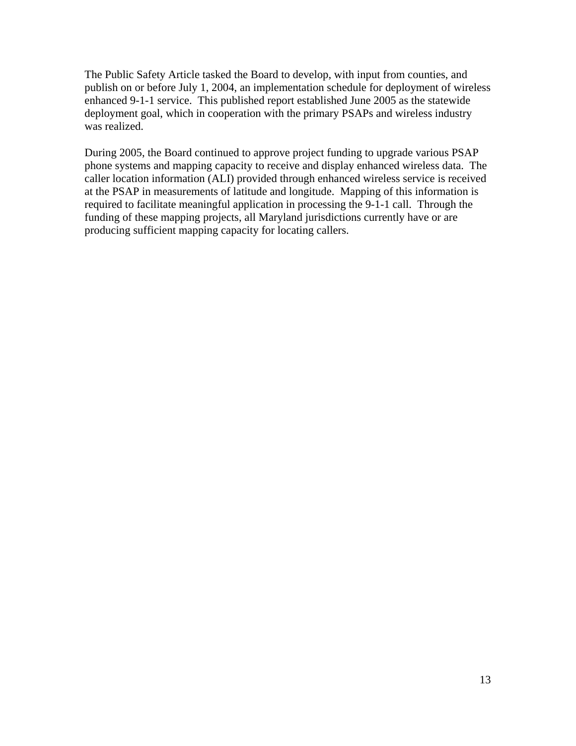The Public Safety Article tasked the Board to develop, with input from counties, and publish on or before July 1, 2004, an implementation schedule for deployment of wireless enhanced 9-1-1 service. This published report established June 2005 as the statewide deployment goal, which in cooperation with the primary PSAPs and wireless industry was realized.

During 2005, the Board continued to approve project funding to upgrade various PSAP phone systems and mapping capacity to receive and display enhanced wireless data. The caller location information (ALI) provided through enhanced wireless service is received at the PSAP in measurements of latitude and longitude. Mapping of this information is required to facilitate meaningful application in processing the 9-1-1 call. Through the funding of these mapping projects, all Maryland jurisdictions currently have or are producing sufficient mapping capacity for locating callers.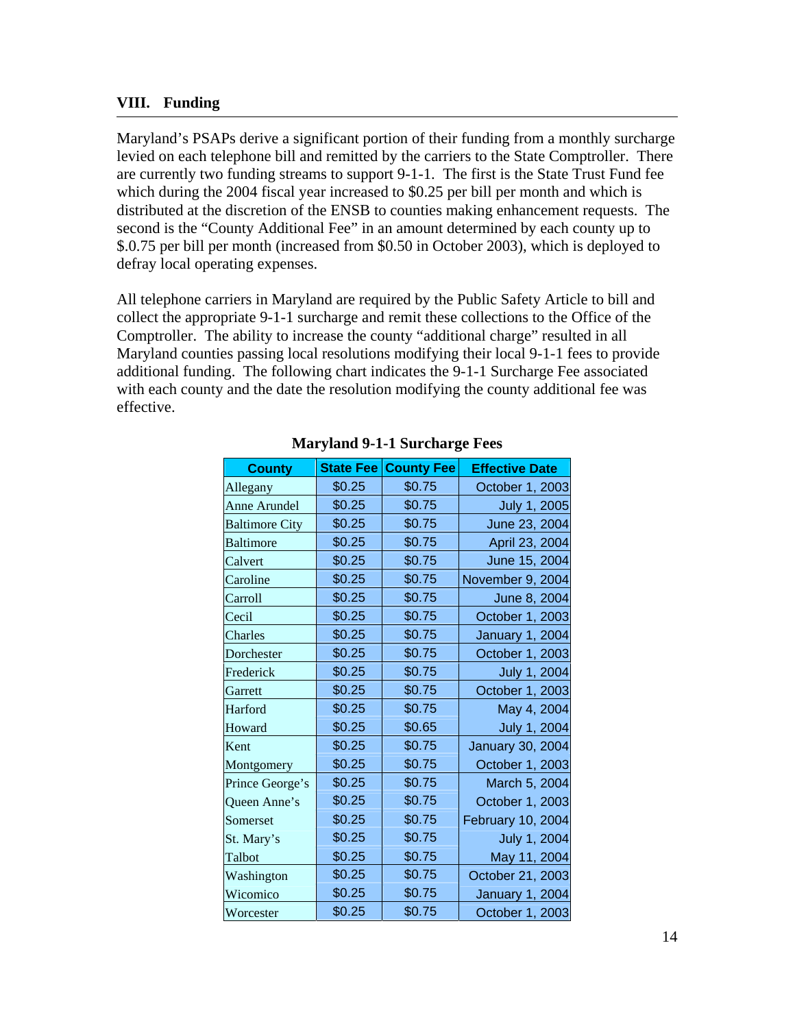## VIII. Funding

Maryland's PSAPs derive a significant portion of their funding from a monthly surcharge levied on each telephone bill and remitted by the carriers to the State Comptroller. There are currently two funding streams to support 9-1-1. The first is the State Trust Fund fee which during the 2004 fiscal year increased to $0.25 per bill per month and which is distributed at the discretion of the ENSB to counties making enhancement requests. The second is the "County Additional Fee" in an amount determined by each county up to $.0.75 per bill per month (increased from $0.50 in October 2003), which is deployed to defray local operating expenses.

All telephone carriers in Maryland are required by the Public Safety Article to bill and collect the appropriate 9-1-1 surcharge and remit these collections to the Office of the Comptroller. The ability to increase the county "additional charge" resulted in all Maryland counties passing local resolutions modifying their local 9-1-1 fees to provide additional funding. The following chart indicates the 9-1-1 Surcharge Fee associated with each county and the date the resolution modifying the county additional fee was effective.

**Maryland 9-1-1 Surcharge Fees**

| County | State Fee | County Fee | Effective Date |
|---|---|---|---|
| Allegany | $0.25 | $0.75 | October 1, 2003 |
| Anne Arundel | $0.25 | $0.75 | July 1, 2005 |
| Baltimore City | $0.25 | $0.75 | June 23, 2004 |
| Baltimore | $0.25 | $0.75 | April 23, 2004 |
| Calvert | $0.25 | $0.75 | June 15, 2004 |
| Caroline | $0.25 | $0.75 | November 9, 2004 |
| Carroll | $0.25 | $0.75 | June 8, 2004 |
| Cecil | $0.25 | $0.75 | October 1, 2003 |
| Charles | $0.25 | $0.75 | January 1, 2004 |
| Dorchester | $0.25 | $0.75 | October 1, 2003 |
| Frederick | $0.25 | $0.75 | July 1, 2004 |
| Garrett | $0.25 | $0.75 | October 1, 2003 |
| Harford | $0.25 | $0.75 | May 4, 2004 |
| Howard | $0.25 | $0.65 | July 1, 2004 |
| Kent | $0.25 | $0.75 | January 30, 2004 |
| Montgomery | $0.25 | $0.75 | October 1, 2003 |
| Prince George's | $0.25 | $0.75 | March 5, 2004 |
| Queen Anne's | $0.25 | $0.75 | October 1, 2003 |
| Somerset | $0.25 | $0.75 | February 10, 2004 |
| St. Mary's | $0.25 | $0.75 | July 1, 2004 |
| Talbot | $0.25 | $0.75 | May 11, 2004 |
| Washington | $0.25 | $0.75 | October 21, 2003 |
| Wicomico | $0.25 | $0.75 | January 1, 2004 |
| Worcester | $0.25 | $0.75 | October 1, 2003 |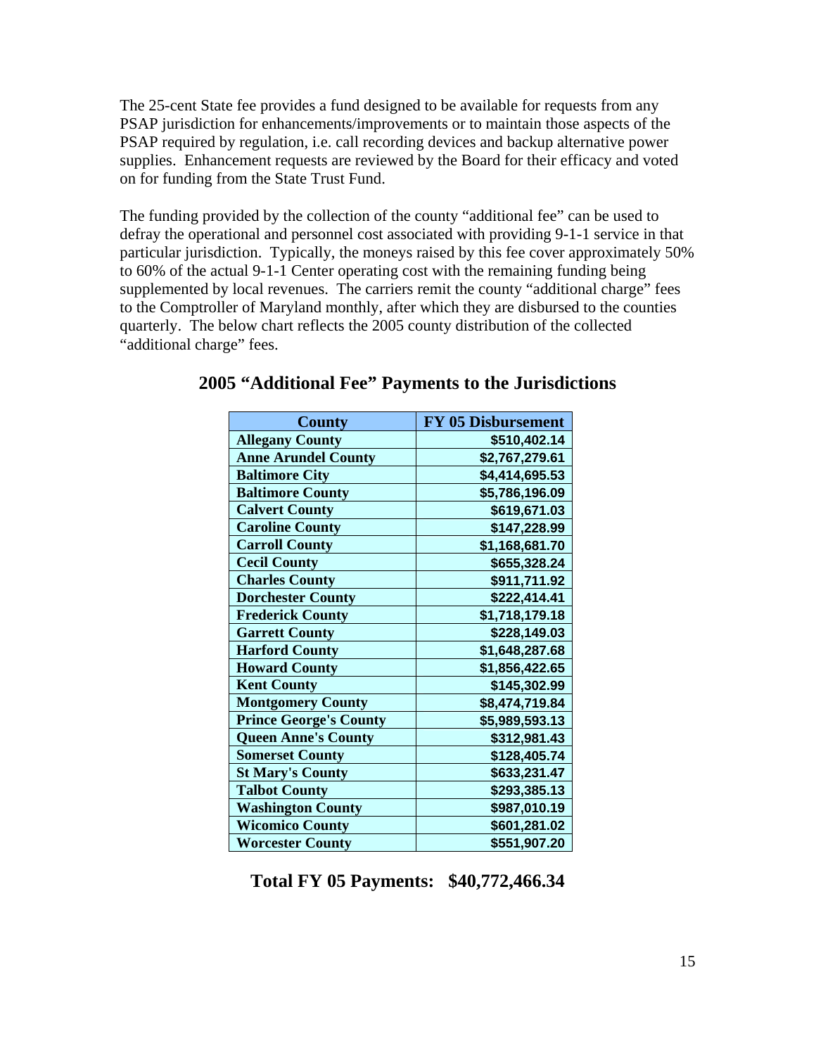The 25-cent State fee provides a fund designed to be available for requests from any PSAP jurisdiction for enhancements/improvements or to maintain those aspects of the PSAP required by regulation, i.e. call recording devices and backup alternative power supplies. Enhancement requests are reviewed by the Board for their efficacy and voted on for funding from the State Trust Fund.

The funding provided by the collection of the county "additional fee" can be used to defray the operational and personnel cost associated with providing 9-1-1 service in that particular jurisdiction. Typically, the moneys raised by this fee cover approximately 50% to 60% of the actual 9-1-1 Center operating cost with the remaining funding being supplemented by local revenues. The carriers remit the county "additional charge" fees to the Comptroller of Maryland monthly, after which they are disbursed to the counties quarterly. The below chart reflects the 2005 county distribution of the collected "additional charge" fees.

## 2005 "Additional Fee" Payments to the Jurisdictions

| County | FY 05 Disbursement |
|---|---|
| Allegany County | $510,402.14 |
| Anne Arundel County | $2,767,279.61 |
| Baltimore City | $4,414,695.53 |
| Baltimore County | $5,786,196.09 |
| Calvert County | $619,671.03 |
| Caroline County | $147,228.99 |
| Carroll County | $1,168,681.70 |
| Cecil County | $655,328.24 |
| Charles County | $911,711.92 |
| Dorchester County | $222,414.41 |
| Frederick County | $1,718,179.18 |
| Garrett County | $228,149.03 |
| Harford County | $1,648,287.68 |
| Howard County | $1,856,422.65 |
| Kent County | $145,302.99 |
| Montgomery County | $8,474,719.84 |
| Prince George's County | $5,989,593.13 |
| Queen Anne's County | $312,981.43 |
| Somerset County | $128,405.74 |
| St Mary's County | $633,231.47 |
| Talbot County | $293,385.13 |
| Washington County | $987,010.19 |
| Wicomico County | $601,281.02 |
| Worcester County | $551,907.20 |

**Total FY 05 Payments: $40,772,466.34**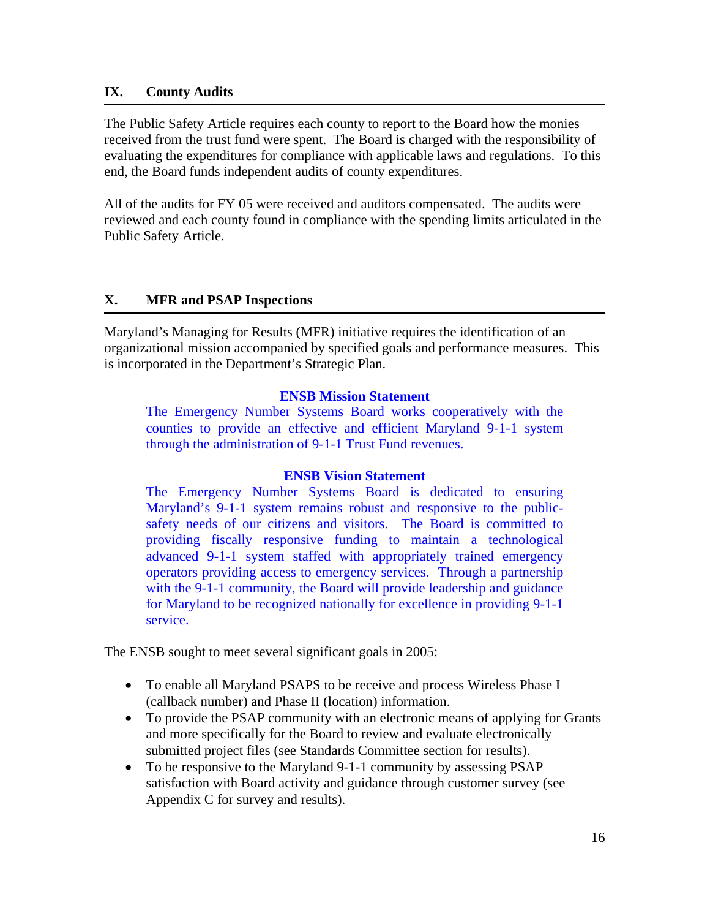## IX. County Audits

The Public Safety Article requires each county to report to the Board how the monies received from the trust fund were spent. The Board is charged with the responsibility of evaluating the expenditures for compliance with applicable laws and regulations. To this end, the Board funds independent audits of county expenditures.

All of the audits for FY 05 were received and auditors compensated. The audits were reviewed and each county found in compliance with the spending limits articulated in the Public Safety Article.

## X. MFR and PSAP Inspections

Maryland's Managing for Results (MFR) initiative requires the identification of an organizational mission accompanied by specified goals and performance measures. This is incorporated in the Department's Strategic Plan.

**ENSB Mission Statement**

The Emergency Number Systems Board works cooperatively with the counties to provide an effective and efficient Maryland 9-1-1 system through the administration of 9-1-1 Trust Fund revenues.

**ENSB Vision Statement**

The Emergency Number Systems Board is dedicated to ensuring Maryland's 9-1-1 system remains robust and responsive to the public-safety needs of our citizens and visitors. The Board is committed to providing fiscally responsive funding to maintain a technological advanced 9-1-1 system staffed with appropriately trained emergency operators providing access to emergency services. Through a partnership with the 9-1-1 community, the Board will provide leadership and guidance for Maryland to be recognized nationally for excellence in providing 9-1-1 service.

The ENSB sought to meet several significant goals in 2005:

- To enable all Maryland PSAPS to be receive and process Wireless Phase I (callback number) and Phase II (location) information.
- To provide the PSAP community with an electronic means of applying for Grants and more specifically for the Board to review and evaluate electronically submitted project files (see Standards Committee section for results).
- To be responsive to the Maryland 9-1-1 community by assessing PSAP satisfaction with Board activity and guidance through customer survey (see Appendix C for survey and results).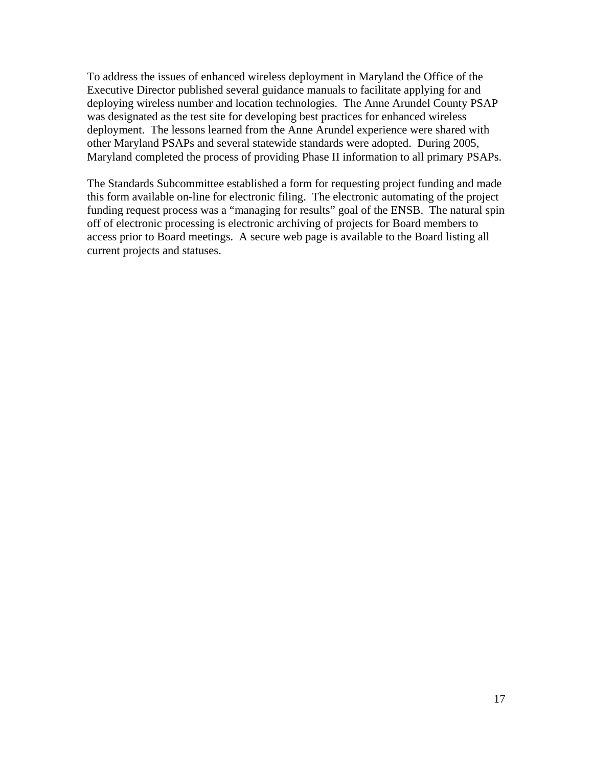To address the issues of enhanced wireless deployment in Maryland the Office of the Executive Director published several guidance manuals to facilitate applying for and deploying wireless number and location technologies. The Anne Arundel County PSAP was designated as the test site for developing best practices for enhanced wireless deployment. The lessons learned from the Anne Arundel experience were shared with other Maryland PSAPs and several statewide standards were adopted. During 2005, Maryland completed the process of providing Phase II information to all primary PSAPs.

The Standards Subcommittee established a form for requesting project funding and made this form available on-line for electronic filing. The electronic automating of the project funding request process was a "managing for results" goal of the ENSB. The natural spin off of electronic processing is electronic archiving of projects for Board members to access prior to Board meetings. A secure web page is available to the Board listing all current projects and statuses.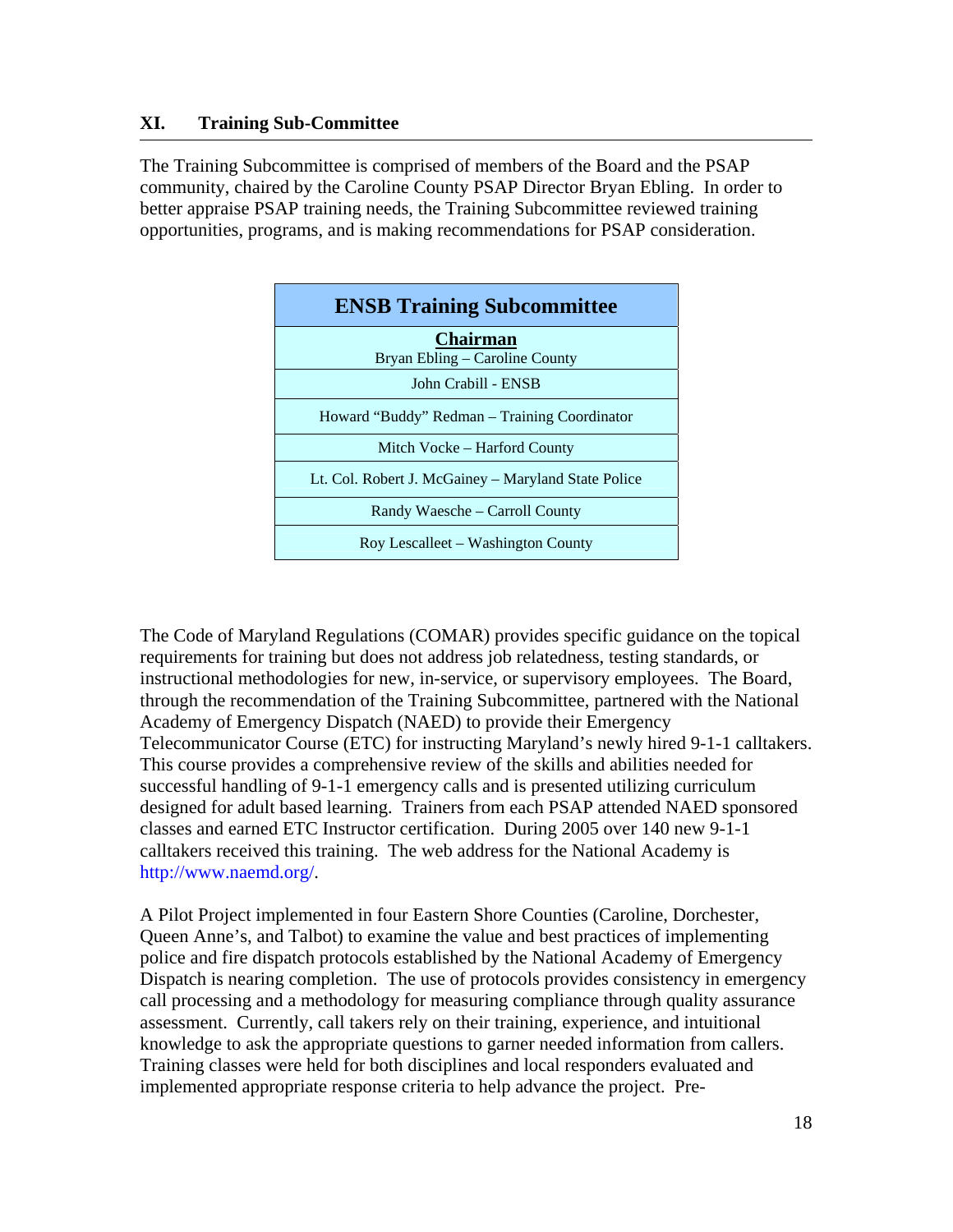## XI. Training Sub-Committee

The Training Subcommittee is comprised of members of the Board and the PSAP community, chaired by the Caroline County PSAP Director Bryan Ebling. In order to better appraise PSAP training needs, the Training Subcommittee reviewed training opportunities, programs, and is making recommendations for PSAP consideration.

| ENSB Training Subcommittee |
| --- |
| **Chairman**<br>Bryan Ebling – Caroline County |
| John Crabill - ENSB |
| Howard "Buddy" Redman – Training Coordinator |
| Mitch Vocke – Harford County |
| Lt. Col. Robert J. McGainey – Maryland State Police |
| Randy Waesche – Carroll County |
| Roy Lescalleet – Washington County |

The Code of Maryland Regulations (COMAR) provides specific guidance on the topical requirements for training but does not address job relatedness, testing standards, or instructional methodologies for new, in-service, or supervisory employees. The Board, through the recommendation of the Training Subcommittee, partnered with the National Academy of Emergency Dispatch (NAED) to provide their Emergency Telecommunicator Course (ETC) for instructing Maryland's newly hired 9-1-1 calltakers. This course provides a comprehensive review of the skills and abilities needed for successful handling of 9-1-1 emergency calls and is presented utilizing curriculum designed for adult based learning. Trainers from each PSAP attended NAED sponsored classes and earned ETC Instructor certification. During 2005 over 140 new 9-1-1 calltakers received this training. The web address for the National Academy is http://www.naemd.org/.

A Pilot Project implemented in four Eastern Shore Counties (Caroline, Dorchester, Queen Anne's, and Talbot) to examine the value and best practices of implementing police and fire dispatch protocols established by the National Academy of Emergency Dispatch is nearing completion. The use of protocols provides consistency in emergency call processing and a methodology for measuring compliance through quality assurance assessment. Currently, call takers rely on their training, experience, and intuitional knowledge to ask the appropriate questions to garner needed information from callers. Training classes were held for both disciplines and local responders evaluated and implemented appropriate response criteria to help advance the project. Pre-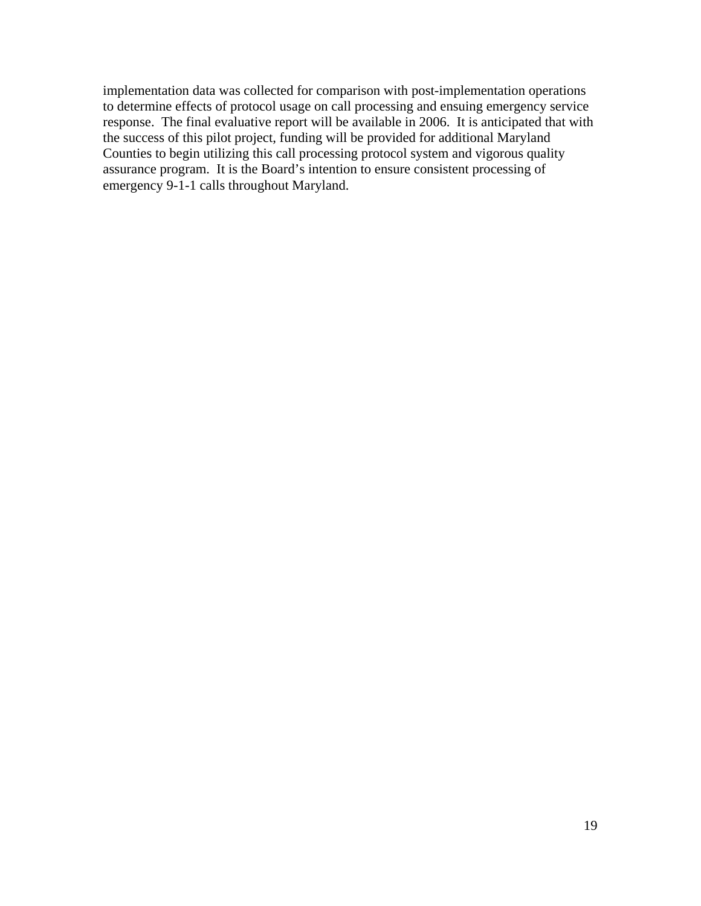implementation data was collected for comparison with post-implementation operations to determine effects of protocol usage on call processing and ensuing emergency service response. The final evaluative report will be available in 2006. It is anticipated that with the success of this pilot project, funding will be provided for additional Maryland Counties to begin utilizing this call processing protocol system and vigorous quality assurance program. It is the Board's intention to ensure consistent processing of emergency 9-1-1 calls throughout Maryland.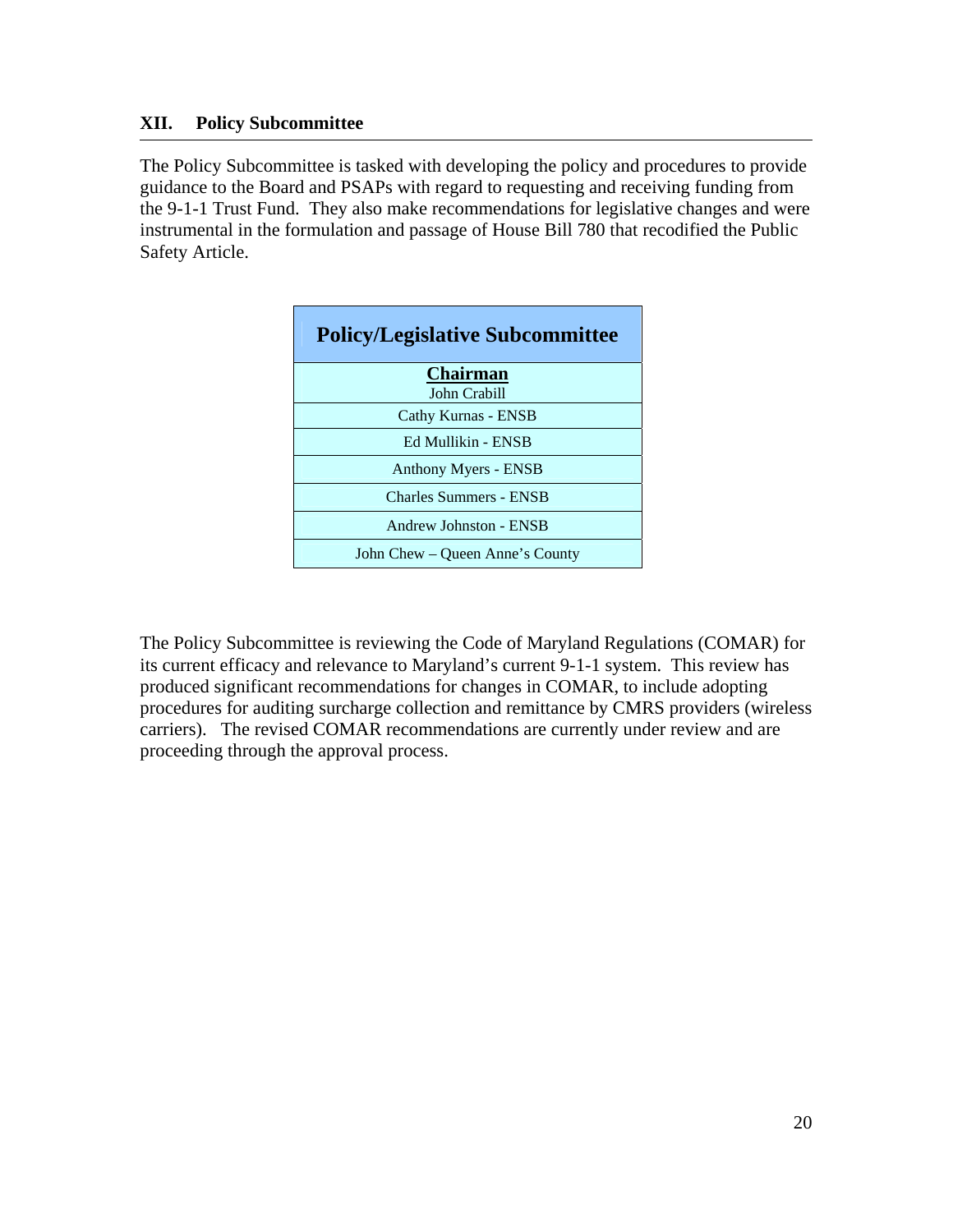## XII. Policy Subcommittee

The Policy Subcommittee is tasked with developing the policy and procedures to provide guidance to the Board and PSAPs with regard to requesting and receiving funding from the 9-1-1 Trust Fund. They also make recommendations for legislative changes and were instrumental in the formulation and passage of House Bill 780 that recodified the Public Safety Article.

| Policy/Legislative Subcommittee |
|---|
| **Chairman**<br>John Crabill |
| Cathy Kurnas - ENSB |
| Ed Mullikin - ENSB |
| Anthony Myers - ENSB |
| Charles Summers - ENSB |
| Andrew Johnston - ENSB |
| John Chew – Queen Anne's County |

The Policy Subcommittee is reviewing the Code of Maryland Regulations (COMAR) for its current efficacy and relevance to Maryland's current 9-1-1 system. This review has produced significant recommendations for changes in COMAR, to include adopting procedures for auditing surcharge collection and remittance by CMRS providers (wireless carriers). The revised COMAR recommendations are currently under review and are proceeding through the approval process.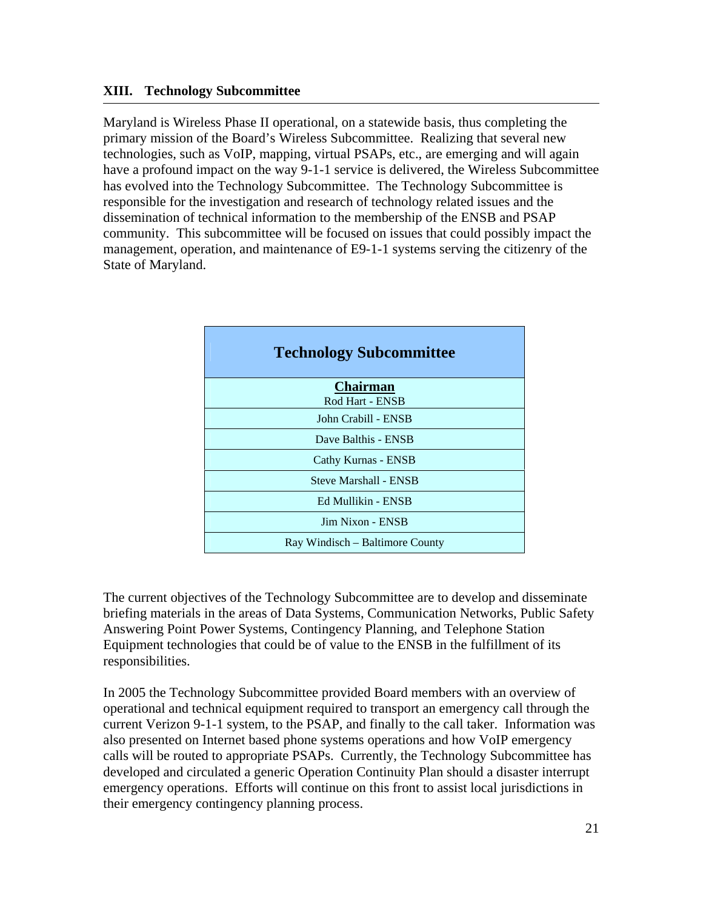## XIII. Technology Subcommittee

Maryland is Wireless Phase II operational, on a statewide basis, thus completing the primary mission of the Board's Wireless Subcommittee. Realizing that several new technologies, such as VoIP, mapping, virtual PSAPs, etc., are emerging and will again have a profound impact on the way 9-1-1 service is delivered, the Wireless Subcommittee has evolved into the Technology Subcommittee. The Technology Subcommittee is responsible for the investigation and research of technology related issues and the dissemination of technical information to the membership of the ENSB and PSAP community. This subcommittee will be focused on issues that could possibly impact the management, operation, and maintenance of E9-1-1 systems serving the citizenry of the State of Maryland.

| Technology Subcommittee |
|---|
| **Chairman**<br>Rod Hart - ENSB |
| John Crabill - ENSB |
| Dave Balthis - ENSB |
| Cathy Kurnas - ENSB |
| Steve Marshall - ENSB |
| Ed Mullikin - ENSB |
| Jim Nixon - ENSB |
| Ray Windisch – Baltimore County |

The current objectives of the Technology Subcommittee are to develop and disseminate briefing materials in the areas of Data Systems, Communication Networks, Public Safety Answering Point Power Systems, Contingency Planning, and Telephone Station Equipment technologies that could be of value to the ENSB in the fulfillment of its responsibilities.

In 2005 the Technology Subcommittee provided Board members with an overview of operational and technical equipment required to transport an emergency call through the current Verizon 9-1-1 system, to the PSAP, and finally to the call taker. Information was also presented on Internet based phone systems operations and how VoIP emergency calls will be routed to appropriate PSAPs. Currently, the Technology Subcommittee has developed and circulated a generic Operation Continuity Plan should a disaster interrupt emergency operations. Efforts will continue on this front to assist local jurisdictions in their emergency contingency planning process.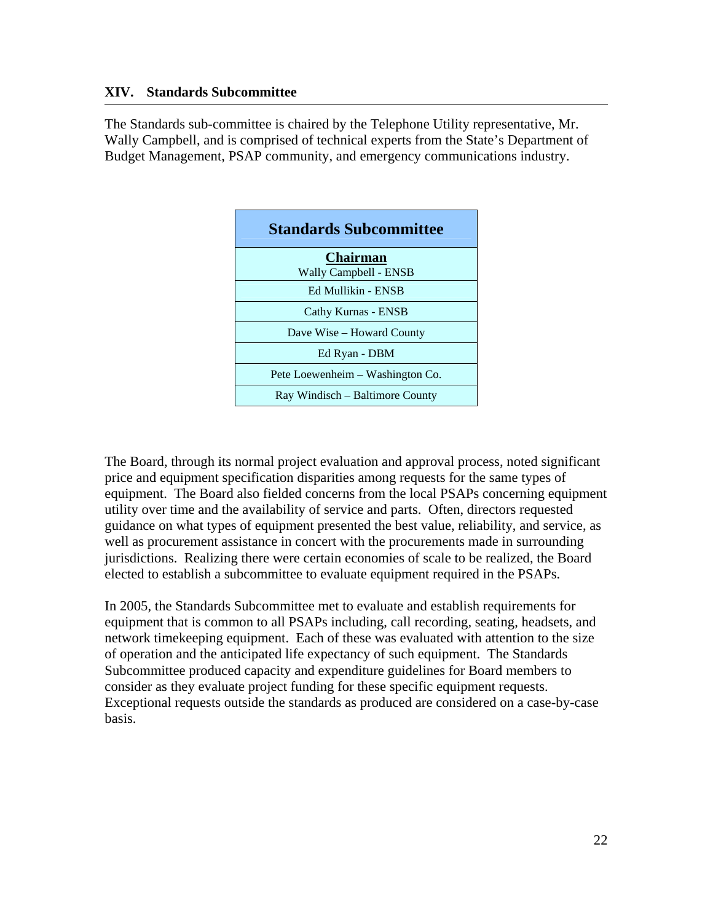## XIV. Standards Subcommittee

The Standards sub-committee is chaired by the Telephone Utility representative, Mr. Wally Campbell, and is comprised of technical experts from the State's Department of Budget Management, PSAP community, and emergency communications industry.

| Standards Subcommittee |
|---|
| **Chairman**<br>Wally Campbell - ENSB |
| Ed Mullikin - ENSB |
| Cathy Kurnas - ENSB |
| Dave Wise – Howard County |
| Ed Ryan - DBM |
| Pete Loewenheim – Washington Co. |
| Ray Windisch – Baltimore County |

The Board, through its normal project evaluation and approval process, noted significant price and equipment specification disparities among requests for the same types of equipment. The Board also fielded concerns from the local PSAPs concerning equipment utility over time and the availability of service and parts. Often, directors requested guidance on what types of equipment presented the best value, reliability, and service, as well as procurement assistance in concert with the procurements made in surrounding jurisdictions. Realizing there were certain economies of scale to be realized, the Board elected to establish a subcommittee to evaluate equipment required in the PSAPs.

In 2005, the Standards Subcommittee met to evaluate and establish requirements for equipment that is common to all PSAPs including, call recording, seating, headsets, and network timekeeping equipment. Each of these was evaluated with attention to the size of operation and the anticipated life expectancy of such equipment. The Standards Subcommittee produced capacity and expenditure guidelines for Board members to consider as they evaluate project funding for these specific equipment requests. Exceptional requests outside the standards as produced are considered on a case-by-case basis.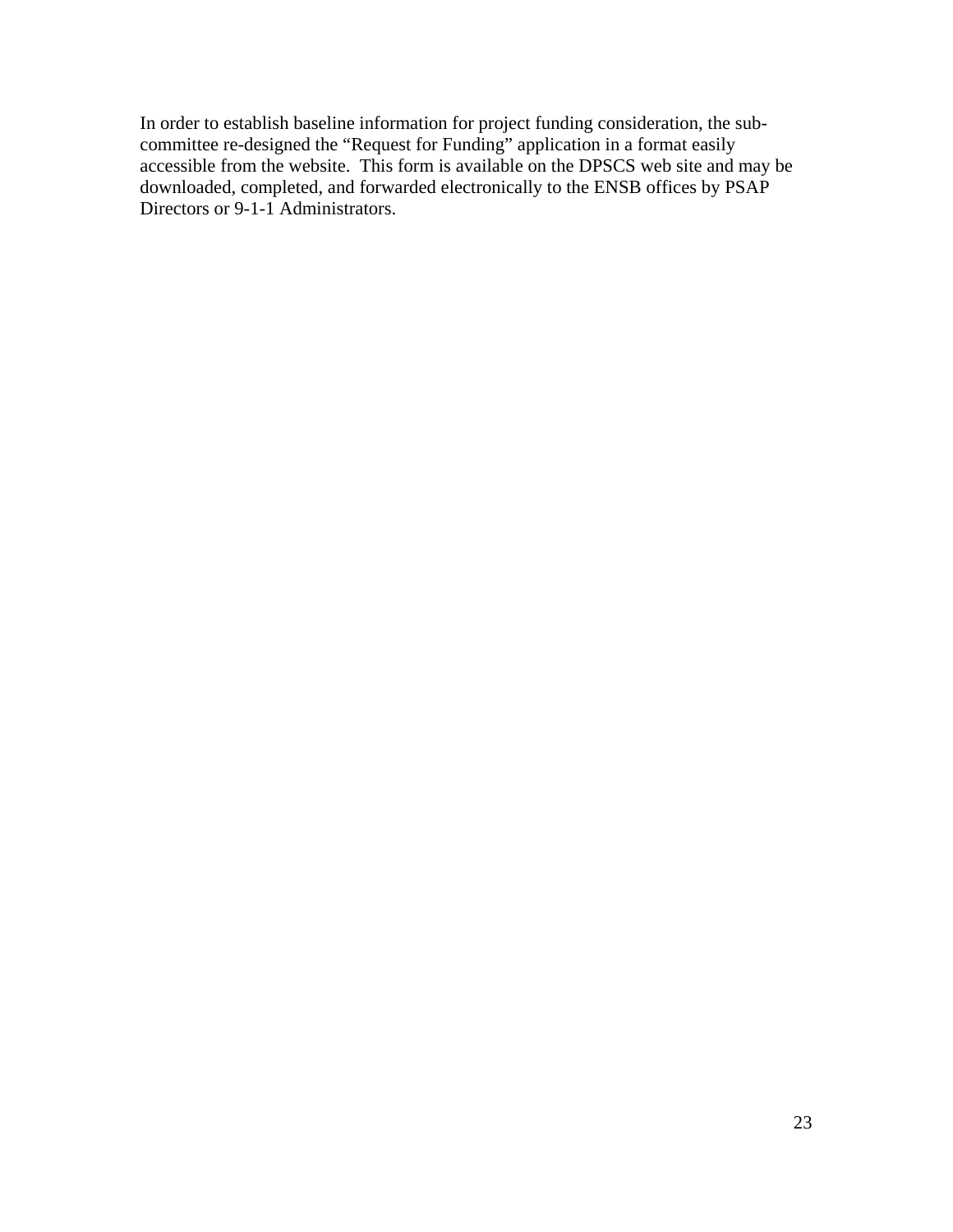In order to establish baseline information for project funding consideration, the sub-committee re-designed the "Request for Funding" application in a format easily accessible from the website.  This form is available on the DPSCS web site and may be downloaded, completed, and forwarded electronically to the ENSB offices by PSAP Directors or 9-1-1 Administrators.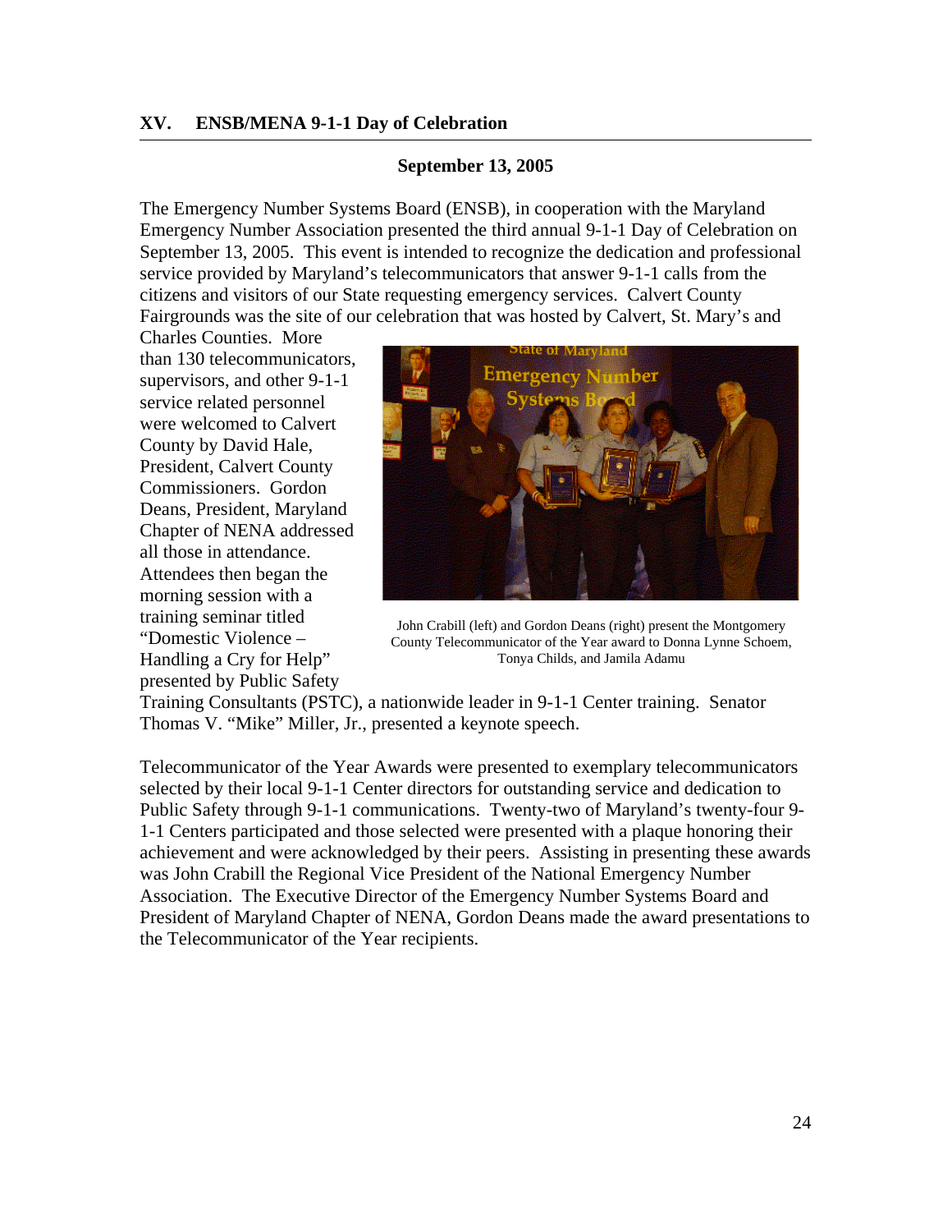## XV. ENSB/MENA 9-1-1 Day of Celebration

**September 13, 2005**

The Emergency Number Systems Board (ENSB), in cooperation with the Maryland Emergency Number Association presented the third annual 9-1-1 Day of Celebration on September 13, 2005. This event is intended to recognize the dedication and professional service provided by Maryland's telecommunicators that answer 9-1-1 calls from the citizens and visitors of our State requesting emergency services. Calvert County Fairgrounds was the site of our celebration that was hosted by Calvert, St. Mary's and Charles Counties. More than 130 telecommunicators, supervisors, and other 9-1-1 service related personnel were welcomed to Calvert County by David Hale, President, Calvert County Commissioners. Gordon Deans, President, Maryland Chapter of NENA addressed all those in attendance. Attendees then began the morning session with a training seminar titled "Domestic Violence – Handling a Cry for Help" presented by Public Safety Training Consultants (PSTC), a nationwide leader in 9-1-1 Center training. Senator Thomas V. "Mike" Miller, Jr., presented a keynote speech.

John Crabill (left) and Gordon Deans (right) present the Montgomery County Telecommunicator of the Year award to Donna Lynne Schoem, Tonya Childs, and Jamila Adamu

Telecommunicator of the Year Awards were presented to exemplary telecommunicators selected by their local 9-1-1 Center directors for outstanding service and dedication to Public Safety through 9-1-1 communications. Twenty-two of Maryland's twenty-four 9-1-1 Centers participated and those selected were presented with a plaque honoring their achievement and were acknowledged by their peers. Assisting in presenting these awards was John Crabill the Regional Vice President of the National Emergency Number Association. The Executive Director of the Emergency Number Systems Board and President of Maryland Chapter of NENA, Gordon Deans made the award presentations to the Telecommunicator of the Year recipients.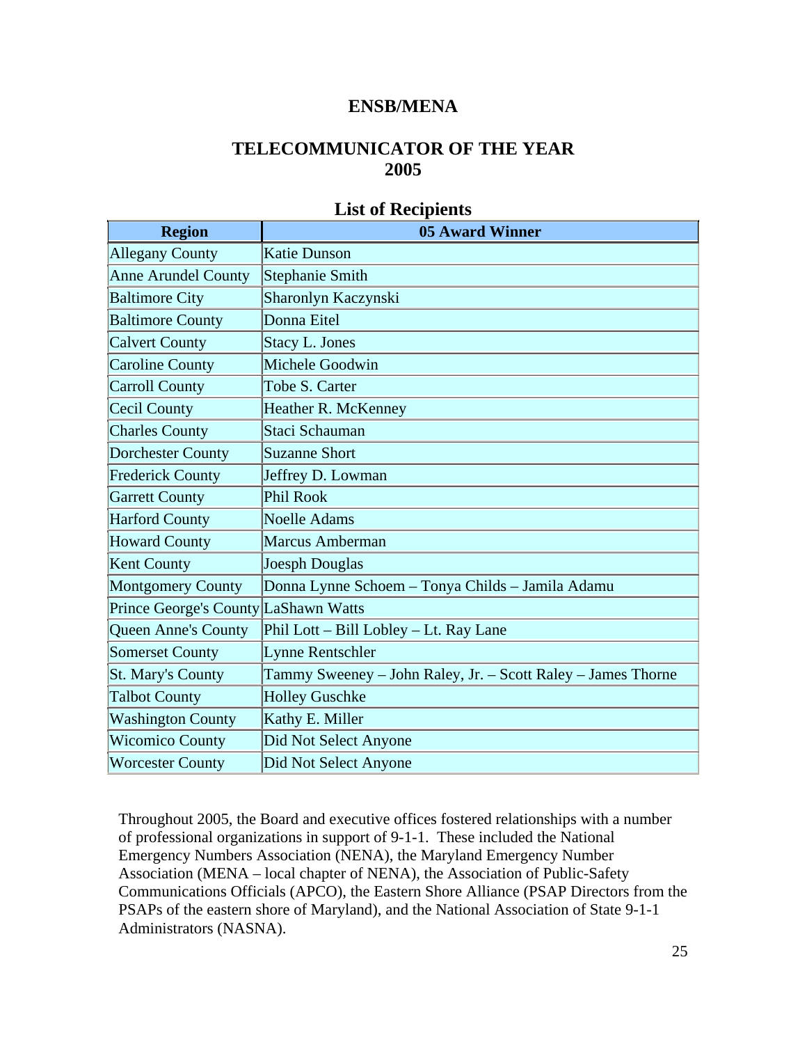# ENSB/MENA

## TELECOMMUNICATOR OF THE YEAR 2005

### List of Recipients

| Region | 05 Award Winner |
|---|---|
| Allegany County | Katie Dunson |
| Anne Arundel County | Stephanie Smith |
| Baltimore City | Sharonlyn Kaczynski |
| Baltimore County | Donna Eitel |
| Calvert County | Stacy L. Jones |
| Caroline County | Michele Goodwin |
| Carroll County | Tobe S. Carter |
| Cecil County | Heather R. McKenney |
| Charles County | Staci Schauman |
| Dorchester County | Suzanne Short |
| Frederick County | Jeffrey D. Lowman |
| Garrett County | Phil Rook |
| Harford County | Noelle Adams |
| Howard County | Marcus Amberman |
| Kent County | Joesph Douglas |
| Montgomery County | Donna Lynne Schoem – Tonya Childs – Jamila Adamu |
| Prince George's County | LaShawn Watts |
| Queen Anne's County | Phil Lott – Bill Lobley – Lt. Ray Lane |
| Somerset County | Lynne Rentschler |
| St. Mary's County | Tammy Sweeney – John Raley, Jr. – Scott Raley – James Thorne |
| Talbot County | Holley Guschke |
| Washington County | Kathy E. Miller |
| Wicomico County | Did Not Select Anyone |
| Worcester County | Did Not Select Anyone |

Throughout 2005, the Board and executive offices fostered relationships with a number of professional organizations in support of 9-1-1. These included the National Emergency Numbers Association (NENA), the Maryland Emergency Number Association (MENA – local chapter of NENA), the Association of Public-Safety Communications Officials (APCO), the Eastern Shore Alliance (PSAP Directors from the PSAPs of the eastern shore of Maryland), and the National Association of State 9-1-1 Administrators (NASNA).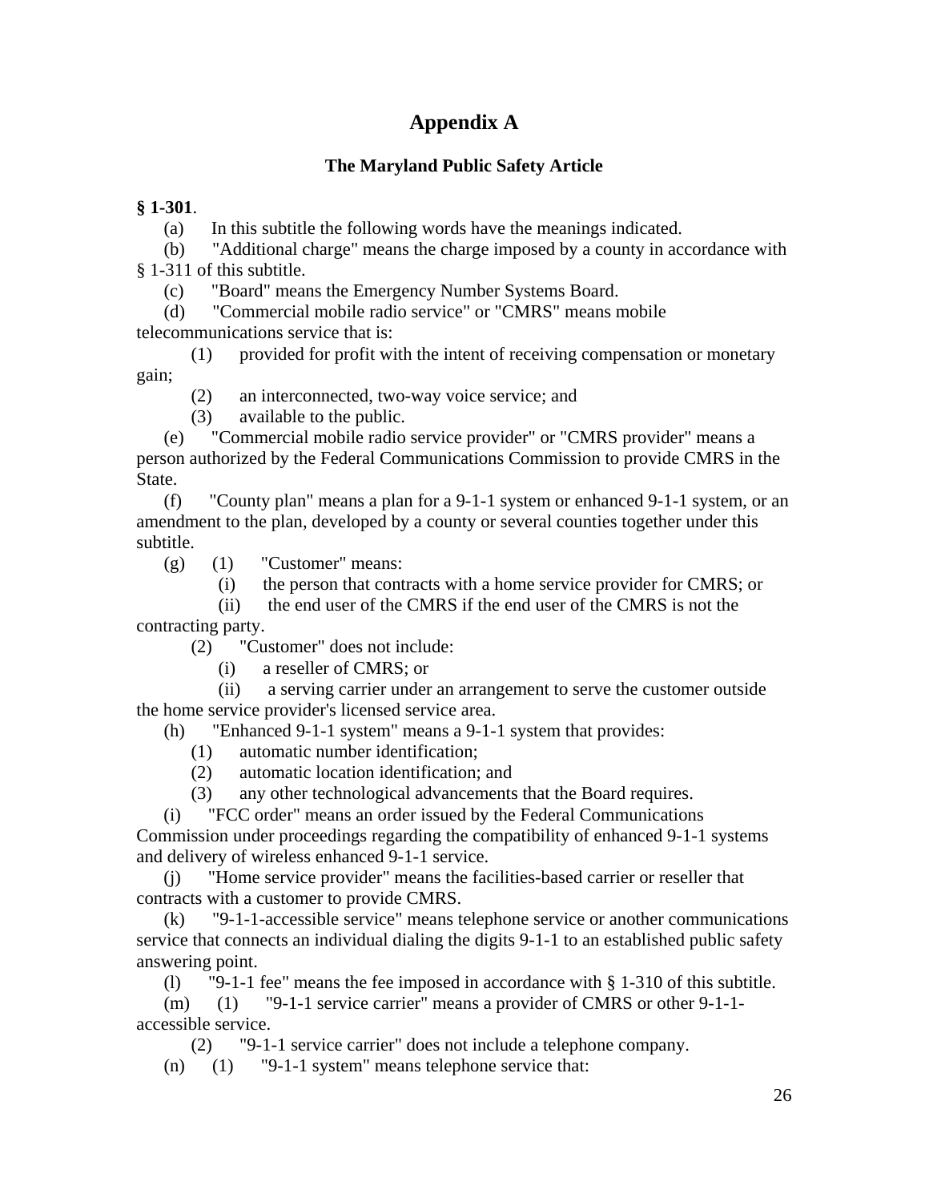# Appendix A

## The Maryland Public Safety Article

**§ 1-301**.

(a) In this subtitle the following words have the meanings indicated.

(b) "Additional charge" means the charge imposed by a county in accordance with § 1-311 of this subtitle.

(c) "Board" means the Emergency Number Systems Board.

(d) "Commercial mobile radio service" or "CMRS" means mobile telecommunications service that is:

(1) provided for profit with the intent of receiving compensation or monetary gain;

(2) an interconnected, two-way voice service; and

(3) available to the public.

(e) "Commercial mobile radio service provider" or "CMRS provider" means a person authorized by the Federal Communications Commission to provide CMRS in the State.

(f) "County plan" means a plan for a 9-1-1 system or enhanced 9-1-1 system, or an amendment to the plan, developed by a county or several counties together under this subtitle.

(g) (1) "Customer" means:

(i) the person that contracts with a home service provider for CMRS; or

(ii) the end user of the CMRS if the end user of the CMRS is not the contracting party.

(2) "Customer" does not include:

(i) a reseller of CMRS; or

(ii) a serving carrier under an arrangement to serve the customer outside the home service provider's licensed service area.

(h) "Enhanced 9-1-1 system" means a 9-1-1 system that provides:

(1) automatic number identification;

(2) automatic location identification; and

(3) any other technological advancements that the Board requires.

(i) "FCC order" means an order issued by the Federal Communications Commission under proceedings regarding the compatibility of enhanced 9-1-1 systems and delivery of wireless enhanced 9-1-1 service.

(j) "Home service provider" means the facilities-based carrier or reseller that contracts with a customer to provide CMRS.

(k) "9-1-1-accessible service" means telephone service or another communications service that connects an individual dialing the digits 9-1-1 to an established public safety answering point.

(l) "9-1-1 fee" means the fee imposed in accordance with § 1-310 of this subtitle.

(m) (1) "9-1-1 service carrier" means a provider of CMRS or other 9-1-1-accessible service.

(2) "9-1-1 service carrier" does not include a telephone company.

(n) (1) "9-1-1 system" means telephone service that: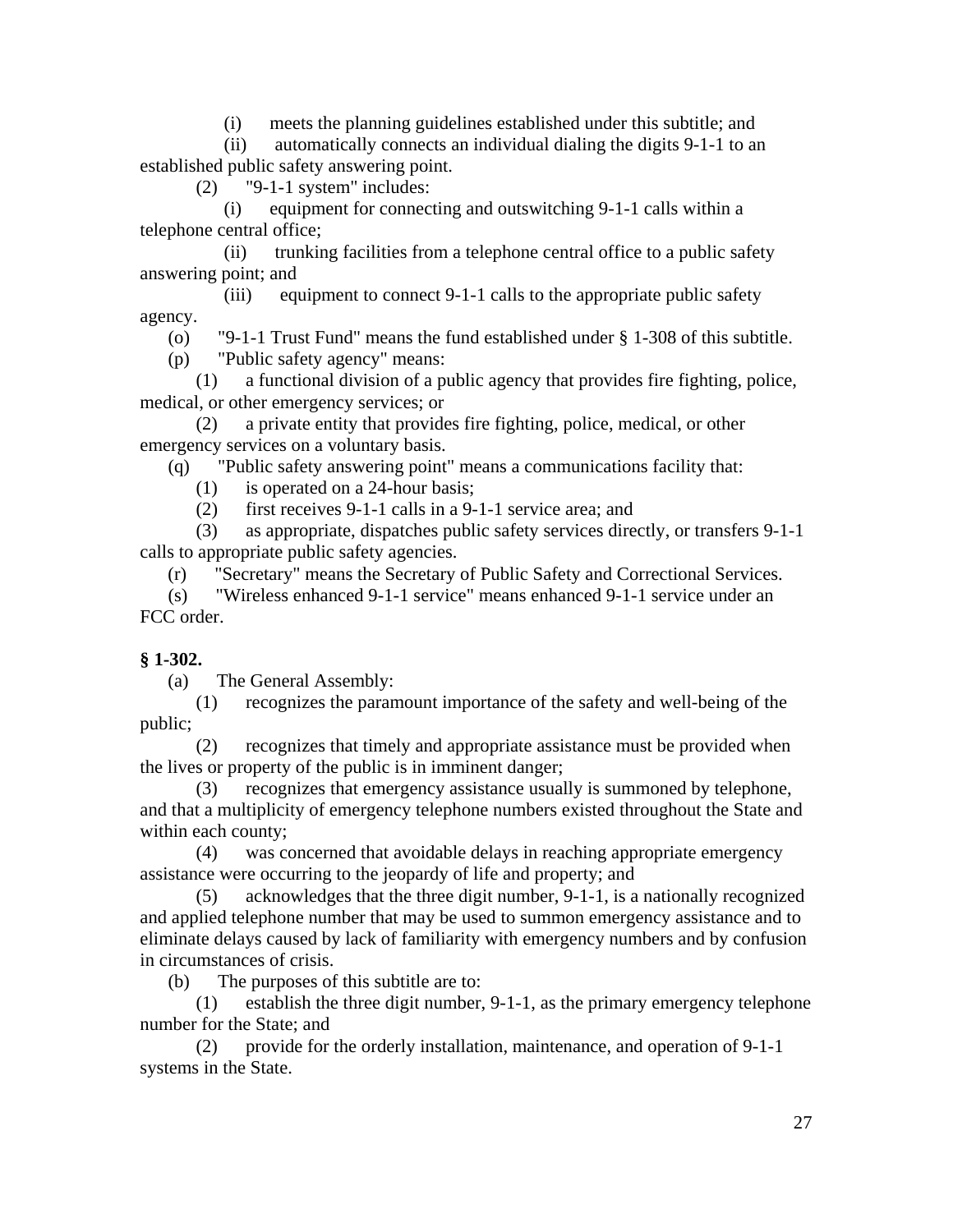(i) meets the planning guidelines established under this subtitle; and

(ii) automatically connects an individual dialing the digits 9-1-1 to an established public safety answering point.

(2) "9-1-1 system" includes:

(i) equipment for connecting and outswitching 9-1-1 calls within a telephone central office;

(ii) trunking facilities from a telephone central office to a public safety answering point; and

(iii) equipment to connect 9-1-1 calls to the appropriate public safety agency.

(o) "9-1-1 Trust Fund" means the fund established under § 1-308 of this subtitle.

(p) "Public safety agency" means:

(1) a functional division of a public agency that provides fire fighting, police, medical, or other emergency services; or

(2) a private entity that provides fire fighting, police, medical, or other emergency services on a voluntary basis.

(q) "Public safety answering point" means a communications facility that:

(1) is operated on a 24-hour basis;

(2) first receives 9-1-1 calls in a 9-1-1 service area; and

(3) as appropriate, dispatches public safety services directly, or transfers 9-1-1 calls to appropriate public safety agencies.

(r) "Secretary" means the Secretary of Public Safety and Correctional Services.

(s) "Wireless enhanced 9-1-1 service" means enhanced 9-1-1 service under an FCC order.

**§ 1-302.**

(a) The General Assembly:

(1) recognizes the paramount importance of the safety and well-being of the public;

(2) recognizes that timely and appropriate assistance must be provided when the lives or property of the public is in imminent danger;

(3) recognizes that emergency assistance usually is summoned by telephone, and that a multiplicity of emergency telephone numbers existed throughout the State and within each county;

(4) was concerned that avoidable delays in reaching appropriate emergency assistance were occurring to the jeopardy of life and property; and

(5) acknowledges that the three digit number, 9-1-1, is a nationally recognized and applied telephone number that may be used to summon emergency assistance and to eliminate delays caused by lack of familiarity with emergency numbers and by confusion in circumstances of crisis.

(b) The purposes of this subtitle are to:

(1) establish the three digit number, 9-1-1, as the primary emergency telephone number for the State; and

(2) provide for the orderly installation, maintenance, and operation of 9-1-1 systems in the State.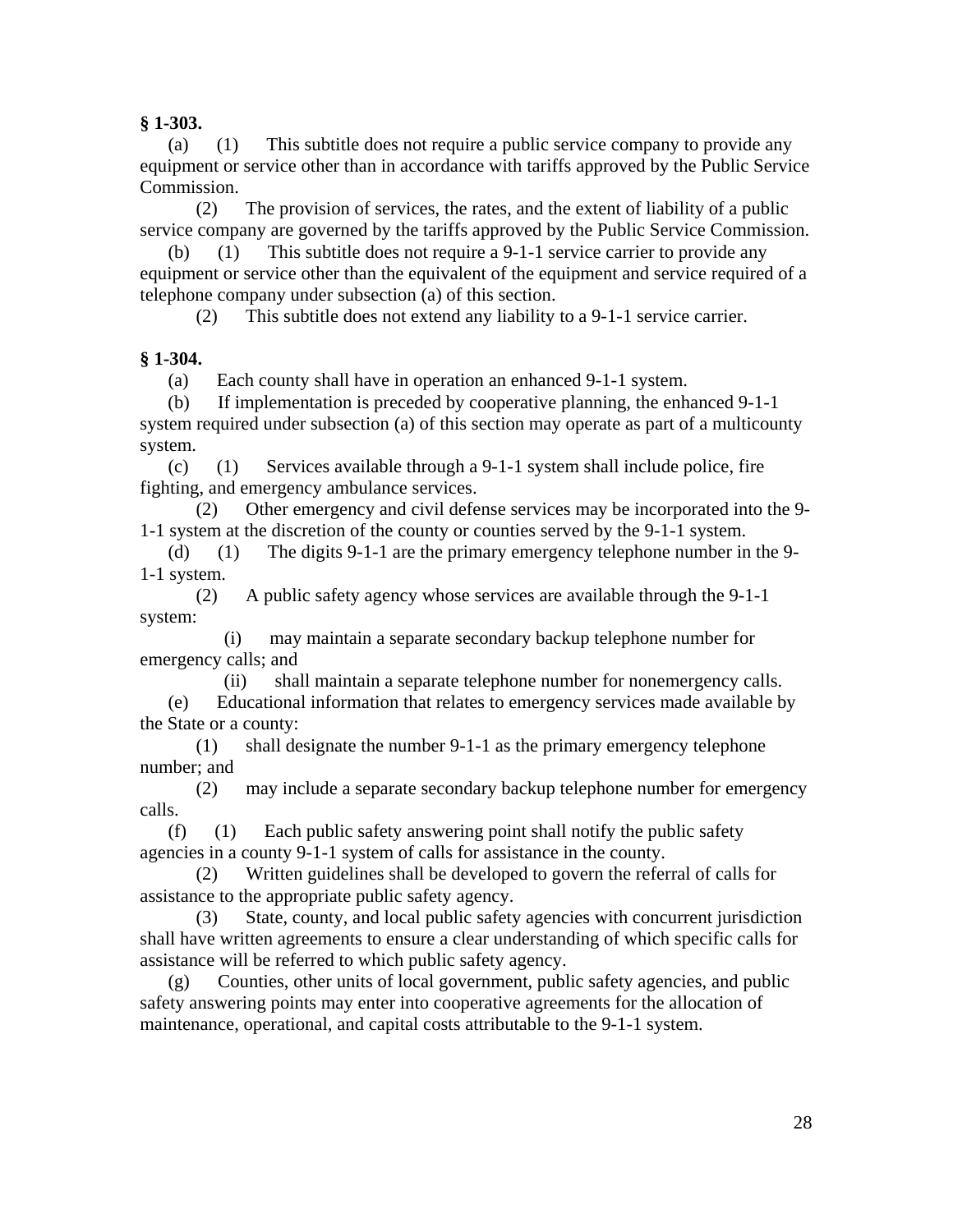**§ 1-303.**

(a) (1) This subtitle does not require a public service company to provide any equipment or service other than in accordance with tariffs approved by the Public Service Commission.

(2) The provision of services, the rates, and the extent of liability of a public service company are governed by the tariffs approved by the Public Service Commission.

(b) (1) This subtitle does not require a 9-1-1 service carrier to provide any equipment or service other than the equivalent of the equipment and service required of a telephone company under subsection (a) of this section.

(2) This subtitle does not extend any liability to a 9-1-1 service carrier.

**§ 1-304.**

(a) Each county shall have in operation an enhanced 9-1-1 system.

(b) If implementation is preceded by cooperative planning, the enhanced 9-1-1 system required under subsection (a) of this section may operate as part of a multicounty system.

(c) (1) Services available through a 9-1-1 system shall include police, fire fighting, and emergency ambulance services.

(2) Other emergency and civil defense services may be incorporated into the 9-1-1 system at the discretion of the county or counties served by the 9-1-1 system.

(d) (1) The digits 9-1-1 are the primary emergency telephone number in the 9-1-1 system.

(2) A public safety agency whose services are available through the 9-1-1 system:

(i) may maintain a separate secondary backup telephone number for emergency calls; and

(ii) shall maintain a separate telephone number for nonemergency calls.

(e) Educational information that relates to emergency services made available by the State or a county:

(1) shall designate the number 9-1-1 as the primary emergency telephone number; and

(2) may include a separate secondary backup telephone number for emergency calls.

(f) (1) Each public safety answering point shall notify the public safety agencies in a county 9-1-1 system of calls for assistance in the county.

(2) Written guidelines shall be developed to govern the referral of calls for assistance to the appropriate public safety agency.

(3) State, county, and local public safety agencies with concurrent jurisdiction shall have written agreements to ensure a clear understanding of which specific calls for assistance will be referred to which public safety agency.

(g) Counties, other units of local government, public safety agencies, and public safety answering points may enter into cooperative agreements for the allocation of maintenance, operational, and capital costs attributable to the 9-1-1 system.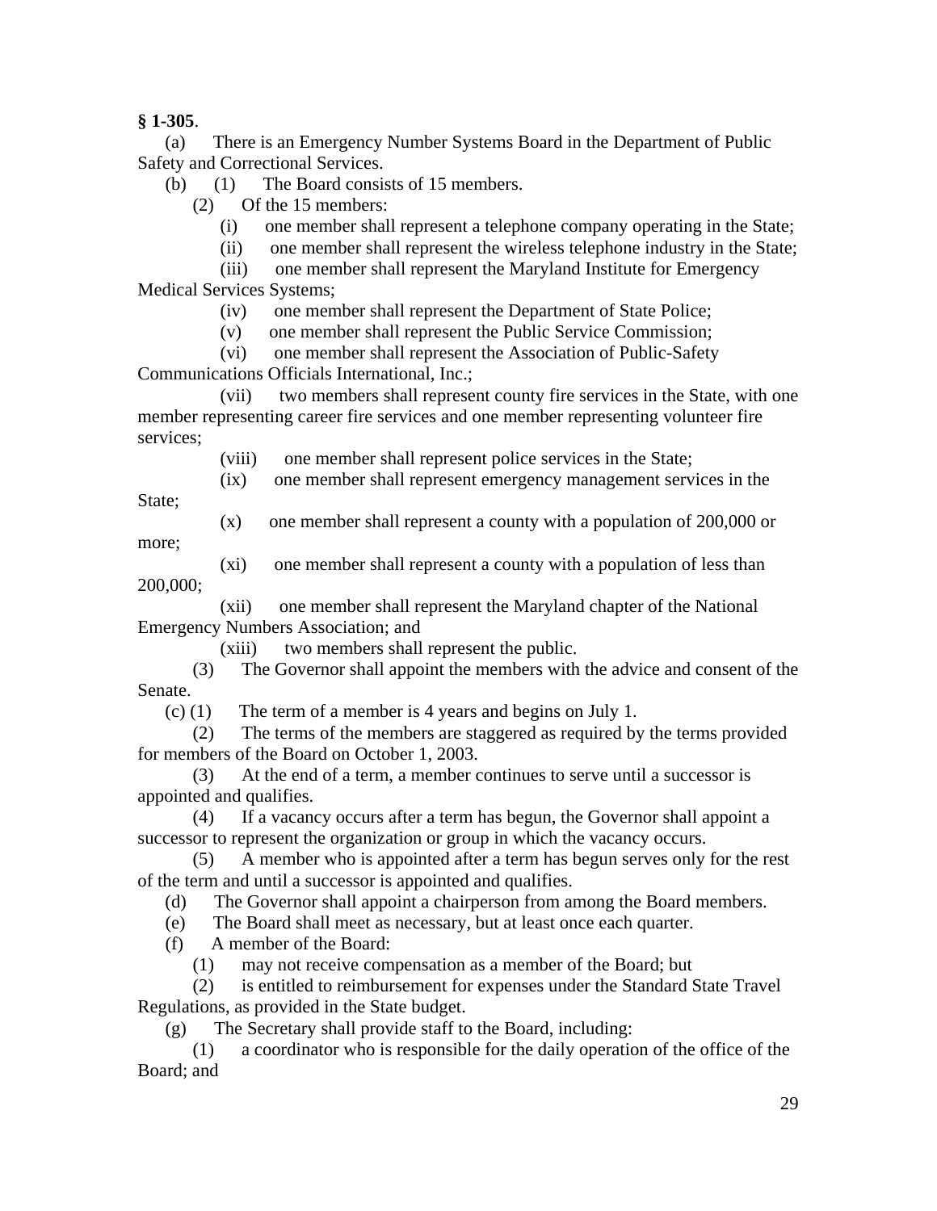**§ 1-305**.

(a) There is an Emergency Number Systems Board in the Department of Public Safety and Correctional Services.

(b) (1) The Board consists of 15 members.

(2) Of the 15 members:

(i) one member shall represent a telephone company operating in the State;

(ii) one member shall represent the wireless telephone industry in the State;

(iii) one member shall represent the Maryland Institute for Emergency Medical Services Systems;

(iv) one member shall represent the Department of State Police;

(v) one member shall represent the Public Service Commission;

(vi) one member shall represent the Association of Public-Safety Communications Officials International, Inc.;

(vii) two members shall represent county fire services in the State, with one member representing career fire services and one member representing volunteer fire services;

(viii) one member shall represent police services in the State;

(ix) one member shall represent emergency management services in the State;

(x) one member shall represent a county with a population of 200,000 or more;

(xi) one member shall represent a county with a population of less than 200,000;

(xii) one member shall represent the Maryland chapter of the National Emergency Numbers Association; and

(xiii) two members shall represent the public.

(3) The Governor shall appoint the members with the advice and consent of the Senate.

(c) (1) The term of a member is 4 years and begins on July 1.

(2) The terms of the members are staggered as required by the terms provided for members of the Board on October 1, 2003.

(3) At the end of a term, a member continues to serve until a successor is appointed and qualifies.

(4) If a vacancy occurs after a term has begun, the Governor shall appoint a successor to represent the organization or group in which the vacancy occurs.

(5) A member who is appointed after a term has begun serves only for the rest of the term and until a successor is appointed and qualifies.

(d) The Governor shall appoint a chairperson from among the Board members.

(e) The Board shall meet as necessary, but at least once each quarter.

(f) A member of the Board:

(1) may not receive compensation as a member of the Board; but

(2) is entitled to reimbursement for expenses under the Standard State Travel Regulations, as provided in the State budget.

(g) The Secretary shall provide staff to the Board, including:

(1) a coordinator who is responsible for the daily operation of the office of the Board; and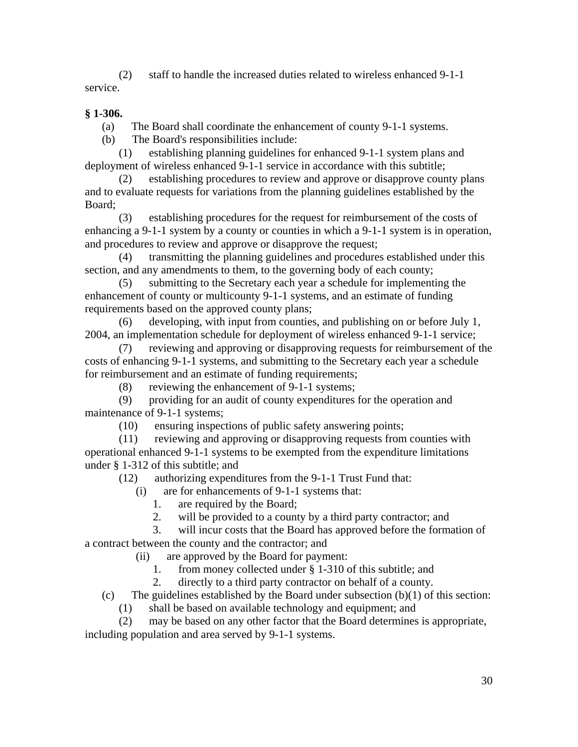(2) staff to handle the increased duties related to wireless enhanced 9-1-1 service.

**§ 1-306.**

(a) The Board shall coordinate the enhancement of county 9-1-1 systems.

(b) The Board's responsibilities include:

(1) establishing planning guidelines for enhanced 9-1-1 system plans and deployment of wireless enhanced 9-1-1 service in accordance with this subtitle;

(2) establishing procedures to review and approve or disapprove county plans and to evaluate requests for variations from the planning guidelines established by the Board;

(3) establishing procedures for the request for reimbursement of the costs of enhancing a 9-1-1 system by a county or counties in which a 9-1-1 system is in operation, and procedures to review and approve or disapprove the request;

(4) transmitting the planning guidelines and procedures established under this section, and any amendments to them, to the governing body of each county;

(5) submitting to the Secretary each year a schedule for implementing the enhancement of county or multicounty 9-1-1 systems, and an estimate of funding requirements based on the approved county plans;

(6) developing, with input from counties, and publishing on or before July 1, 2004, an implementation schedule for deployment of wireless enhanced 9-1-1 service;

(7) reviewing and approving or disapproving requests for reimbursement of the costs of enhancing 9-1-1 systems, and submitting to the Secretary each year a schedule for reimbursement and an estimate of funding requirements;

(8) reviewing the enhancement of 9-1-1 systems;

(9) providing for an audit of county expenditures for the operation and maintenance of 9-1-1 systems;

(10) ensuring inspections of public safety answering points;

(11) reviewing and approving or disapproving requests from counties with operational enhanced 9-1-1 systems to be exempted from the expenditure limitations under § 1-312 of this subtitle; and

(12) authorizing expenditures from the 9-1-1 Trust Fund that:

(i) are for enhancements of 9-1-1 systems that:

1. are required by the Board;

2. will be provided to a county by a third party contractor; and

3. will incur costs that the Board has approved before the formation of a contract between the county and the contractor; and

(ii) are approved by the Board for payment:

1. from money collected under § 1-310 of this subtitle; and

2. directly to a third party contractor on behalf of a county.

(c) The guidelines established by the Board under subsection (b)(1) of this section:

(1) shall be based on available technology and equipment; and

(2) may be based on any other factor that the Board determines is appropriate, including population and area served by 9-1-1 systems.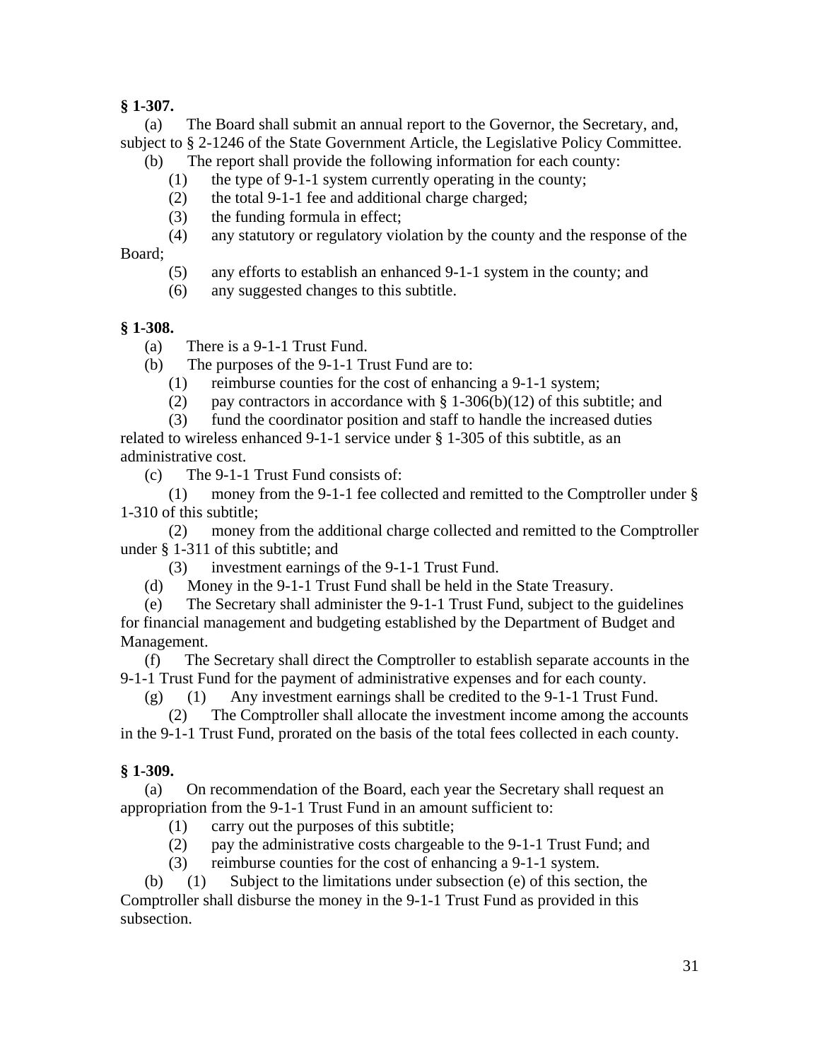**§ 1-307.**

(a) The Board shall submit an annual report to the Governor, the Secretary, and, subject to § 2-1246 of the State Government Article, the Legislative Policy Committee.

(b) The report shall provide the following information for each county:

(1) the type of 9-1-1 system currently operating in the county;

(2) the total 9-1-1 fee and additional charge charged;

(3) the funding formula in effect;

(4) any statutory or regulatory violation by the county and the response of the Board;

(5) any efforts to establish an enhanced 9-1-1 system in the county; and

(6) any suggested changes to this subtitle.

**§ 1-308.**

(a) There is a 9-1-1 Trust Fund.

(b) The purposes of the 9-1-1 Trust Fund are to:

(1) reimburse counties for the cost of enhancing a 9-1-1 system;

(2) pay contractors in accordance with § 1-306(b)(12) of this subtitle; and

(3) fund the coordinator position and staff to handle the increased duties related to wireless enhanced 9-1-1 service under § 1-305 of this subtitle, as an administrative cost.

(c) The 9-1-1 Trust Fund consists of:

(1) money from the 9-1-1 fee collected and remitted to the Comptroller under § 1-310 of this subtitle;

(2) money from the additional charge collected and remitted to the Comptroller under § 1-311 of this subtitle; and

(3) investment earnings of the 9-1-1 Trust Fund.

(d) Money in the 9-1-1 Trust Fund shall be held in the State Treasury.

(e) The Secretary shall administer the 9-1-1 Trust Fund, subject to the guidelines for financial management and budgeting established by the Department of Budget and Management.

(f) The Secretary shall direct the Comptroller to establish separate accounts in the 9-1-1 Trust Fund for the payment of administrative expenses and for each county.

(g) (1) Any investment earnings shall be credited to the 9-1-1 Trust Fund.

(2) The Comptroller shall allocate the investment income among the accounts in the 9-1-1 Trust Fund, prorated on the basis of the total fees collected in each county.

**§ 1-309.**

(a) On recommendation of the Board, each year the Secretary shall request an appropriation from the 9-1-1 Trust Fund in an amount sufficient to:

(1) carry out the purposes of this subtitle;

(2) pay the administrative costs chargeable to the 9-1-1 Trust Fund; and

(3) reimburse counties for the cost of enhancing a 9-1-1 system.

(b) (1) Subject to the limitations under subsection (e) of this section, the Comptroller shall disburse the money in the 9-1-1 Trust Fund as provided in this subsection.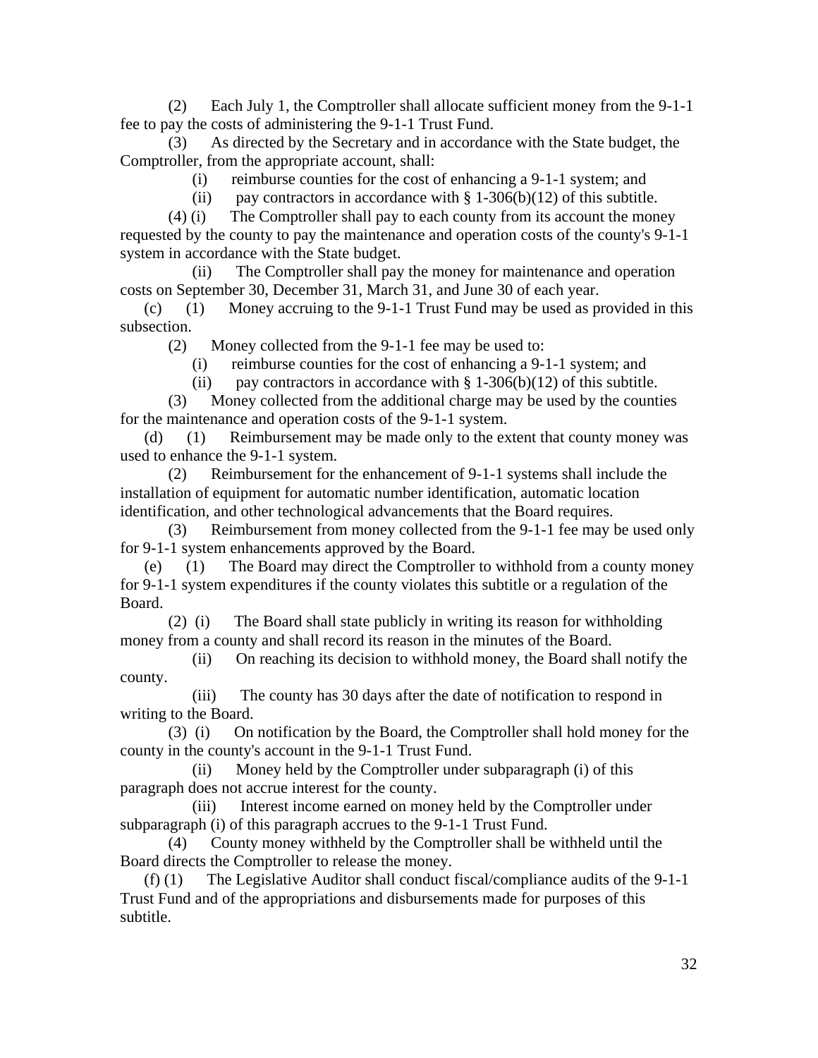(2) Each July 1, the Comptroller shall allocate sufficient money from the 9-1-1 fee to pay the costs of administering the 9-1-1 Trust Fund.

(3) As directed by the Secretary and in accordance with the State budget, the Comptroller, from the appropriate account, shall:

(i) reimburse counties for the cost of enhancing a 9-1-1 system; and

(ii) pay contractors in accordance with § 1-306(b)(12) of this subtitle.

(4) (i) The Comptroller shall pay to each county from its account the money requested by the county to pay the maintenance and operation costs of the county's 9-1-1 system in accordance with the State budget.

(ii) The Comptroller shall pay the money for maintenance and operation costs on September 30, December 31, March 31, and June 30 of each year.

(c) (1) Money accruing to the 9-1-1 Trust Fund may be used as provided in this subsection.

(2) Money collected from the 9-1-1 fee may be used to:

(i) reimburse counties for the cost of enhancing a 9-1-1 system; and

(ii) pay contractors in accordance with § 1-306(b)(12) of this subtitle.

(3) Money collected from the additional charge may be used by the counties for the maintenance and operation costs of the 9-1-1 system.

(d) (1) Reimbursement may be made only to the extent that county money was used to enhance the 9-1-1 system.

(2) Reimbursement for the enhancement of 9-1-1 systems shall include the installation of equipment for automatic number identification, automatic location identification, and other technological advancements that the Board requires.

(3) Reimbursement from money collected from the 9-1-1 fee may be used only for 9-1-1 system enhancements approved by the Board.

(e) (1) The Board may direct the Comptroller to withhold from a county money for 9-1-1 system expenditures if the county violates this subtitle or a regulation of the Board.

(2) (i) The Board shall state publicly in writing its reason for withholding money from a county and shall record its reason in the minutes of the Board.

(ii) On reaching its decision to withhold money, the Board shall notify the county.

(iii) The county has 30 days after the date of notification to respond in writing to the Board.

(3) (i) On notification by the Board, the Comptroller shall hold money for the county in the county's account in the 9-1-1 Trust Fund.

(ii) Money held by the Comptroller under subparagraph (i) of this paragraph does not accrue interest for the county.

(iii) Interest income earned on money held by the Comptroller under subparagraph (i) of this paragraph accrues to the 9-1-1 Trust Fund.

(4) County money withheld by the Comptroller shall be withheld until the Board directs the Comptroller to release the money.

(f) (1) The Legislative Auditor shall conduct fiscal/compliance audits of the 9-1-1 Trust Fund and of the appropriations and disbursements made for purposes of this subtitle.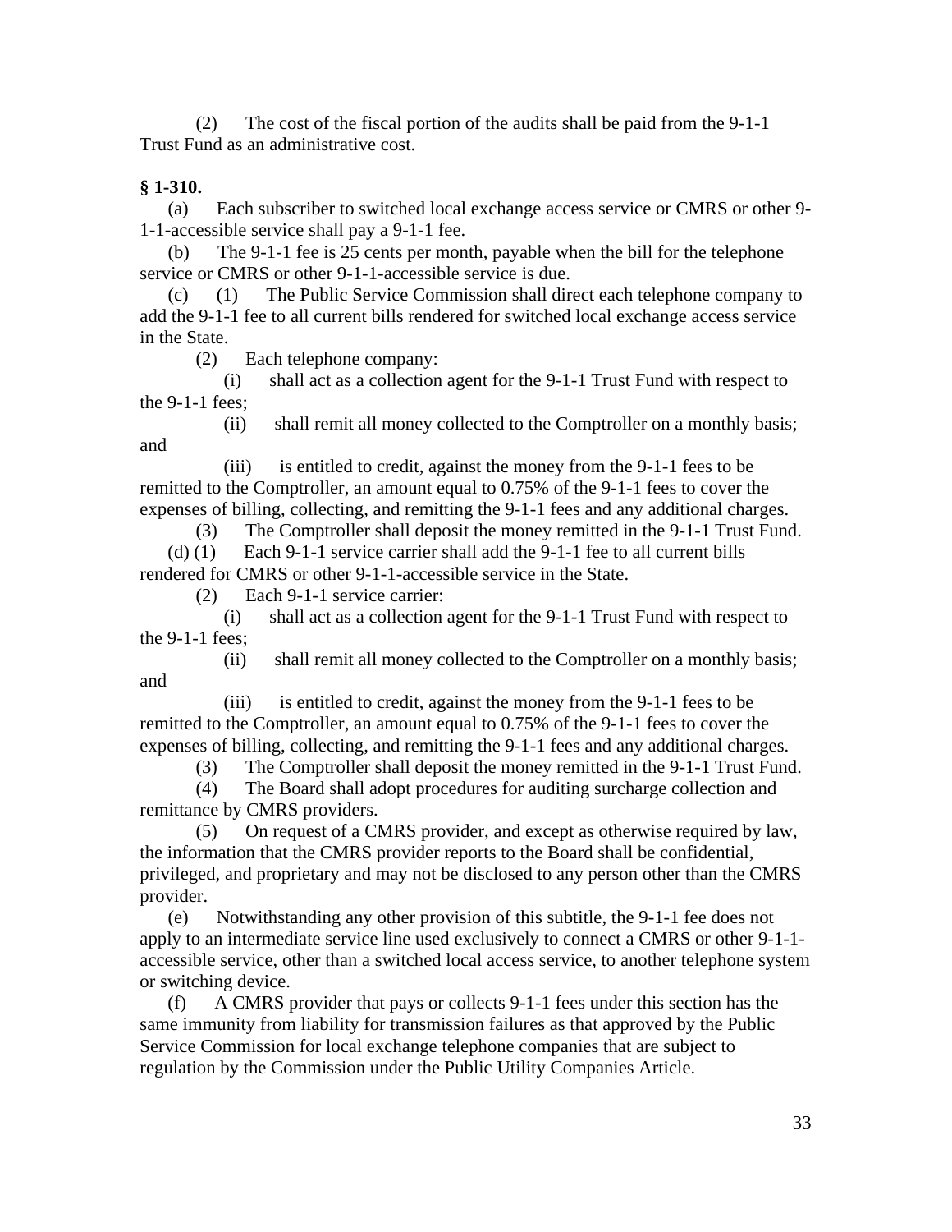(2) The cost of the fiscal portion of the audits shall be paid from the 9-1-1 Trust Fund as an administrative cost.

**§ 1-310.**

(a) Each subscriber to switched local exchange access service or CMRS or other 9-1-1-accessible service shall pay a 9-1-1 fee.

(b) The 9-1-1 fee is 25 cents per month, payable when the bill for the telephone service or CMRS or other 9-1-1-accessible service is due.

(c) (1) The Public Service Commission shall direct each telephone company to add the 9-1-1 fee to all current bills rendered for switched local exchange access service in the State.

(2) Each telephone company:

(i) shall act as a collection agent for the 9-1-1 Trust Fund with respect to the 9-1-1 fees;

(ii) shall remit all money collected to the Comptroller on a monthly basis; and

(iii) is entitled to credit, against the money from the 9-1-1 fees to be remitted to the Comptroller, an amount equal to 0.75% of the 9-1-1 fees to cover the expenses of billing, collecting, and remitting the 9-1-1 fees and any additional charges.

(3) The Comptroller shall deposit the money remitted in the 9-1-1 Trust Fund.

(d) (1) Each 9-1-1 service carrier shall add the 9-1-1 fee to all current bills rendered for CMRS or other 9-1-1-accessible service in the State.

(2) Each 9-1-1 service carrier:

(i) shall act as a collection agent for the 9-1-1 Trust Fund with respect to the 9-1-1 fees;

(ii) shall remit all money collected to the Comptroller on a monthly basis; and

(iii) is entitled to credit, against the money from the 9-1-1 fees to be remitted to the Comptroller, an amount equal to 0.75% of the 9-1-1 fees to cover the expenses of billing, collecting, and remitting the 9-1-1 fees and any additional charges.

(3) The Comptroller shall deposit the money remitted in the 9-1-1 Trust Fund.

(4) The Board shall adopt procedures for auditing surcharge collection and remittance by CMRS providers.

(5) On request of a CMRS provider, and except as otherwise required by law, the information that the CMRS provider reports to the Board shall be confidential, privileged, and proprietary and may not be disclosed to any person other than the CMRS provider.

(e) Notwithstanding any other provision of this subtitle, the 9-1-1 fee does not apply to an intermediate service line used exclusively to connect a CMRS or other 9-1-1-accessible service, other than a switched local access service, to another telephone system or switching device.

(f) A CMRS provider that pays or collects 9-1-1 fees under this section has the same immunity from liability for transmission failures as that approved by the Public Service Commission for local exchange telephone companies that are subject to regulation by the Commission under the Public Utility Companies Article.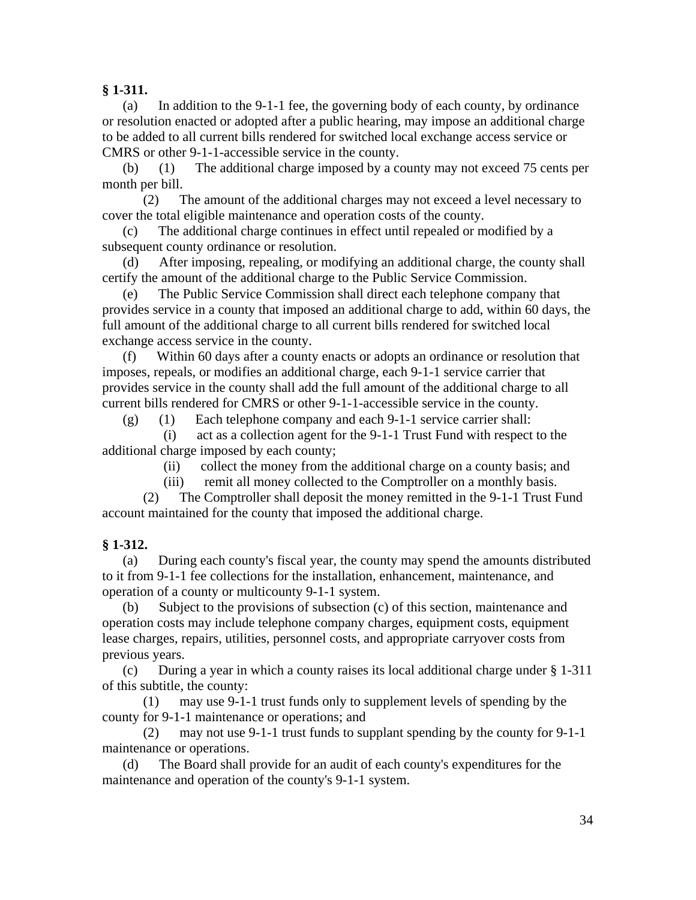**§ 1-311.**

(a) In addition to the 9-1-1 fee, the governing body of each county, by ordinance or resolution enacted or adopted after a public hearing, may impose an additional charge to be added to all current bills rendered for switched local exchange access service or CMRS or other 9-1-1-accessible service in the county.

(b) (1) The additional charge imposed by a county may not exceed 75 cents per month per bill.

(2) The amount of the additional charges may not exceed a level necessary to cover the total eligible maintenance and operation costs of the county.

(c) The additional charge continues in effect until repealed or modified by a subsequent county ordinance or resolution.

(d) After imposing, repealing, or modifying an additional charge, the county shall certify the amount of the additional charge to the Public Service Commission.

(e) The Public Service Commission shall direct each telephone company that provides service in a county that imposed an additional charge to add, within 60 days, the full amount of the additional charge to all current bills rendered for switched local exchange access service in the county.

(f) Within 60 days after a county enacts or adopts an ordinance or resolution that imposes, repeals, or modifies an additional charge, each 9-1-1 service carrier that provides service in the county shall add the full amount of the additional charge to all current bills rendered for CMRS or other 9-1-1-accessible service in the county.

(g) (1) Each telephone company and each 9-1-1 service carrier shall:

(i) act as a collection agent for the 9-1-1 Trust Fund with respect to the additional charge imposed by each county;

(ii) collect the money from the additional charge on a county basis; and

(iii) remit all money collected to the Comptroller on a monthly basis.

(2) The Comptroller shall deposit the money remitted in the 9-1-1 Trust Fund account maintained for the county that imposed the additional charge.

**§ 1-312.**

(a) During each county's fiscal year, the county may spend the amounts distributed to it from 9-1-1 fee collections for the installation, enhancement, maintenance, and operation of a county or multicounty 9-1-1 system.

(b) Subject to the provisions of subsection (c) of this section, maintenance and operation costs may include telephone company charges, equipment costs, equipment lease charges, repairs, utilities, personnel costs, and appropriate carryover costs from previous years.

(c) During a year in which a county raises its local additional charge under § 1-311 of this subtitle, the county:

(1) may use 9-1-1 trust funds only to supplement levels of spending by the county for 9-1-1 maintenance or operations; and

(2) may not use 9-1-1 trust funds to supplant spending by the county for 9-1-1 maintenance or operations.

(d) The Board shall provide for an audit of each county's expenditures for the maintenance and operation of the county's 9-1-1 system.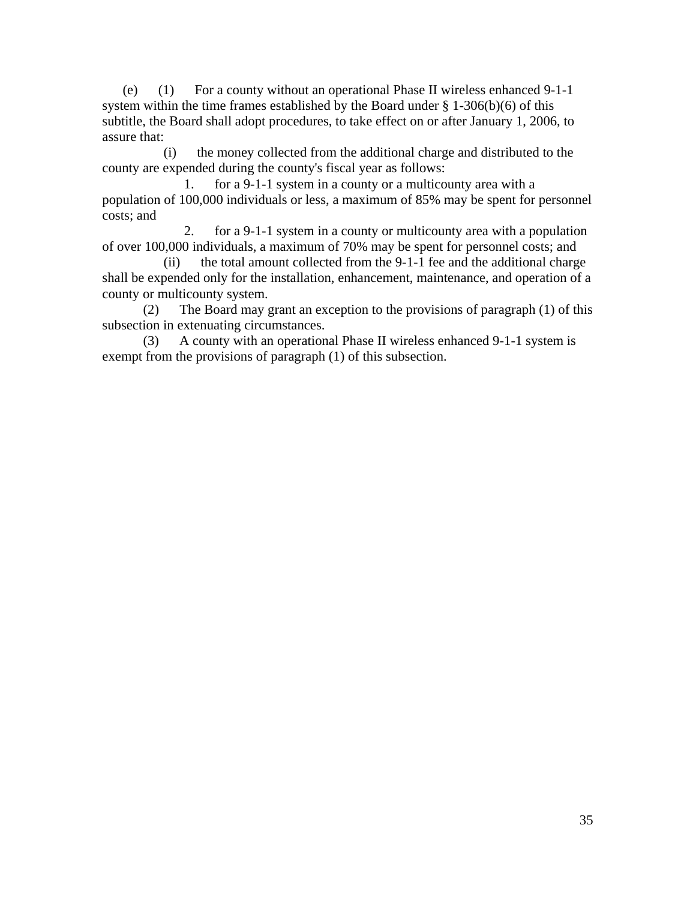(e) (1) For a county without an operational Phase II wireless enhanced 9-1-1 system within the time frames established by the Board under § 1-306(b)(6) of this subtitle, the Board shall adopt procedures, to take effect on or after January 1, 2006, to assure that:

(i) the money collected from the additional charge and distributed to the county are expended during the county's fiscal year as follows:

1. for a 9-1-1 system in a county or a multicounty area with a population of 100,000 individuals or less, a maximum of 85% may be spent for personnel costs; and

2. for a 9-1-1 system in a county or multicounty area with a population of over 100,000 individuals, a maximum of 70% may be spent for personnel costs; and

(ii) the total amount collected from the 9-1-1 fee and the additional charge shall be expended only for the installation, enhancement, maintenance, and operation of a county or multicounty system.

(2) The Board may grant an exception to the provisions of paragraph (1) of this subsection in extenuating circumstances.

(3) A county with an operational Phase II wireless enhanced 9-1-1 system is exempt from the provisions of paragraph (1) of this subsection.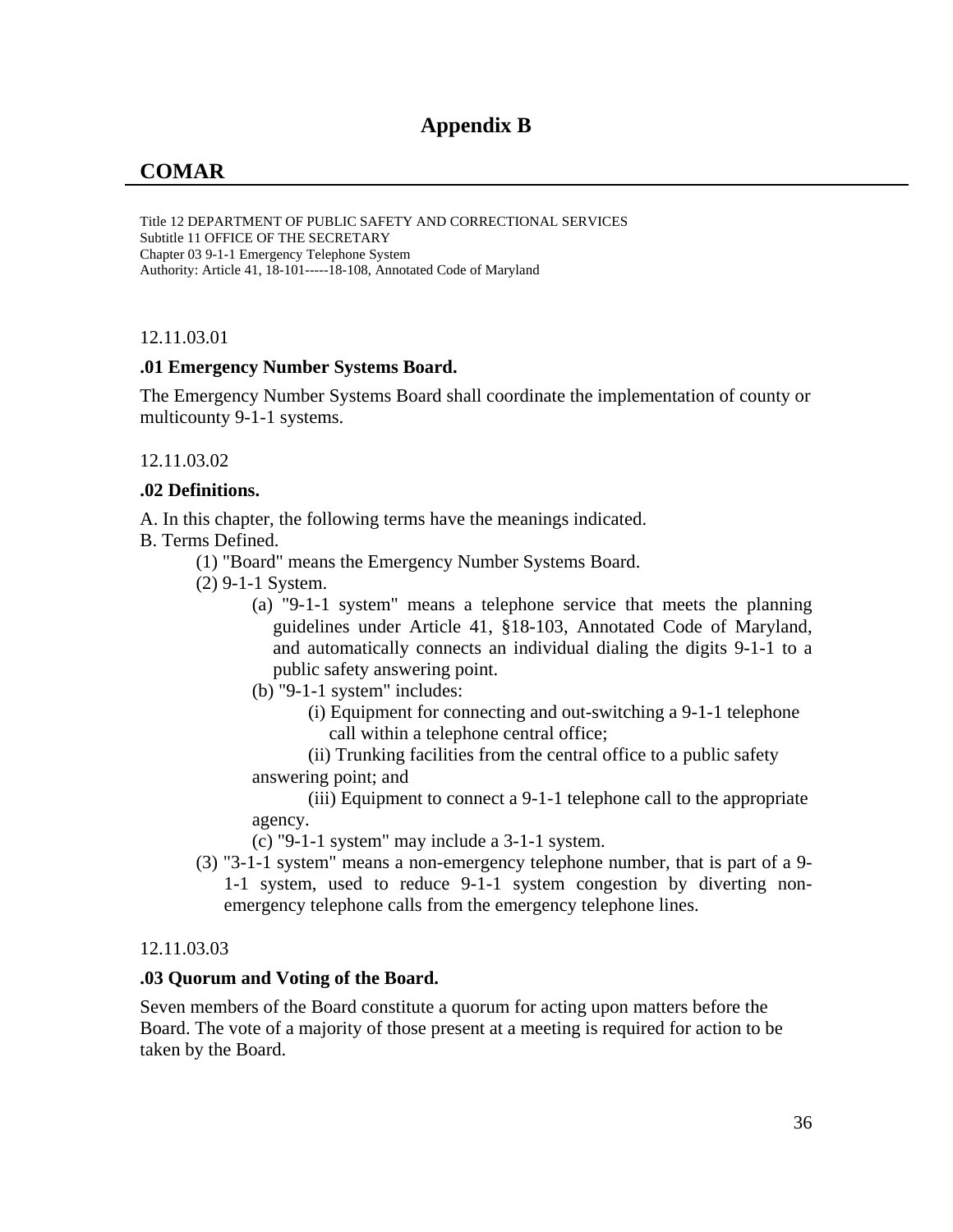# Appendix B

## COMAR

Title 12 DEPARTMENT OF PUBLIC SAFETY AND CORRECTIONAL SERVICES
Subtitle 11 OFFICE OF THE SECRETARY
Chapter 03 9-1-1 Emergency Telephone System
Authority: Article 41, 18-101-----18-108, Annotated Code of Maryland

12.11.03.01

**.01 Emergency Number Systems Board.**

The Emergency Number Systems Board shall coordinate the implementation of county or multicounty 9-1-1 systems.

12.11.03.02

**.02 Definitions.**

A. In this chapter, the following terms have the meanings indicated.
B. Terms Defined.

- (1) "Board" means the Emergency Number Systems Board.
- (2) 9-1-1 System.
  - (a) "9-1-1 system" means a telephone service that meets the planning guidelines under Article 41, §18-103, Annotated Code of Maryland, and automatically connects an individual dialing the digits 9-1-1 to a public safety answering point.
  - (b) "9-1-1 system" includes:
    - (i) Equipment for connecting and out-switching a 9-1-1 telephone call within a telephone central office;
    - (ii) Trunking facilities from the central office to a public safety answering point; and
    - (iii) Equipment to connect a 9-1-1 telephone call to the appropriate agency.
  - (c) "9-1-1 system" may include a 3-1-1 system.
- (3) "3-1-1 system" means a non-emergency telephone number, that is part of a 9-1-1 system, used to reduce 9-1-1 system congestion by diverting non-emergency telephone calls from the emergency telephone lines.

12.11.03.03

**.03 Quorum and Voting of the Board.**

Seven members of the Board constitute a quorum for acting upon matters before the Board. The vote of a majority of those present at a meeting is required for action to be taken by the Board.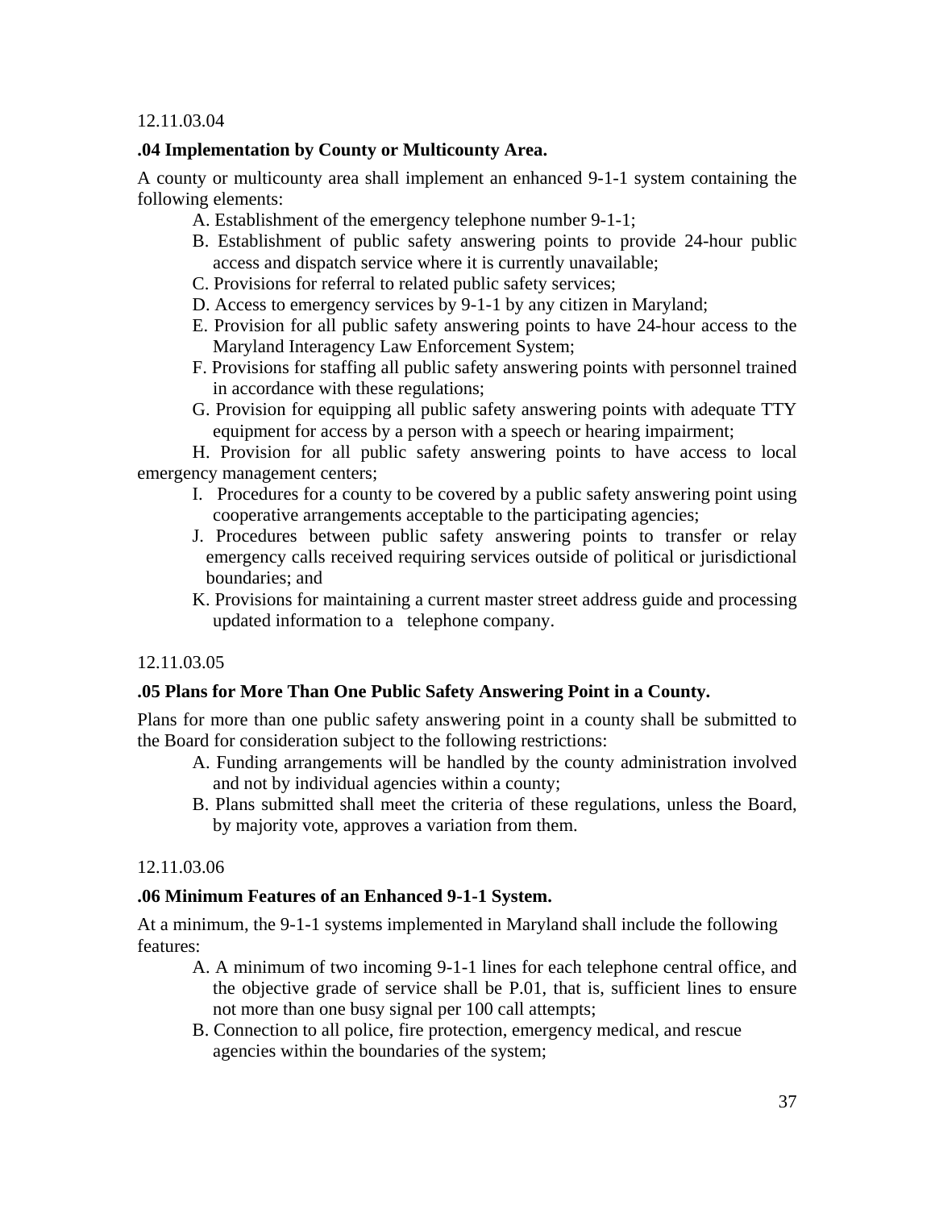12.11.03.04

**.04 Implementation by County or Multicounty Area.**

A county or multicounty area shall implement an enhanced 9-1-1 system containing the following elements:

A. Establishment of the emergency telephone number 9-1-1;

B. Establishment of public safety answering points to provide 24-hour public access and dispatch service where it is currently unavailable;

C. Provisions for referral to related public safety services;

D. Access to emergency services by 9-1-1 by any citizen in Maryland;

E. Provision for all public safety answering points to have 24-hour access to the Maryland Interagency Law Enforcement System;

F. Provisions for staffing all public safety answering points with personnel trained in accordance with these regulations;

G. Provision for equipping all public safety answering points with adequate TTY equipment for access by a person with a speech or hearing impairment;

H. Provision for all public safety answering points to have access to local emergency management centers;

I. Procedures for a county to be covered by a public safety answering point using cooperative arrangements acceptable to the participating agencies;

J. Procedures between public safety answering points to transfer or relay emergency calls received requiring services outside of political or jurisdictional boundaries; and

K. Provisions for maintaining a current master street address guide and processing updated information to a telephone company.

12.11.03.05

**.05 Plans for More Than One Public Safety Answering Point in a County.**

Plans for more than one public safety answering point in a county shall be submitted to the Board for consideration subject to the following restrictions:

A. Funding arrangements will be handled by the county administration involved and not by individual agencies within a county;

B. Plans submitted shall meet the criteria of these regulations, unless the Board, by majority vote, approves a variation from them.

12.11.03.06

**.06 Minimum Features of an Enhanced 9-1-1 System.**

At a minimum, the 9-1-1 systems implemented in Maryland shall include the following features:

A. A minimum of two incoming 9-1-1 lines for each telephone central office, and the objective grade of service shall be P.01, that is, sufficient lines to ensure not more than one busy signal per 100 call attempts;

B. Connection to all police, fire protection, emergency medical, and rescue agencies within the boundaries of the system;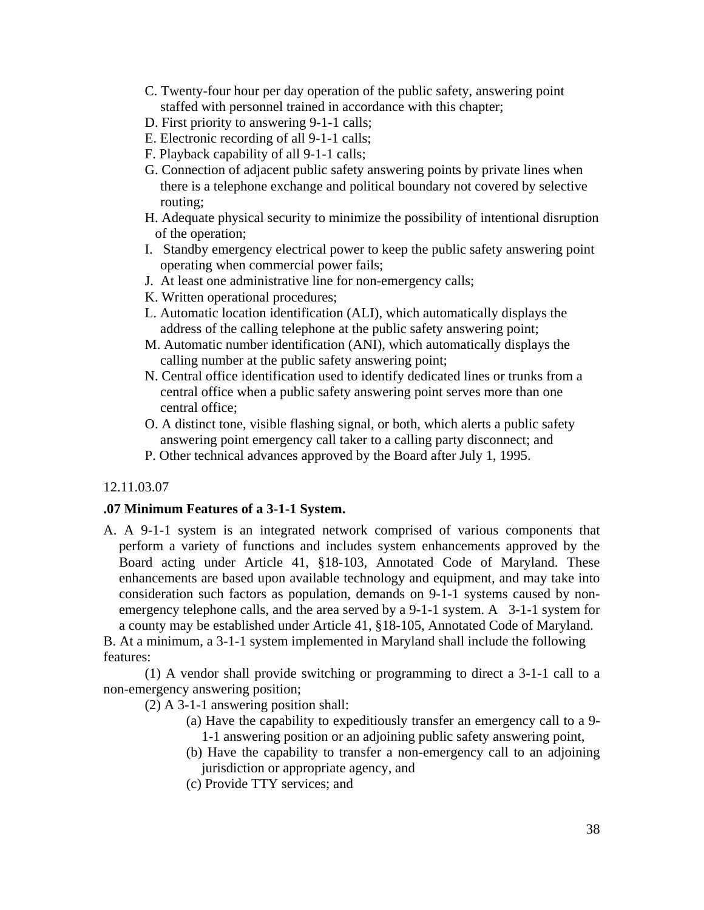C. Twenty-four hour per day operation of the public safety, answering point staffed with personnel trained in accordance with this chapter;

D. First priority to answering 9-1-1 calls;

E. Electronic recording of all 9-1-1 calls;

F. Playback capability of all 9-1-1 calls;

G. Connection of adjacent public safety answering points by private lines when there is a telephone exchange and political boundary not covered by selective routing;

H. Adequate physical security to minimize the possibility of intentional disruption of the operation;

I. Standby emergency electrical power to keep the public safety answering point operating when commercial power fails;

J. At least one administrative line for non-emergency calls;

K. Written operational procedures;

L. Automatic location identification (ALI), which automatically displays the address of the calling telephone at the public safety answering point;

M. Automatic number identification (ANI), which automatically displays the calling number at the public safety answering point;

N. Central office identification used to identify dedicated lines or trunks from a central office when a public safety answering point serves more than one central office;

O. A distinct tone, visible flashing signal, or both, which alerts a public safety answering point emergency call taker to a calling party disconnect; and

P. Other technical advances approved by the Board after July 1, 1995.

12.11.03.07

**.07 Minimum Features of a 3-1-1 System.**

A. A 9-1-1 system is an integrated network comprised of various components that perform a variety of functions and includes system enhancements approved by the Board acting under Article 41, §18-103, Annotated Code of Maryland. These enhancements are based upon available technology and equipment, and may take into consideration such factors as population, demands on 9-1-1 systems caused by non-emergency telephone calls, and the area served by a 9-1-1 system. A 3-1-1 system for a county may be established under Article 41, §18-105, Annotated Code of Maryland.

B. At a minimum, a 3-1-1 system implemented in Maryland shall include the following features:

(1) A vendor shall provide switching or programming to direct a 3-1-1 call to a non-emergency answering position;

(2) A 3-1-1 answering position shall:

(a) Have the capability to expeditiously transfer an emergency call to a 9-1-1 answering position or an adjoining public safety answering point,

(b) Have the capability to transfer a non-emergency call to an adjoining jurisdiction or appropriate agency, and

(c) Provide TTY services; and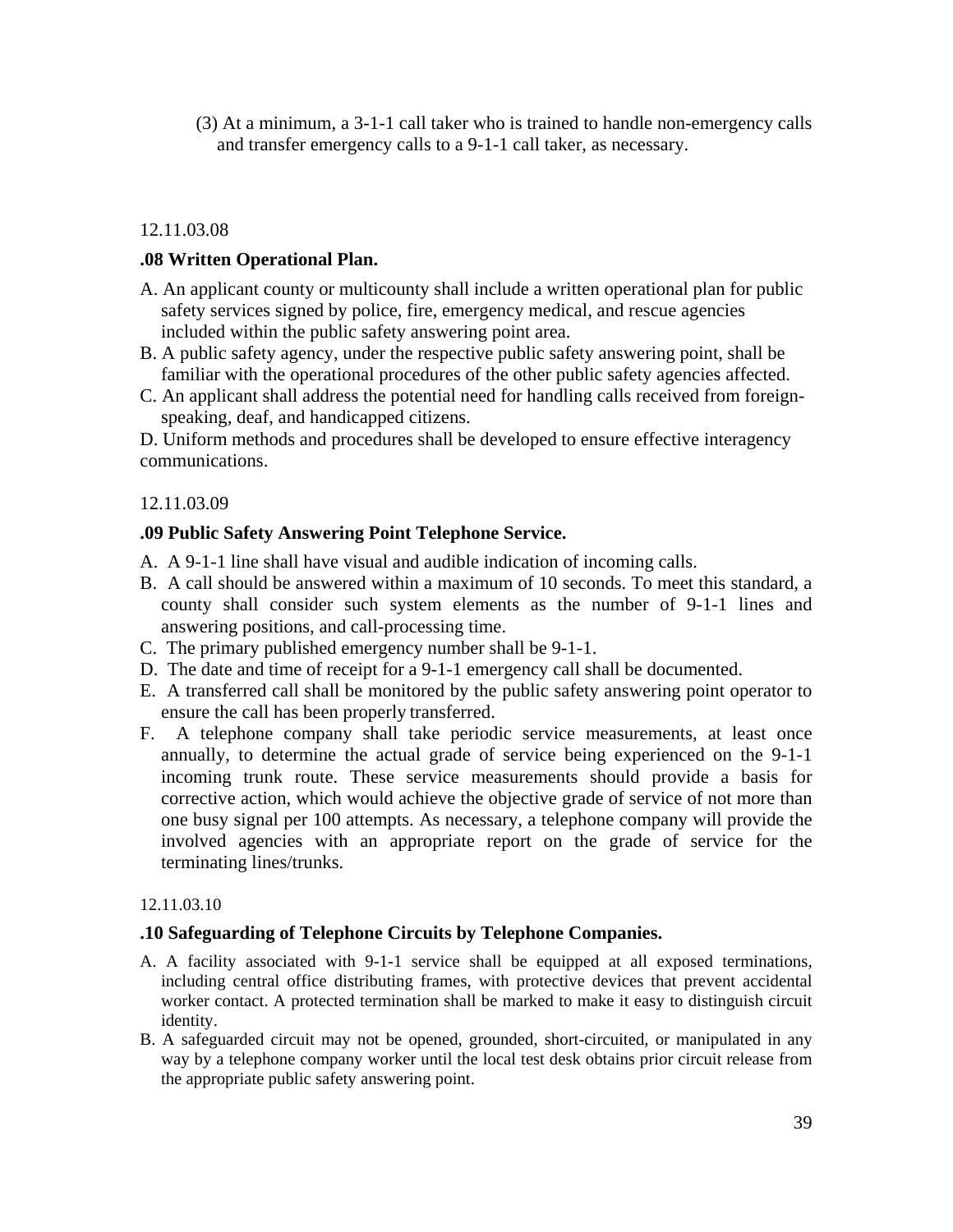(3) At a minimum, a 3-1-1 call taker who is trained to handle non-emergency calls and transfer emergency calls to a 9-1-1 call taker, as necessary.

12.11.03.08

**.08 Written Operational Plan.**

A. An applicant county or multicounty shall include a written operational plan for public safety services signed by police, fire, emergency medical, and rescue agencies included within the public safety answering point area.

B. A public safety agency, under the respective public safety answering point, shall be familiar with the operational procedures of the other public safety agencies affected.

C. An applicant shall address the potential need for handling calls received from foreign-speaking, deaf, and handicapped citizens.

D. Uniform methods and procedures shall be developed to ensure effective interagency communications.

12.11.03.09

**.09 Public Safety Answering Point Telephone Service.**

A. A 9-1-1 line shall have visual and audible indication of incoming calls.

B. A call should be answered within a maximum of 10 seconds. To meet this standard, a county shall consider such system elements as the number of 9-1-1 lines and answering positions, and call-processing time.

C. The primary published emergency number shall be 9-1-1.

D. The date and time of receipt for a 9-1-1 emergency call shall be documented.

E. A transferred call shall be monitored by the public safety answering point operator to ensure the call has been properly transferred.

F. A telephone company shall take periodic service measurements, at least once annually, to determine the actual grade of service being experienced on the 9-1-1 incoming trunk route. These service measurements should provide a basis for corrective action, which would achieve the objective grade of service of not more than one busy signal per 100 attempts. As necessary, a telephone company will provide the involved agencies with an appropriate report on the grade of service for the terminating lines/trunks.

12.11.03.10

**.10 Safeguarding of Telephone Circuits by Telephone Companies.**

A. A facility associated with 9-1-1 service shall be equipped at all exposed terminations, including central office distributing frames, with protective devices that prevent accidental worker contact. A protected termination shall be marked to make it easy to distinguish circuit identity.

B. A safeguarded circuit may not be opened, grounded, short-circuited, or manipulated in any way by a telephone company worker until the local test desk obtains prior circuit release from the appropriate public safety answering point.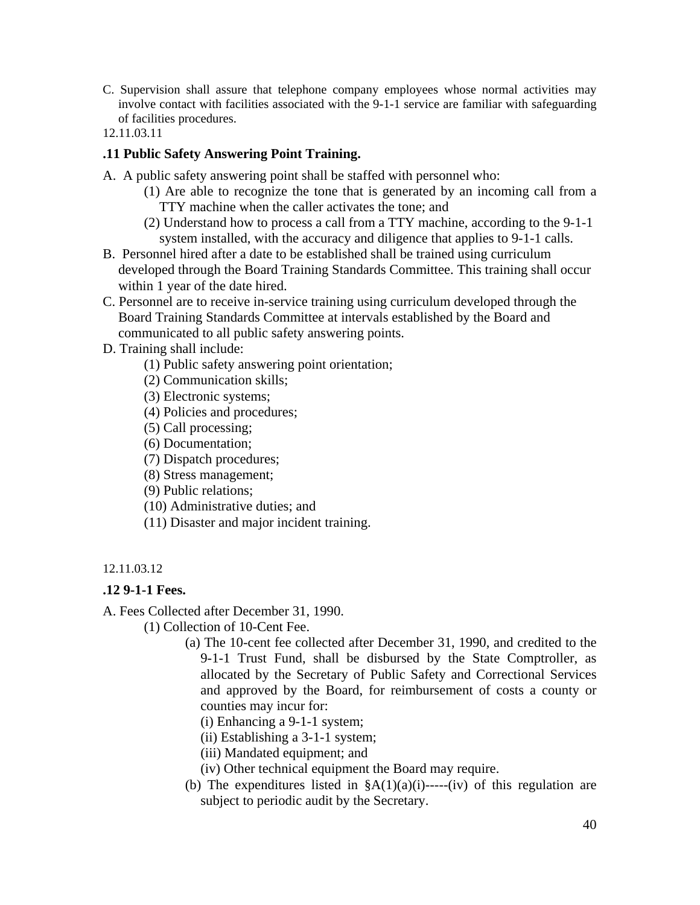C. Supervision shall assure that telephone company employees whose normal activities may involve contact with facilities associated with the 9-1-1 service are familiar with safeguarding of facilities procedures.

12.11.03.11

### .11 Public Safety Answering Point Training.

A. A public safety answering point shall be staffed with personnel who:

(1) Are able to recognize the tone that is generated by an incoming call from a TTY machine when the caller activates the tone; and

(2) Understand how to process a call from a TTY machine, according to the 9-1-1 system installed, with the accuracy and diligence that applies to 9-1-1 calls.

B. Personnel hired after a date to be established shall be trained using curriculum developed through the Board Training Standards Committee. This training shall occur within 1 year of the date hired.

C. Personnel are to receive in-service training using curriculum developed through the Board Training Standards Committee at intervals established by the Board and communicated to all public safety answering points.

D. Training shall include:

(1) Public safety answering point orientation;

(2) Communication skills;

(3) Electronic systems;

(4) Policies and procedures;

(5) Call processing;

(6) Documentation;

(7) Dispatch procedures;

(8) Stress management;

(9) Public relations;

(10) Administrative duties; and

(11) Disaster and major incident training.

12.11.03.12

### .12 9-1-1 Fees.

A. Fees Collected after December 31, 1990.

(1) Collection of 10-Cent Fee.

(a) The 10-cent fee collected after December 31, 1990, and credited to the 9-1-1 Trust Fund, shall be disbursed by the State Comptroller, as allocated by the Secretary of Public Safety and Correctional Services and approved by the Board, for reimbursement of costs a county or counties may incur for:

(i) Enhancing a 9-1-1 system;

(ii) Establishing a 3-1-1 system;

(iii) Mandated equipment; and

(iv) Other technical equipment the Board may require.

(b) The expenditures listed in §A(1)(a)(i)-----(iv) of this regulation are subject to periodic audit by the Secretary.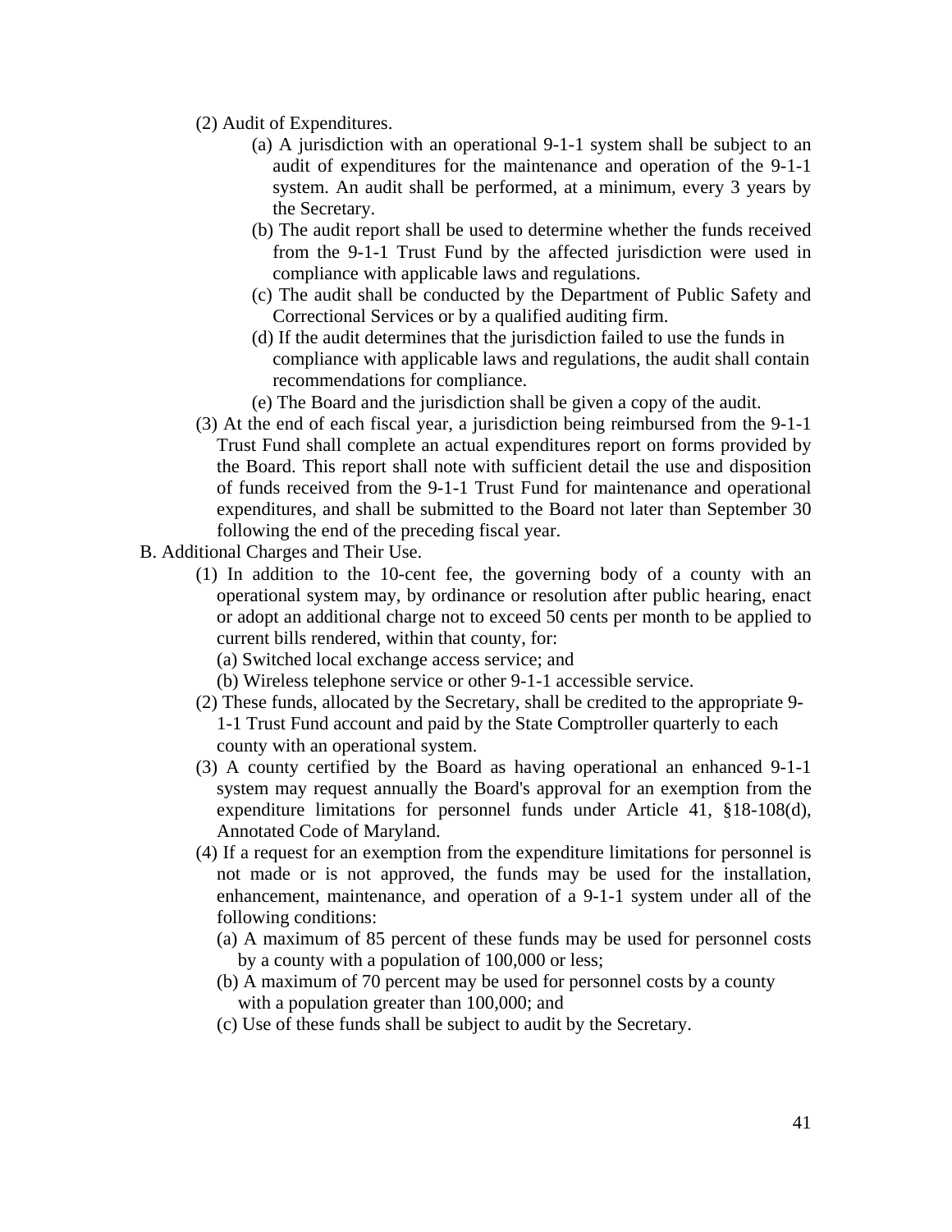(2) Audit of Expenditures.

- (a) A jurisdiction with an operational 9-1-1 system shall be subject to an audit of expenditures for the maintenance and operation of the 9-1-1 system. An audit shall be performed, at a minimum, every 3 years by the Secretary.
- (b) The audit report shall be used to determine whether the funds received from the 9-1-1 Trust Fund by the affected jurisdiction were used in compliance with applicable laws and regulations.
- (c) The audit shall be conducted by the Department of Public Safety and Correctional Services or by a qualified auditing firm.
- (d) If the audit determines that the jurisdiction failed to use the funds in compliance with applicable laws and regulations, the audit shall contain recommendations for compliance.
- (e) The Board and the jurisdiction shall be given a copy of the audit.

(3) At the end of each fiscal year, a jurisdiction being reimbursed from the 9-1-1 Trust Fund shall complete an actual expenditures report on forms provided by the Board. This report shall note with sufficient detail the use and disposition of funds received from the 9-1-1 Trust Fund for maintenance and operational expenditures, and shall be submitted to the Board not later than September 30 following the end of the preceding fiscal year.

B. Additional Charges and Their Use.

(1) In addition to the 10-cent fee, the governing body of a county with an operational system may, by ordinance or resolution after public hearing, enact or adopt an additional charge not to exceed 50 cents per month to be applied to current bills rendered, within that county, for:

- (a) Switched local exchange access service; and
- (b) Wireless telephone service or other 9-1-1 accessible service.

(2) These funds, allocated by the Secretary, shall be credited to the appropriate 9-1-1 Trust Fund account and paid by the State Comptroller quarterly to each county with an operational system.

(3) A county certified by the Board as having operational an enhanced 9-1-1 system may request annually the Board's approval for an exemption from the expenditure limitations for personnel funds under Article 41, §18-108(d), Annotated Code of Maryland.

(4) If a request for an exemption from the expenditure limitations for personnel is not made or is not approved, the funds may be used for the installation, enhancement, maintenance, and operation of a 9-1-1 system under all of the following conditions:

- (a) A maximum of 85 percent of these funds may be used for personnel costs by a county with a population of 100,000 or less;
- (b) A maximum of 70 percent may be used for personnel costs by a county with a population greater than 100,000; and
- (c) Use of these funds shall be subject to audit by the Secretary.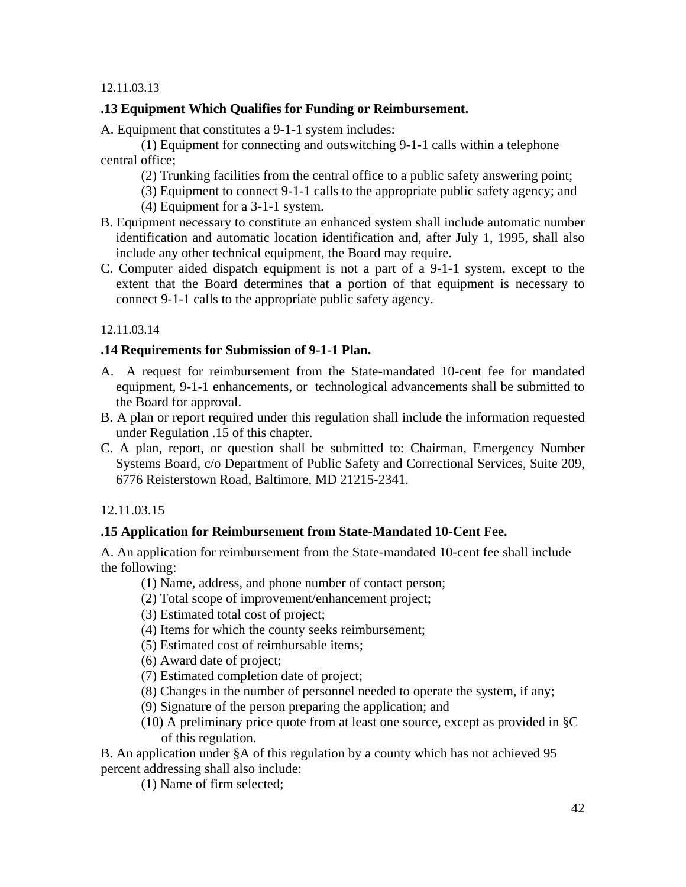12.11.03.13

**.13 Equipment Which Qualifies for Funding or Reimbursement.**

A. Equipment that constitutes a 9-1-1 system includes:

(1) Equipment for connecting and outswitching 9-1-1 calls within a telephone central office;

(2) Trunking facilities from the central office to a public safety answering point;

(3) Equipment to connect 9-1-1 calls to the appropriate public safety agency; and

(4) Equipment for a 3-1-1 system.

B. Equipment necessary to constitute an enhanced system shall include automatic number identification and automatic location identification and, after July 1, 1995, shall also include any other technical equipment, the Board may require.

C. Computer aided dispatch equipment is not a part of a 9-1-1 system, except to the extent that the Board determines that a portion of that equipment is necessary to connect 9-1-1 calls to the appropriate public safety agency.

12.11.03.14

**.14 Requirements for Submission of 9-1-1 Plan.**

A. A request for reimbursement from the State-mandated 10-cent fee for mandated equipment, 9-1-1 enhancements, or technological advancements shall be submitted to the Board for approval.

B. A plan or report required under this regulation shall include the information requested under Regulation .15 of this chapter.

C. A plan, report, or question shall be submitted to: Chairman, Emergency Number Systems Board, c/o Department of Public Safety and Correctional Services, Suite 209, 6776 Reisterstown Road, Baltimore, MD 21215-2341.

12.11.03.15

**.15 Application for Reimbursement from State-Mandated 10-Cent Fee.**

A. An application for reimbursement from the State-mandated 10-cent fee shall include the following:

(1) Name, address, and phone number of contact person;

(2) Total scope of improvement/enhancement project;

(3) Estimated total cost of project;

(4) Items for which the county seeks reimbursement;

(5) Estimated cost of reimbursable items;

(6) Award date of project;

(7) Estimated completion date of project;

(8) Changes in the number of personnel needed to operate the system, if any;

(9) Signature of the person preparing the application; and

(10) A preliminary price quote from at least one source, except as provided in §C of this regulation.

B. An application under §A of this regulation by a county which has not achieved 95 percent addressing shall also include:

(1) Name of firm selected;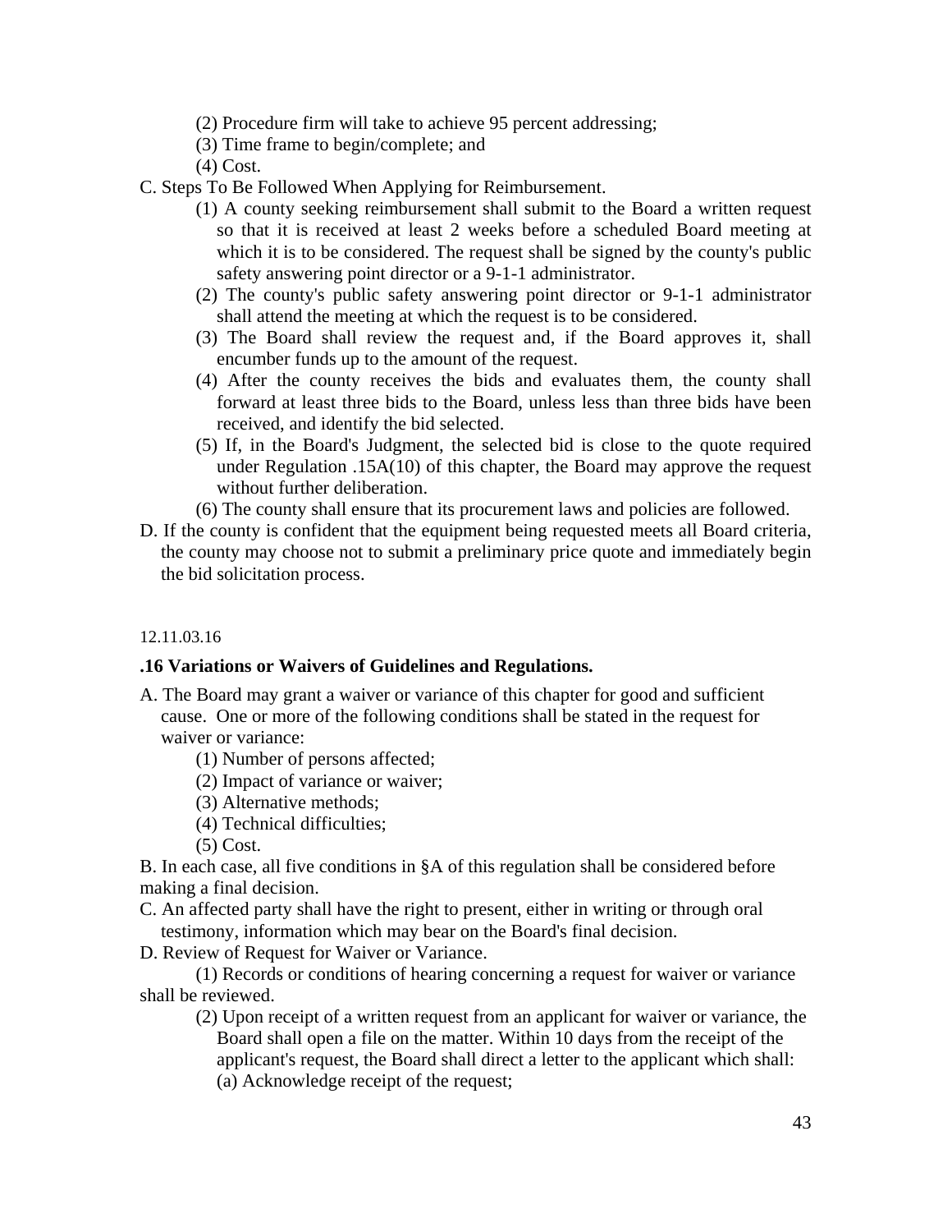(2) Procedure firm will take to achieve 95 percent addressing;

(3) Time frame to begin/complete; and

(4) Cost.

C. Steps To Be Followed When Applying for Reimbursement.

(1) A county seeking reimbursement shall submit to the Board a written request so that it is received at least 2 weeks before a scheduled Board meeting at which it is to be considered. The request shall be signed by the county's public safety answering point director or a 9-1-1 administrator.

(2) The county's public safety answering point director or 9-1-1 administrator shall attend the meeting at which the request is to be considered.

(3) The Board shall review the request and, if the Board approves it, shall encumber funds up to the amount of the request.

(4) After the county receives the bids and evaluates them, the county shall forward at least three bids to the Board, unless less than three bids have been received, and identify the bid selected.

(5) If, in the Board's Judgment, the selected bid is close to the quote required under Regulation .15A(10) of this chapter, the Board may approve the request without further deliberation.

(6) The county shall ensure that its procurement laws and policies are followed.

D. If the county is confident that the equipment being requested meets all Board criteria, the county may choose not to submit a preliminary price quote and immediately begin the bid solicitation process.

12.11.03.16

**.16 Variations or Waivers of Guidelines and Regulations.**

A. The Board may grant a waiver or variance of this chapter for good and sufficient cause. One or more of the following conditions shall be stated in the request for waiver or variance:

(1) Number of persons affected;

(2) Impact of variance or waiver;

(3) Alternative methods;

(4) Technical difficulties;

(5) Cost.

B. In each case, all five conditions in §A of this regulation shall be considered before making a final decision.

C. An affected party shall have the right to present, either in writing or through oral testimony, information which may bear on the Board's final decision.

D. Review of Request for Waiver or Variance.

(1) Records or conditions of hearing concerning a request for waiver or variance shall be reviewed.

(2) Upon receipt of a written request from an applicant for waiver or variance, the Board shall open a file on the matter. Within 10 days from the receipt of the applicant's request, the Board shall direct a letter to the applicant which shall:

(a) Acknowledge receipt of the request;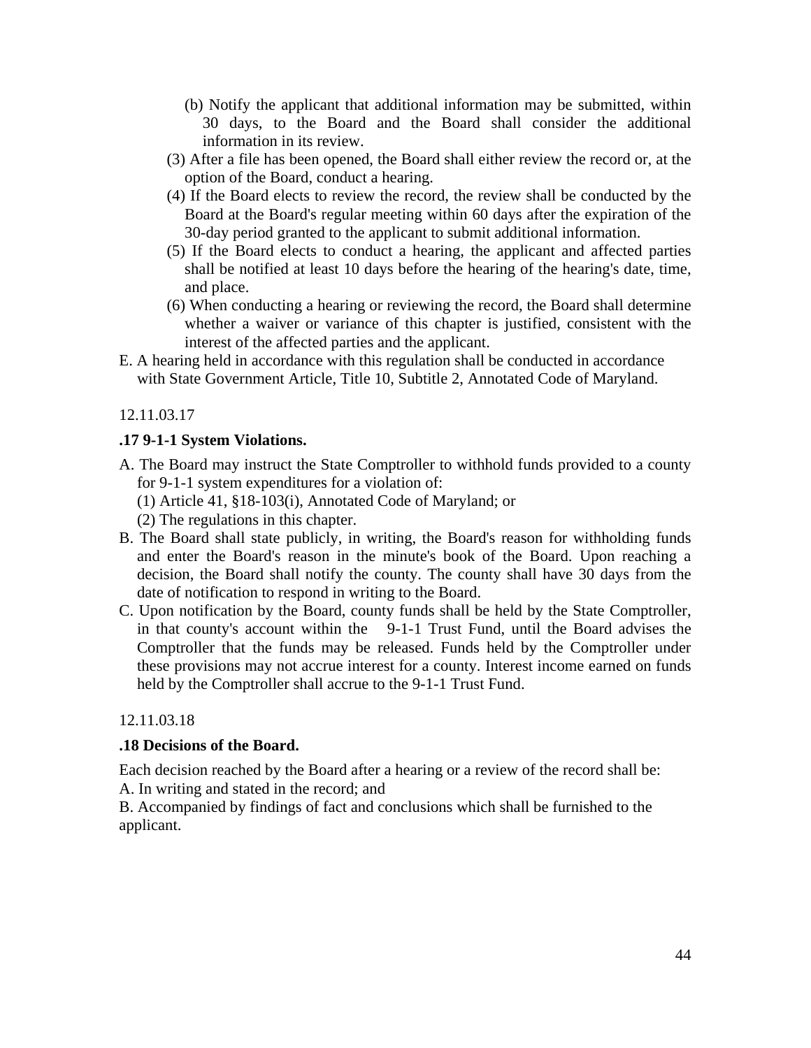(b) Notify the applicant that additional information may be submitted, within 30 days, to the Board and the Board shall consider the additional information in its review.

(3) After a file has been opened, the Board shall either review the record or, at the option of the Board, conduct a hearing.

(4) If the Board elects to review the record, the review shall be conducted by the Board at the Board's regular meeting within 60 days after the expiration of the 30-day period granted to the applicant to submit additional information.

(5) If the Board elects to conduct a hearing, the applicant and affected parties shall be notified at least 10 days before the hearing of the hearing's date, time, and place.

(6) When conducting a hearing or reviewing the record, the Board shall determine whether a waiver or variance of this chapter is justified, consistent with the interest of the affected parties and the applicant.

E. A hearing held in accordance with this regulation shall be conducted in accordance with State Government Article, Title 10, Subtitle 2, Annotated Code of Maryland.

12.11.03.17

**.17 9-1-1 System Violations.**

A. The Board may instruct the State Comptroller to withhold funds provided to a county for 9-1-1 system expenditures for a violation of:

(1) Article 41, §18-103(i), Annotated Code of Maryland; or

(2) The regulations in this chapter.

B. The Board shall state publicly, in writing, the Board's reason for withholding funds and enter the Board's reason in the minute's book of the Board. Upon reaching a decision, the Board shall notify the county. The county shall have 30 days from the date of notification to respond in writing to the Board.

C. Upon notification by the Board, county funds shall be held by the State Comptroller, in that county's account within the 9-1-1 Trust Fund, until the Board advises the Comptroller that the funds may be released. Funds held by the Comptroller under these provisions may not accrue interest for a county. Interest income earned on funds held by the Comptroller shall accrue to the 9-1-1 Trust Fund.

12.11.03.18

**.18 Decisions of the Board.**

Each decision reached by the Board after a hearing or a review of the record shall be:

A. In writing and stated in the record; and

B. Accompanied by findings of fact and conclusions which shall be furnished to the applicant.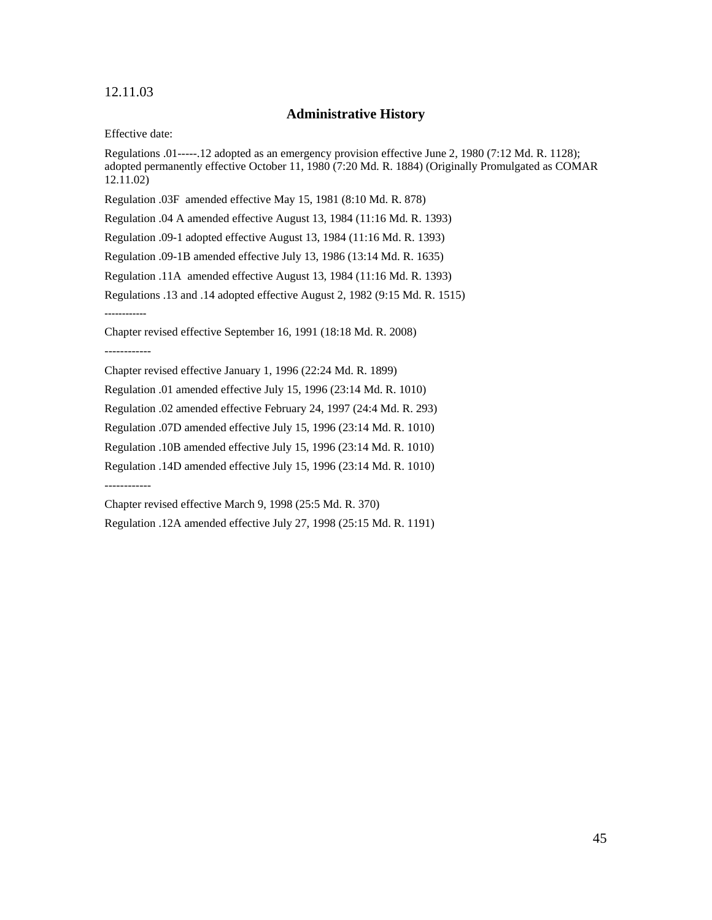12.11.03

## Administrative History

Effective date:

Regulations .01-----.12 adopted as an emergency provision effective June 2, 1980 (7:12 Md. R. 1128); adopted permanently effective October 11, 1980 (7:20 Md. R. 1884) (Originally Promulgated as COMAR 12.11.02)

Regulation .03F amended effective May 15, 1981 (8:10 Md. R. 878)

Regulation .04 A amended effective August 13, 1984 (11:16 Md. R. 1393)

Regulation .09-1 adopted effective August 13, 1984 (11:16 Md. R. 1393)

Regulation .09-1B amended effective July 13, 1986 (13:14 Md. R. 1635)

Regulation .11A amended effective August 13, 1984 (11:16 Md. R. 1393)

Regulations .13 and .14 adopted effective August 2, 1982 (9:15 Md. R. 1515)

-----------

Chapter revised effective September 16, 1991 (18:18 Md. R. 2008)

------------

Chapter revised effective January 1, 1996 (22:24 Md. R. 1899)

Regulation .01 amended effective July 15, 1996 (23:14 Md. R. 1010)

Regulation .02 amended effective February 24, 1997 (24:4 Md. R. 293)

Regulation .07D amended effective July 15, 1996 (23:14 Md. R. 1010)

Regulation .10B amended effective July 15, 1996 (23:14 Md. R. 1010)

Regulation .14D amended effective July 15, 1996 (23:14 Md. R. 1010)

------------

Chapter revised effective March 9, 1998 (25:5 Md. R. 370)

Regulation .12A amended effective July 27, 1998 (25:15 Md. R. 1191)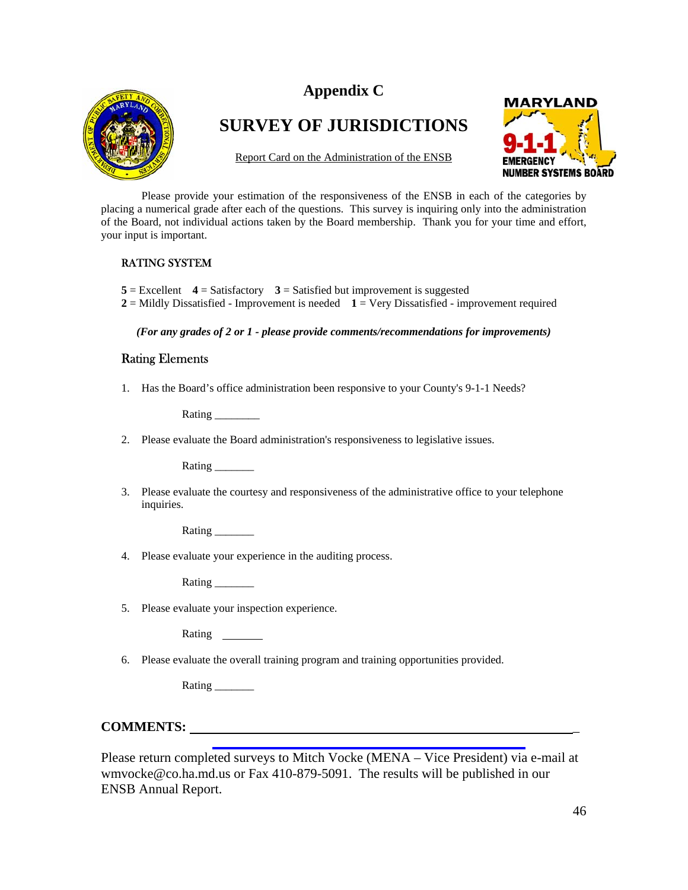# Appendix C

# SURVEY OF JURISDICTIONS

Report Card on the Administration of the ENSB

Please provide your estimation of the responsiveness of the ENSB in each of the categories by placing a numerical grade after each of the questions. This survey is inquiring only into the administration of the Board, not individual actions taken by the Board membership. Thank you for your time and effort, your input is important.

## RATING SYSTEM

**5** = Excellent **4** = Satisfactory **3** = Satisfied but improvement is suggested
**2** = Mildly Dissatisfied - Improvement is needed **1** = Very Dissatisfied - improvement required

***(For any grades of 2 or 1 - please provide comments/recommendations for improvements)***

## Rating Elements

1. Has the Board's office administration been responsive to your County's 9-1-1 Needs?

   Rating ________

2. Please evaluate the Board administration's responsiveness to legislative issues.

   Rating _______

3. Please evaluate the courtesy and responsiveness of the administrative office to your telephone inquiries.

   Rating _______

4. Please evaluate your experience in the auditing process.

   Rating _______

5. Please evaluate your inspection experience.

   Rating _______

6. Please evaluate the overall training program and training opportunities provided.

   Rating _______

**COMMENTS:** ______________________________________________________________

Please return completed surveys to Mitch Vocke (MENA – Vice President) via e-mail at wmvocke@co.ha.md.us or Fax 410-879-5091. The results will be published in our ENSB Annual Report.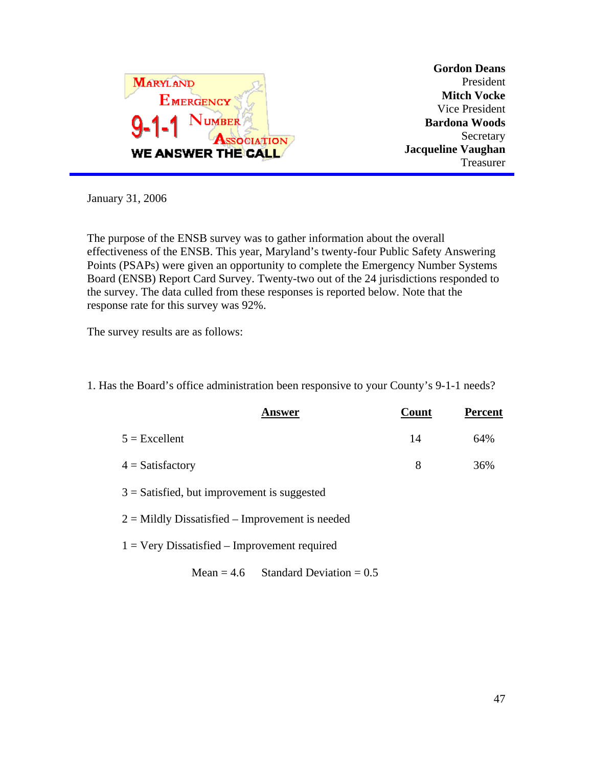**MARYLAND EMERGENCY 9-1-1 NUMBER ASSOCIATION**
**WE ANSWER THE CALL**

**Gordon Deans**
President
**Mitch Vocke**
Vice President
**Bardona Woods**
Secretary
**Jacqueline Vaughan**
Treasurer

January 31, 2006

The purpose of the ENSB survey was to gather information about the overall effectiveness of the ENSB. This year, Maryland's twenty-four Public Safety Answering Points (PSAPs) were given an opportunity to complete the Emergency Number Systems Board (ENSB) Report Card Survey. Twenty-two out of the 24 jurisdictions responded to the survey. The data culled from these responses is reported below. Note that the response rate for this survey was 92%.

The survey results are as follows:

1. Has the Board's office administration been responsive to your County's 9-1-1 needs?

| Answer | Count | Percent |
|---|---|---|
| 5 = Excellent | 14 | 64% |
| 4 = Satisfactory | 8 | 36% |
| 3 = Satisfied, but improvement is suggested | | |
| 2 = Mildly Dissatisfied – Improvement is needed | | |
| 1 = Very Dissatisfied – Improvement required | | |

Mean = 4.6 Standard Deviation = 0.5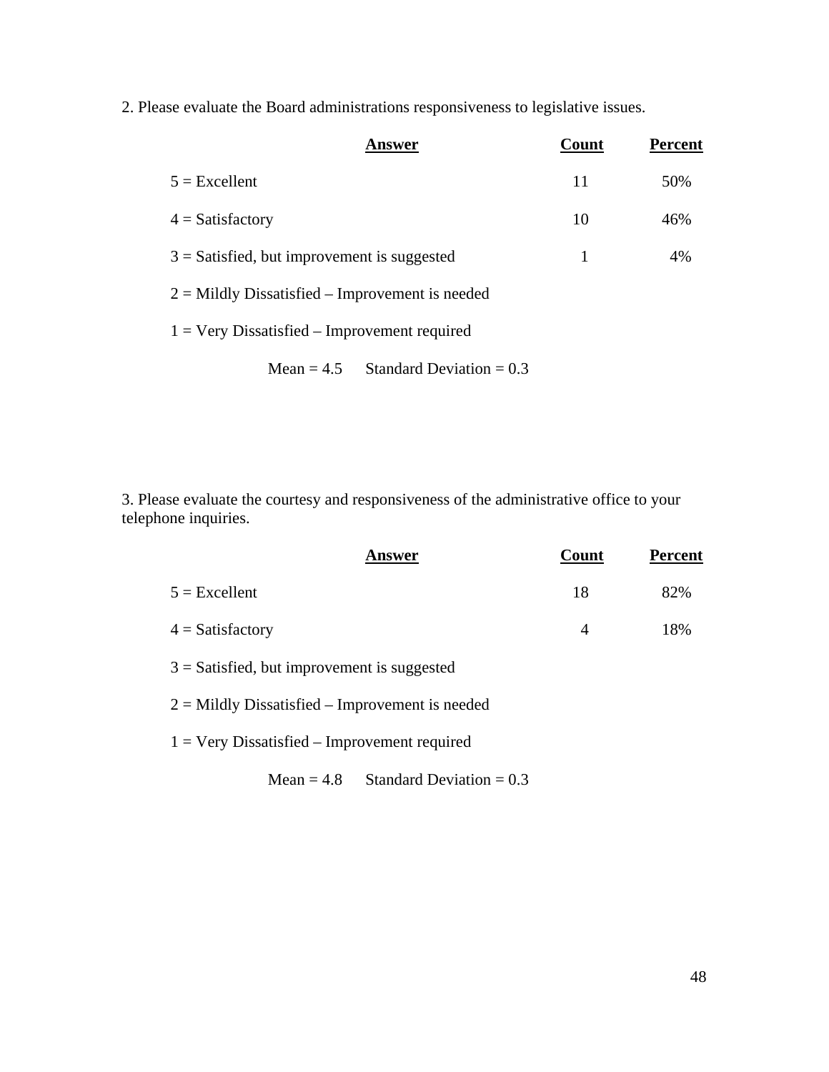2. Please evaluate the Board administrations responsiveness to legislative issues.

| Answer | Count | Percent |
|---|---|---|
| 5 = Excellent | 11 | 50% |
| 4 = Satisfactory | 10 | 46% |
| 3 = Satisfied, but improvement is suggested | 1 | 4% |
| 2 = Mildly Dissatisfied – Improvement is needed | | |
| 1 = Very Dissatisfied – Improvement required | | |

Mean = 4.5 Standard Deviation = 0.3

3. Please evaluate the courtesy and responsiveness of the administrative office to your telephone inquiries.

| Answer | Count | Percent |
|---|---|---|
| 5 = Excellent | 18 | 82% |
| 4 = Satisfactory | 4 | 18% |
| 3 = Satisfied, but improvement is suggested | | |
| 2 = Mildly Dissatisfied – Improvement is needed | | |
| 1 = Very Dissatisfied – Improvement required | | |

Mean = 4.8 Standard Deviation = 0.3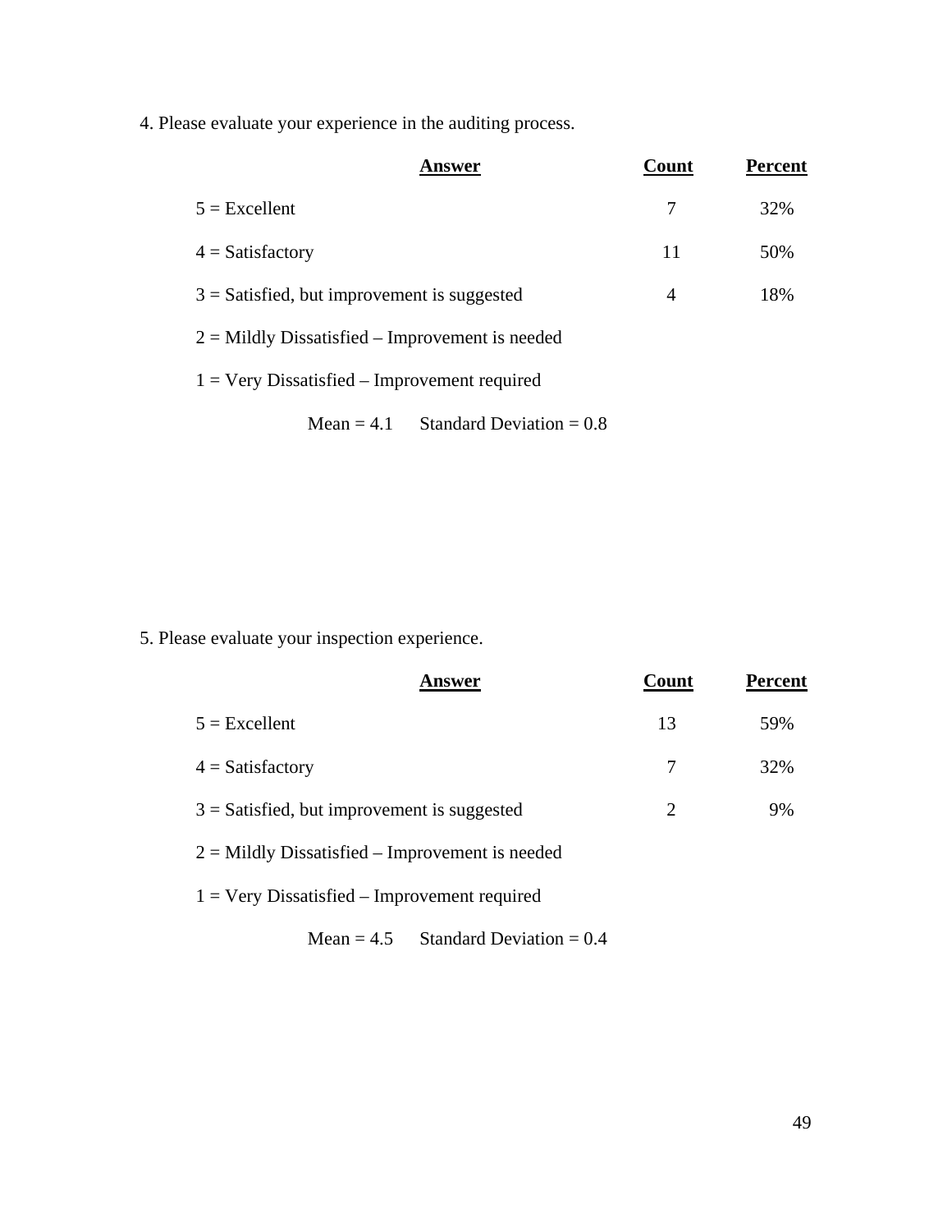4. Please evaluate your experience in the auditing process.

| **Answer** | **Count** | **Percent** |
|---|---|---|
| 5 = Excellent | 7 | 32% |
| 4 = Satisfactory | 11 | 50% |
| 3 = Satisfied, but improvement is suggested | 4 | 18% |
| 2 = Mildly Dissatisfied – Improvement is needed | | |
| 1 = Very Dissatisfied – Improvement required | | |

Mean = 4.1 Standard Deviation = 0.8

5. Please evaluate your inspection experience.

| **Answer** | **Count** | **Percent** |
|---|---|---|
| 5 = Excellent | 13 | 59% |
| 4 = Satisfactory | 7 | 32% |
| 3 = Satisfied, but improvement is suggested | 2 | 9% |
| 2 = Mildly Dissatisfied – Improvement is needed | | |
| 1 = Very Dissatisfied – Improvement required | | |

Mean = 4.5 Standard Deviation = 0.4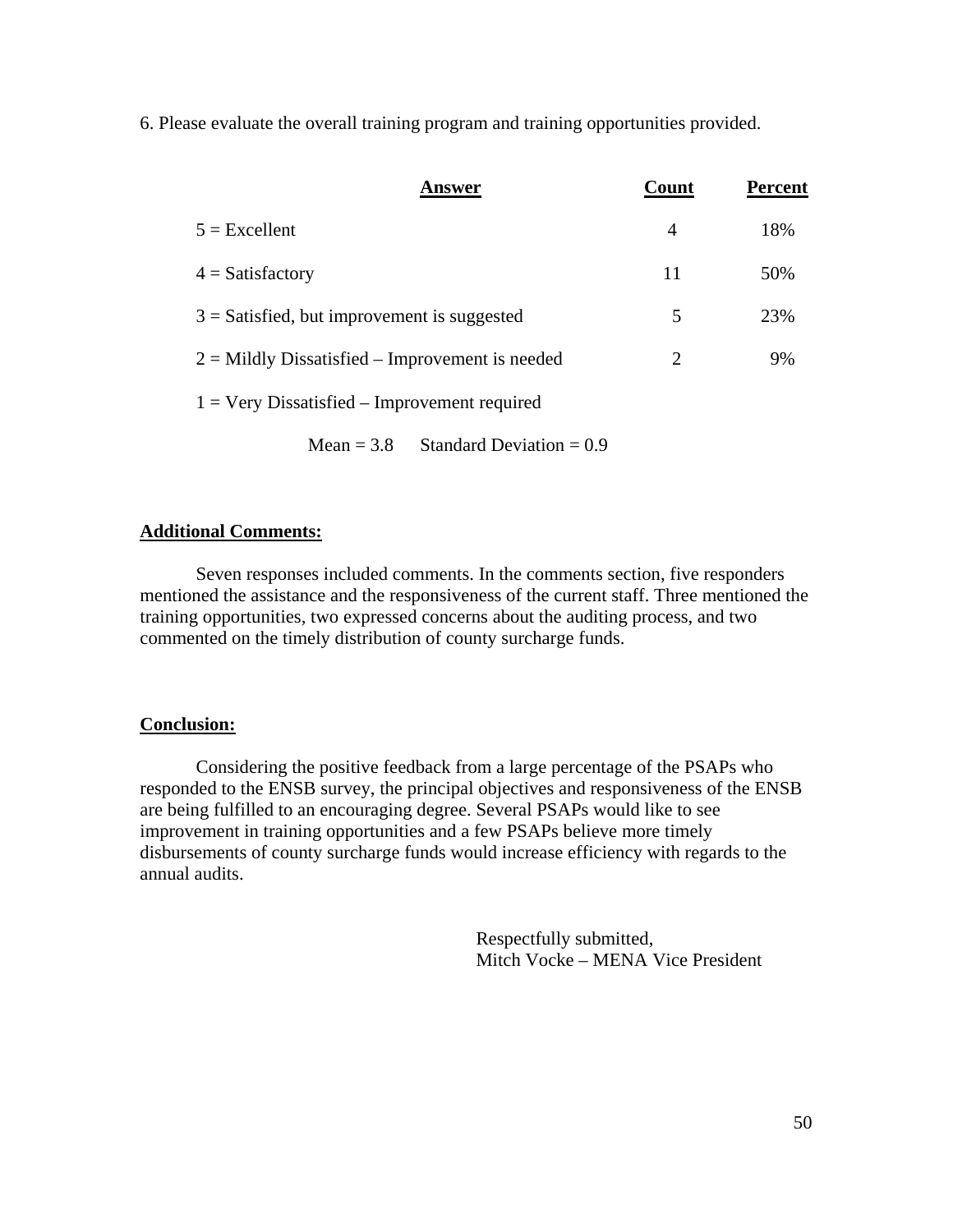6. Please evaluate the overall training program and training opportunities provided.

| Answer | Count | Percent |
|---|---|---|
| 5 = Excellent | 4 | 18% |
| 4 = Satisfactory | 11 | 50% |
| 3 = Satisfied, but improvement is suggested | 5 | 23% |
| 2 = Mildly Dissatisfied – Improvement is needed | 2 | 9% |
| 1 = Very Dissatisfied – Improvement required | | |

Mean = 3.8     Standard Deviation = 0.9

**Additional Comments:**

Seven responses included comments. In the comments section, five responders mentioned the assistance and the responsiveness of the current staff. Three mentioned the training opportunities, two expressed concerns about the auditing process, and two commented on the timely distribution of county surcharge funds.

**Conclusion:**

Considering the positive feedback from a large percentage of the PSAPs who responded to the ENSB survey, the principal objectives and responsiveness of the ENSB are being fulfilled to an encouraging degree. Several PSAPs would like to see improvement in training opportunities and a few PSAPs believe more timely disbursements of county surcharge funds would increase efficiency with regards to the annual audits.

Respectfully submitted,
Mitch Vocke – MENA Vice President